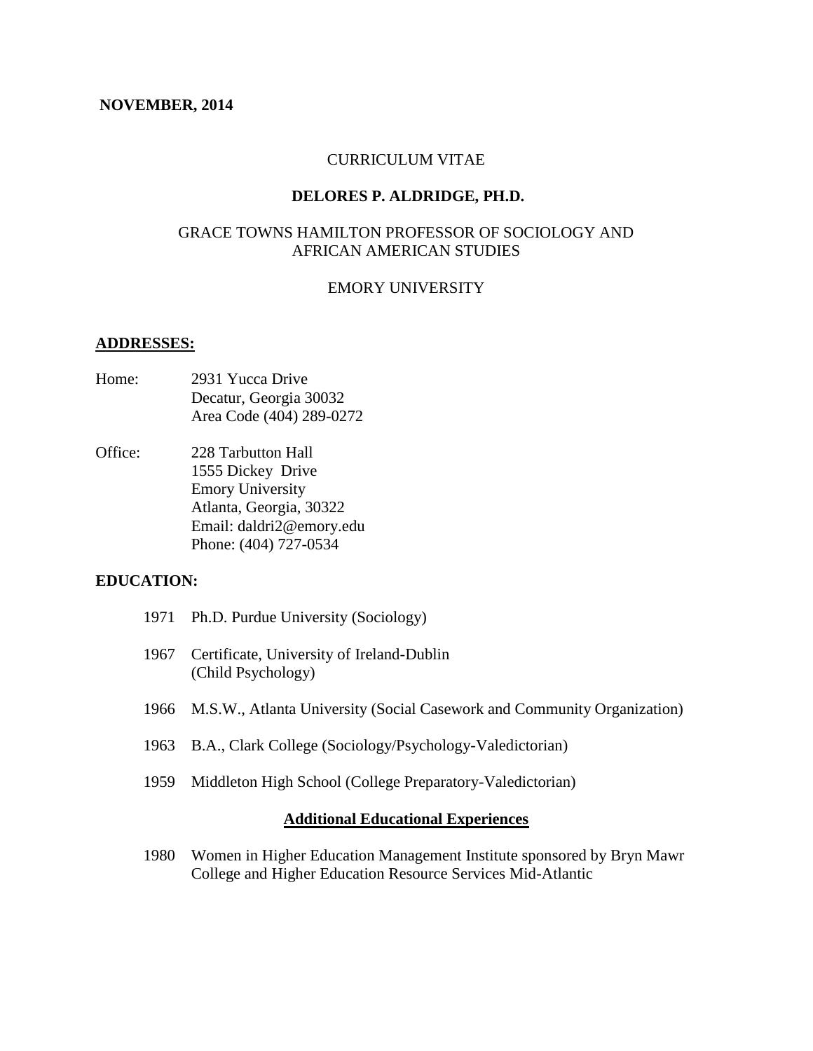**NOVEMBER, 2014**

CURRICULUM VITAE

# DELORES P. ALDRIDGE, PH.D.

GRACE TOWNS HAMILTON PROFESSOR OF SOCIOLOGY AND AFRICAN AMERICAN STUDIES

EMORY UNIVERSITY

## ADDRESSES:

Home: 2931 Yucca Drive
Decatur, Georgia 30032
Area Code (404) 289-0272

Office: 228 Tarbutton Hall
1555 Dickey Drive
Emory University
Atlanta, Georgia, 30322
Email: daldri2@emory.edu
Phone: (404) 727-0534

## EDUCATION:

1971 Ph.D. Purdue University (Sociology)

1967 Certificate, University of Ireland-Dublin (Child Psychology)

1966 M.S.W., Atlanta University (Social Casework and Community Organization)

1963 B.A., Clark College (Sociology/Psychology-Valedictorian)

1959 Middleton High School (College Preparatory-Valedictorian)

### Additional Educational Experiences

1980 Women in Higher Education Management Institute sponsored by Bryn Mawr College and Higher Education Resource Services Mid-Atlantic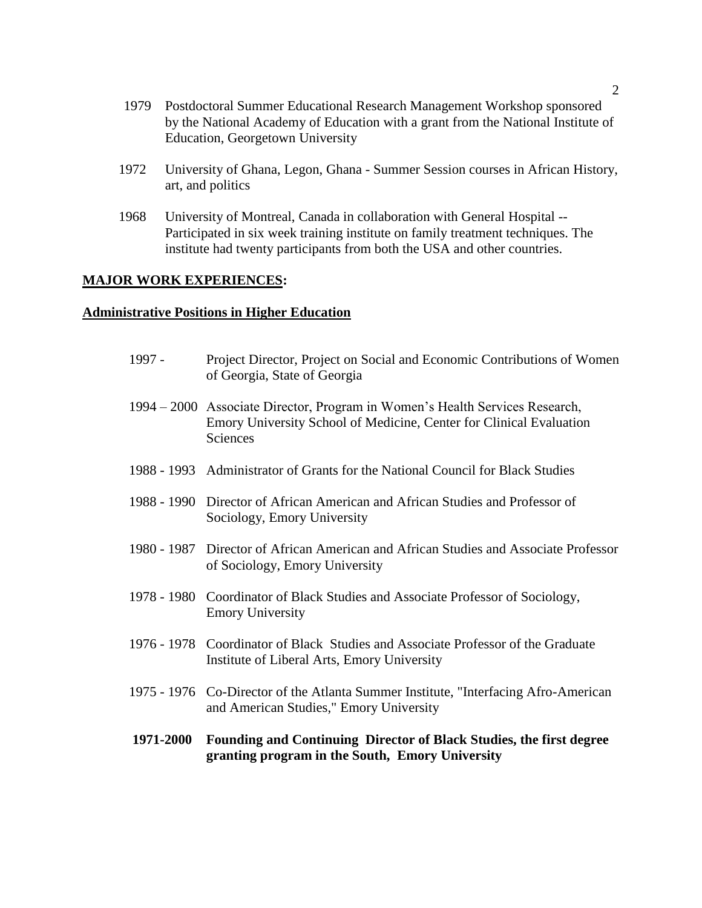1979 Postdoctoral Summer Educational Research Management Workshop sponsored by the National Academy of Education with a grant from the National Institute of Education, Georgetown University

1972 University of Ghana, Legon, Ghana - Summer Session courses in African History, art, and politics

1968 University of Montreal, Canada in collaboration with General Hospital -- Participated in six week training institute on family treatment techniques. The institute had twenty participants from both the USA and other countries.

## **MAJOR WORK EXPERIENCES:**

### **Administrative Positions in Higher Education**

1997 - Project Director, Project on Social and Economic Contributions of Women of Georgia, State of Georgia

1994 – 2000 Associate Director, Program in Women's Health Services Research, Emory University School of Medicine, Center for Clinical Evaluation Sciences

1988 - 1993 Administrator of Grants for the National Council for Black Studies

1988 - 1990 Director of African American and African Studies and Professor of Sociology, Emory University

1980 - 1987 Director of African American and African Studies and Associate Professor of Sociology, Emory University

1978 - 1980 Coordinator of Black Studies and Associate Professor of Sociology, Emory University

1976 - 1978 Coordinator of Black Studies and Associate Professor of the Graduate Institute of Liberal Arts, Emory University

1975 - 1976 Co-Director of the Atlanta Summer Institute, "Interfacing Afro-American and American Studies," Emory University

**1971-2000 Founding and Continuing Director of Black Studies, the first degree granting program in the South, Emory University**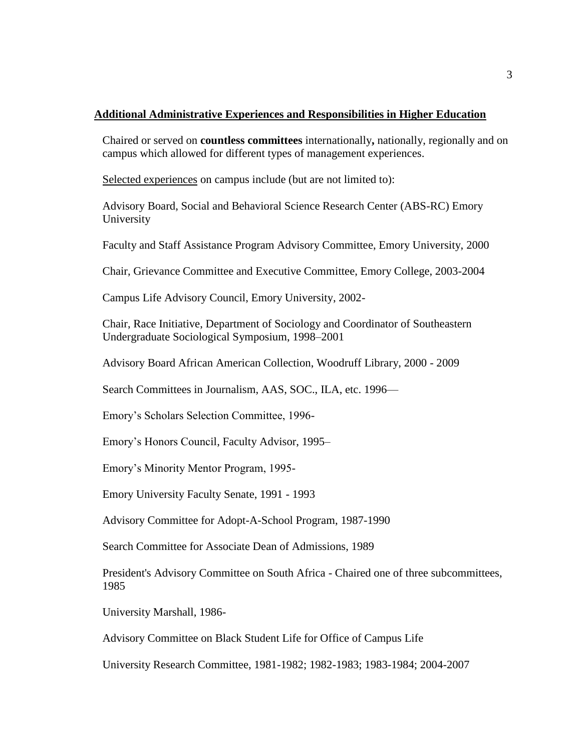**<u>Additional Administrative Experiences and Responsibilities in Higher Education</u>**

Chaired or served on **countless committees** internationally**,** nationally, regionally and on campus which allowed for different types of management experiences.

<u>Selected experiences</u> on campus include (but are not limited to):

Advisory Board, Social and Behavioral Science Research Center (ABS-RC) Emory University

Faculty and Staff Assistance Program Advisory Committee, Emory University, 2000

Chair, Grievance Committee and Executive Committee, Emory College, 2003-2004

Campus Life Advisory Council, Emory University, 2002-

Chair, Race Initiative, Department of Sociology and Coordinator of Southeastern Undergraduate Sociological Symposium, 1998–2001

Advisory Board African American Collection, Woodruff Library, 2000 - 2009

Search Committees in Journalism, AAS, SOC., ILA, etc. 1996—

Emory's Scholars Selection Committee, 1996-

Emory's Honors Council, Faculty Advisor, 1995–

Emory's Minority Mentor Program, 1995-

Emory University Faculty Senate, 1991 - 1993

Advisory Committee for Adopt-A-School Program, 1987-1990

Search Committee for Associate Dean of Admissions, 1989

President's Advisory Committee on South Africa - Chaired one of three subcommittees, 1985

University Marshall, 1986-

Advisory Committee on Black Student Life for Office of Campus Life

University Research Committee, 1981-1982; 1982-1983; 1983-1984; 2004-2007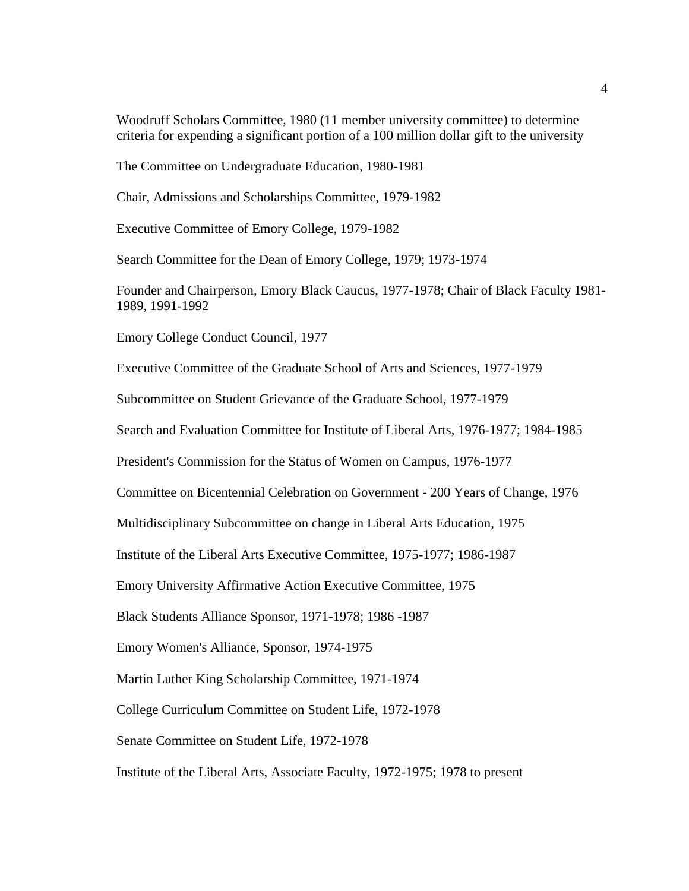Woodruff Scholars Committee, 1980 (11 member university committee) to determine criteria for expending a significant portion of a 100 million dollar gift to the university

The Committee on Undergraduate Education, 1980-1981

Chair, Admissions and Scholarships Committee, 1979-1982

Executive Committee of Emory College, 1979-1982

Search Committee for the Dean of Emory College, 1979; 1973-1974

Founder and Chairperson, Emory Black Caucus, 1977-1978; Chair of Black Faculty 1981-1989, 1991-1992

Emory College Conduct Council, 1977

Executive Committee of the Graduate School of Arts and Sciences, 1977-1979

Subcommittee on Student Grievance of the Graduate School, 1977-1979

Search and Evaluation Committee for Institute of Liberal Arts, 1976-1977; 1984-1985

President's Commission for the Status of Women on Campus, 1976-1977

Committee on Bicentennial Celebration on Government - 200 Years of Change, 1976

Multidisciplinary Subcommittee on change in Liberal Arts Education, 1975

Institute of the Liberal Arts Executive Committee, 1975-1977; 1986-1987

Emory University Affirmative Action Executive Committee, 1975

Black Students Alliance Sponsor, 1971-1978; 1986 -1987

Emory Women's Alliance, Sponsor, 1974-1975

Martin Luther King Scholarship Committee, 1971-1974

College Curriculum Committee on Student Life, 1972-1978

Senate Committee on Student Life, 1972-1978

Institute of the Liberal Arts, Associate Faculty, 1972-1975; 1978 to present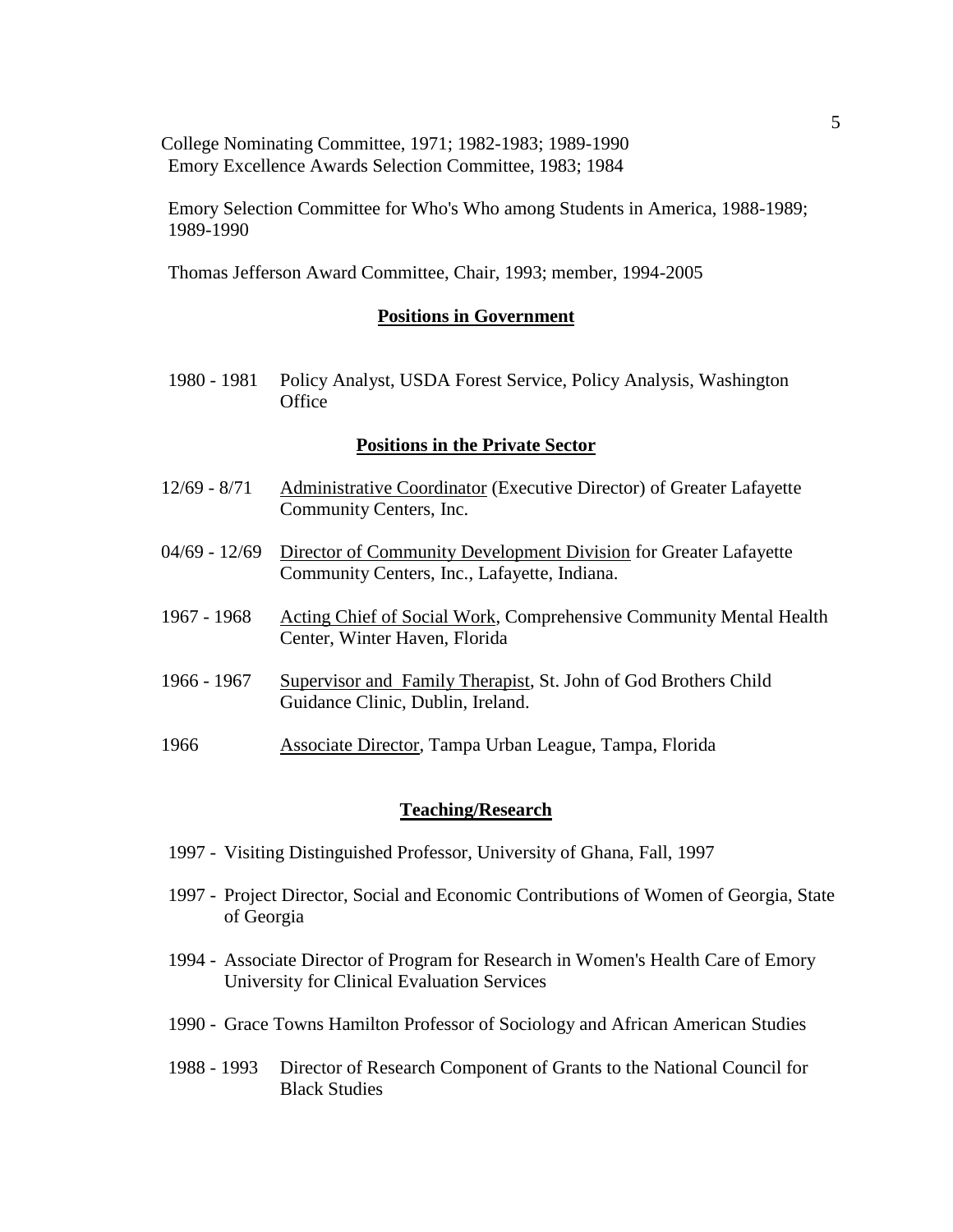College Nominating Committee, 1971; 1982-1983; 1989-1990
Emory Excellence Awards Selection Committee, 1983; 1984

Emory Selection Committee for Who's Who among Students in America, 1988-1989; 1989-1990

Thomas Jefferson Award Committee, Chair, 1993; member, 1994-2005

## **Positions in Government**

1980 - 1981 Policy Analyst, USDA Forest Service, Policy Analysis, Washington Office

## **Positions in the Private Sector**

12/69 - 8/71 Administrative Coordinator (Executive Director) of Greater Lafayette Community Centers, Inc.

04/69 - 12/69 Director of Community Development Division for Greater Lafayette Community Centers, Inc., Lafayette, Indiana.

1967 - 1968 Acting Chief of Social Work, Comprehensive Community Mental Health Center, Winter Haven, Florida

1966 - 1967 Supervisor and Family Therapist, St. John of God Brothers Child Guidance Clinic, Dublin, Ireland.

1966 Associate Director, Tampa Urban League, Tampa, Florida

## **Teaching/Research**

1997 - Visiting Distinguished Professor, University of Ghana, Fall, 1997

1997 - Project Director, Social and Economic Contributions of Women of Georgia, State of Georgia

1994 - Associate Director of Program for Research in Women's Health Care of Emory University for Clinical Evaluation Services

1990 - Grace Towns Hamilton Professor of Sociology and African American Studies

1988 - 1993 Director of Research Component of Grants to the National Council for Black Studies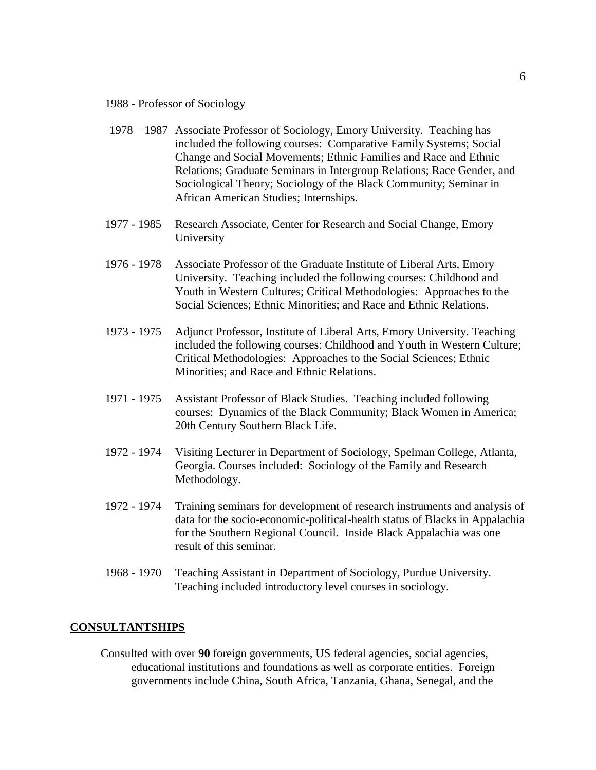1988 - Professor of Sociology

1978 – 1987 Associate Professor of Sociology, Emory University. Teaching has included the following courses: Comparative Family Systems; Social Change and Social Movements; Ethnic Families and Race and Ethnic Relations; Graduate Seminars in Intergroup Relations; Race Gender, and Sociological Theory; Sociology of the Black Community; Seminar in African American Studies; Internships.

1977 - 1985 Research Associate, Center for Research and Social Change, Emory University

1976 - 1978 Associate Professor of the Graduate Institute of Liberal Arts, Emory University. Teaching included the following courses: Childhood and Youth in Western Cultures; Critical Methodologies: Approaches to the Social Sciences; Ethnic Minorities; and Race and Ethnic Relations.

1973 - 1975 Adjunct Professor, Institute of Liberal Arts, Emory University. Teaching included the following courses: Childhood and Youth in Western Culture; Critical Methodologies: Approaches to the Social Sciences; Ethnic Minorities; and Race and Ethnic Relations.

1971 - 1975 Assistant Professor of Black Studies. Teaching included following courses: Dynamics of the Black Community; Black Women in America; 20th Century Southern Black Life.

1972 - 1974 Visiting Lecturer in Department of Sociology, Spelman College, Atlanta, Georgia. Courses included: Sociology of the Family and Research Methodology.

1972 - 1974 Training seminars for development of research instruments and analysis of data for the socio-economic-political-health status of Blacks in Appalachia for the Southern Regional Council. Inside Black Appalachia was one result of this seminar.

1968 - 1970 Teaching Assistant in Department of Sociology, Purdue University. Teaching included introductory level courses in sociology.

## CONSULTANTSHIPS

Consulted with over **90** foreign governments, US federal agencies, social agencies, educational institutions and foundations as well as corporate entities. Foreign governments include China, South Africa, Tanzania, Ghana, Senegal, and the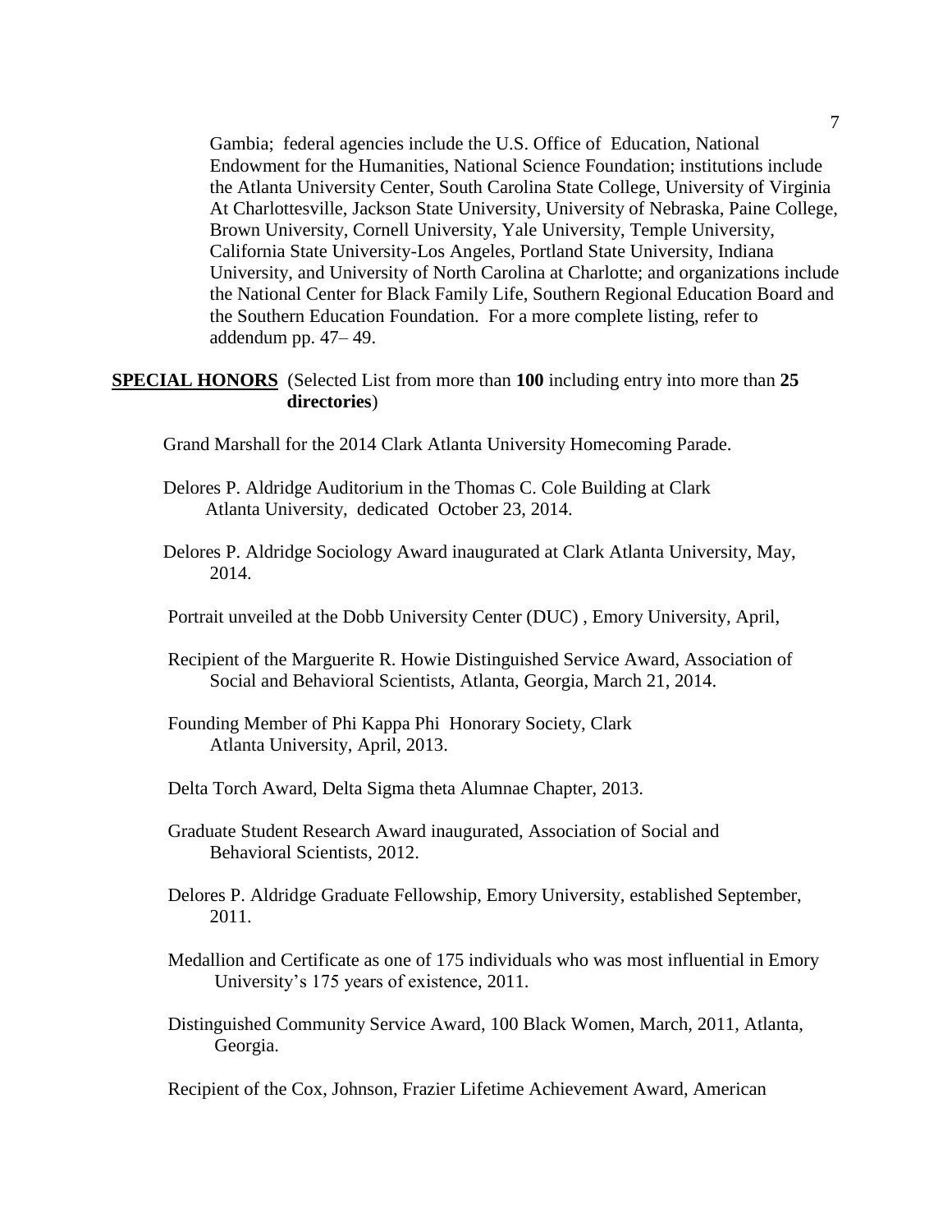Gambia; federal agencies include the U.S. Office of Education, National Endowment for the Humanities, National Science Foundation; institutions include the Atlanta University Center, South Carolina State College, University of Virginia At Charlottesville, Jackson State University, University of Nebraska, Paine College, Brown University, Cornell University, Yale University, Temple University, California State University-Los Angeles, Portland State University, Indiana University, and University of North Carolina at Charlotte; and organizations include the National Center for Black Family Life, Southern Regional Education Board and the Southern Education Foundation. For a more complete listing, refer to addendum pp. 47– 49.

**SPECIAL HONORS** (Selected List from more than **100** including entry into more than **25 directories**)

Grand Marshall for the 2014 Clark Atlanta University Homecoming Parade.

Delores P. Aldridge Auditorium in the Thomas C. Cole Building at Clark Atlanta University, dedicated October 23, 2014.

Delores P. Aldridge Sociology Award inaugurated at Clark Atlanta University, May, 2014.

Portrait unveiled at the Dobb University Center (DUC) , Emory University, April,

Recipient of the Marguerite R. Howie Distinguished Service Award, Association of Social and Behavioral Scientists, Atlanta, Georgia, March 21, 2014.

Founding Member of Phi Kappa Phi Honorary Society, Clark Atlanta University, April, 2013.

Delta Torch Award, Delta Sigma theta Alumnae Chapter, 2013.

Graduate Student Research Award inaugurated, Association of Social and Behavioral Scientists, 2012.

Delores P. Aldridge Graduate Fellowship, Emory University, established September, 2011.

Medallion and Certificate as one of 175 individuals who was most influential in Emory University's 175 years of existence, 2011.

Distinguished Community Service Award, 100 Black Women, March, 2011, Atlanta, Georgia.

Recipient of the Cox, Johnson, Frazier Lifetime Achievement Award, American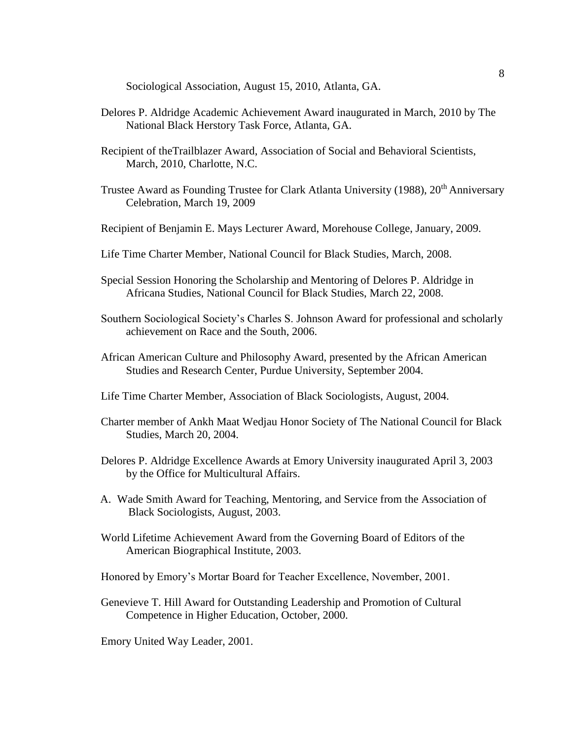Sociological Association, August 15, 2010, Atlanta, GA.

Delores P. Aldridge Academic Achievement Award inaugurated in March, 2010 by The National Black Herstory Task Force, Atlanta, GA.

Recipient of theTrailblazer Award, Association of Social and Behavioral Scientists, March, 2010, Charlotte, N.C.

Trustee Award as Founding Trustee for Clark Atlanta University (1988), 20th Anniversary Celebration, March 19, 2009

Recipient of Benjamin E. Mays Lecturer Award, Morehouse College, January, 2009.

Life Time Charter Member, National Council for Black Studies, March, 2008.

Special Session Honoring the Scholarship and Mentoring of Delores P. Aldridge in Africana Studies, National Council for Black Studies, March 22, 2008.

Southern Sociological Society's Charles S. Johnson Award for professional and scholarly achievement on Race and the South, 2006.

African American Culture and Philosophy Award, presented by the African American Studies and Research Center, Purdue University, September 2004.

Life Time Charter Member, Association of Black Sociologists, August, 2004.

Charter member of Ankh Maat Wedjau Honor Society of The National Council for Black Studies, March 20, 2004.

Delores P. Aldridge Excellence Awards at Emory University inaugurated April 3, 2003 by the Office for Multicultural Affairs.

A. Wade Smith Award for Teaching, Mentoring, and Service from the Association of Black Sociologists, August, 2003.

World Lifetime Achievement Award from the Governing Board of Editors of the American Biographical Institute, 2003.

Honored by Emory's Mortar Board for Teacher Excellence, November, 2001.

Genevieve T. Hill Award for Outstanding Leadership and Promotion of Cultural Competence in Higher Education, October, 2000.

Emory United Way Leader, 2001.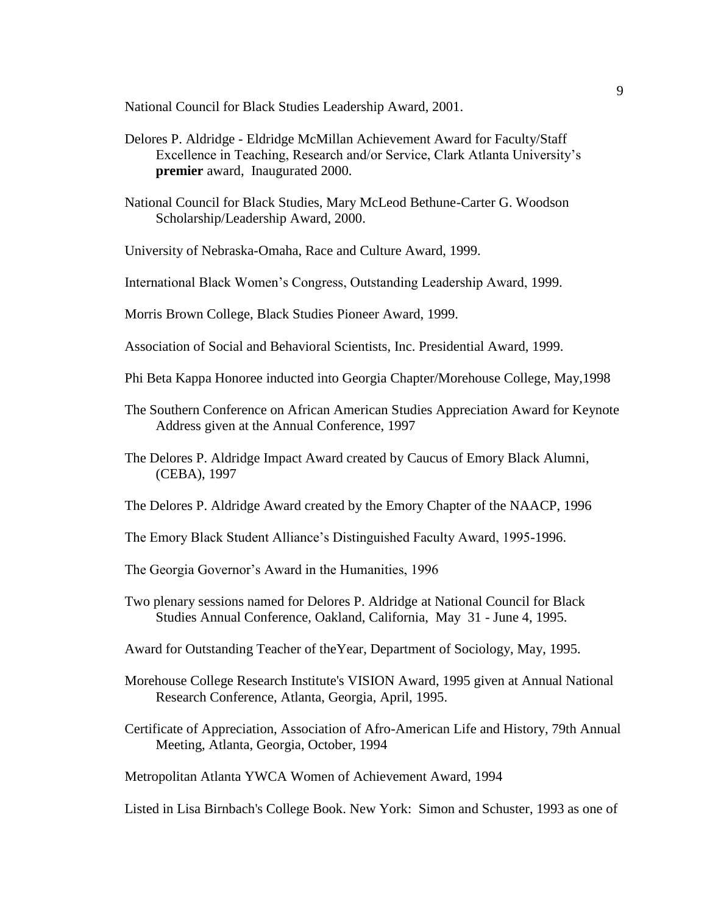National Council for Black Studies Leadership Award, 2001.

Delores P. Aldridge - Eldridge McMillan Achievement Award for Faculty/Staff Excellence in Teaching, Research and/or Service, Clark Atlanta University's **premier** award, Inaugurated 2000.

National Council for Black Studies, Mary McLeod Bethune-Carter G. Woodson Scholarship/Leadership Award, 2000.

University of Nebraska-Omaha, Race and Culture Award, 1999.

International Black Women's Congress, Outstanding Leadership Award, 1999.

Morris Brown College, Black Studies Pioneer Award, 1999.

Association of Social and Behavioral Scientists, Inc. Presidential Award, 1999.

Phi Beta Kappa Honoree inducted into Georgia Chapter/Morehouse College, May,1998

The Southern Conference on African American Studies Appreciation Award for Keynote Address given at the Annual Conference, 1997

The Delores P. Aldridge Impact Award created by Caucus of Emory Black Alumni, (CEBA), 1997

The Delores P. Aldridge Award created by the Emory Chapter of the NAACP, 1996

The Emory Black Student Alliance's Distinguished Faculty Award, 1995-1996.

The Georgia Governor's Award in the Humanities, 1996

Two plenary sessions named for Delores P. Aldridge at National Council for Black Studies Annual Conference, Oakland, California, May 31 - June 4, 1995.

Award for Outstanding Teacher of theYear, Department of Sociology, May, 1995.

Morehouse College Research Institute's VISION Award, 1995 given at Annual National Research Conference, Atlanta, Georgia, April, 1995.

Certificate of Appreciation, Association of Afro-American Life and History, 79th Annual Meeting, Atlanta, Georgia, October, 1994

Metropolitan Atlanta YWCA Women of Achievement Award, 1994

Listed in Lisa Birnbach's College Book. New York: Simon and Schuster, 1993 as one of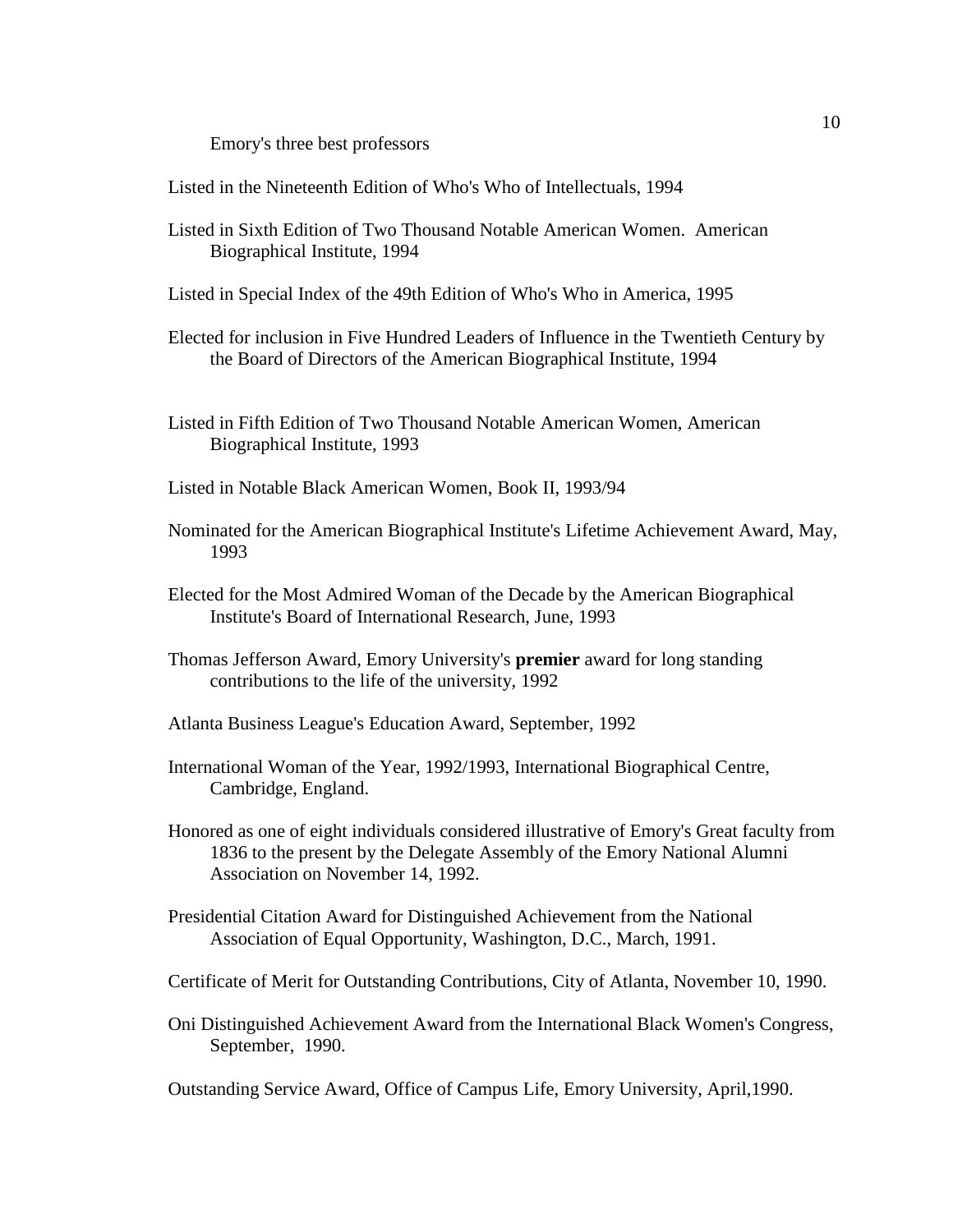Emory's three best professors

Listed in the Nineteenth Edition of Who's Who of Intellectuals, 1994

Listed in Sixth Edition of Two Thousand Notable American Women. American Biographical Institute, 1994

Listed in Special Index of the 49th Edition of Who's Who in America, 1995

Elected for inclusion in Five Hundred Leaders of Influence in the Twentieth Century by the Board of Directors of the American Biographical Institute, 1994

Listed in Fifth Edition of Two Thousand Notable American Women, American Biographical Institute, 1993

Listed in Notable Black American Women, Book II, 1993/94

Nominated for the American Biographical Institute's Lifetime Achievement Award, May, 1993

Elected for the Most Admired Woman of the Decade by the American Biographical Institute's Board of International Research, June, 1993

Thomas Jefferson Award, Emory University's **premier** award for long standing contributions to the life of the university, 1992

Atlanta Business League's Education Award, September, 1992

International Woman of the Year, 1992/1993, International Biographical Centre, Cambridge, England.

Honored as one of eight individuals considered illustrative of Emory's Great faculty from 1836 to the present by the Delegate Assembly of the Emory National Alumni Association on November 14, 1992.

Presidential Citation Award for Distinguished Achievement from the National Association of Equal Opportunity, Washington, D.C., March, 1991.

Certificate of Merit for Outstanding Contributions, City of Atlanta, November 10, 1990.

Oni Distinguished Achievement Award from the International Black Women's Congress, September, 1990.

Outstanding Service Award, Office of Campus Life, Emory University, April,1990.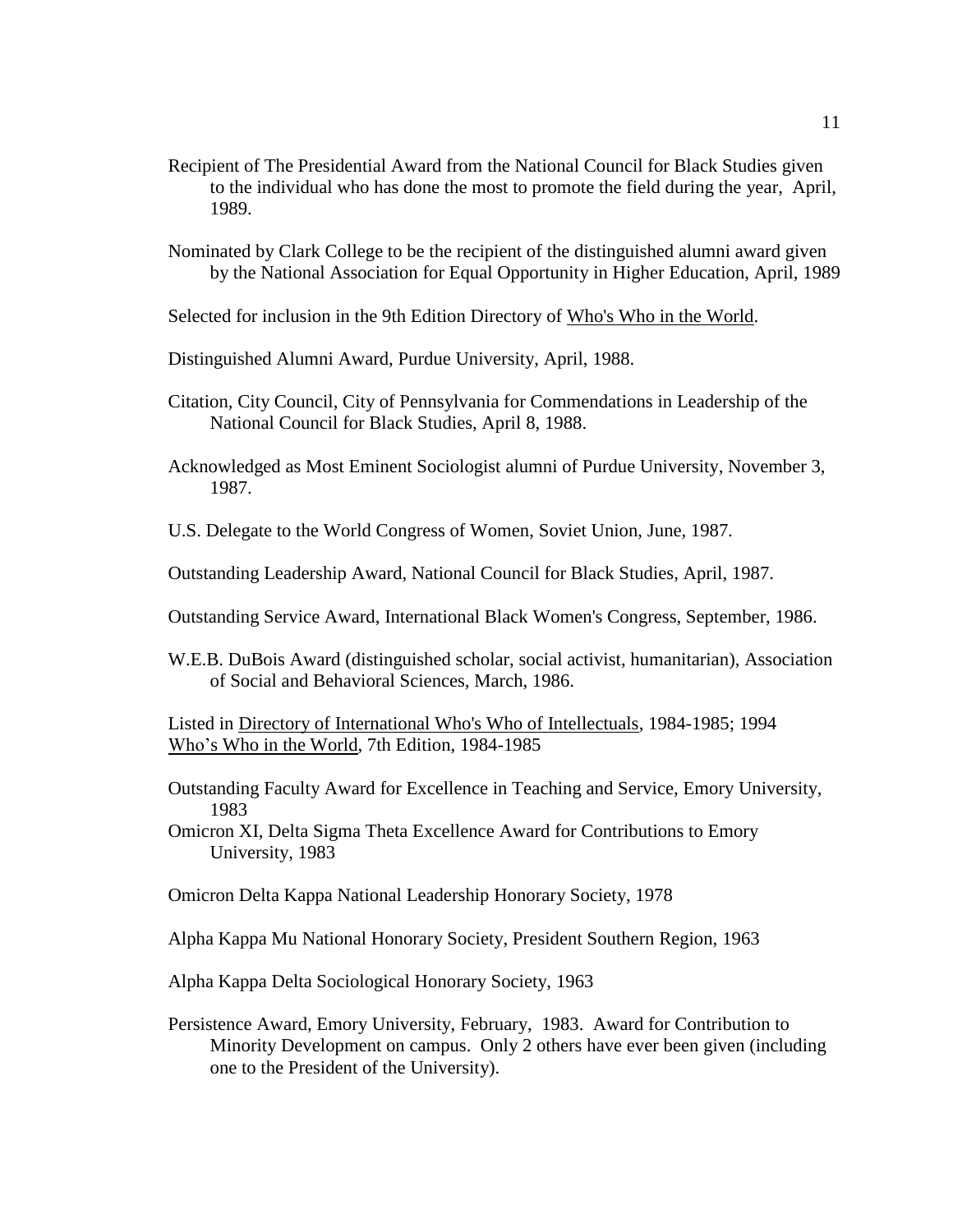Recipient of The Presidential Award from the National Council for Black Studies given to the individual who has done the most to promote the field during the year, April, 1989.

Nominated by Clark College to be the recipient of the distinguished alumni award given by the National Association for Equal Opportunity in Higher Education, April, 1989

Selected for inclusion in the 9th Edition Directory of <u>Who's Who in the World</u>.

Distinguished Alumni Award, Purdue University, April, 1988.

Citation, City Council, City of Pennsylvania for Commendations in Leadership of the National Council for Black Studies, April 8, 1988.

Acknowledged as Most Eminent Sociologist alumni of Purdue University, November 3, 1987.

U.S. Delegate to the World Congress of Women, Soviet Union, June, 1987.

Outstanding Leadership Award, National Council for Black Studies, April, 1987.

Outstanding Service Award, International Black Women's Congress, September, 1986.

W.E.B. DuBois Award (distinguished scholar, social activist, humanitarian), Association of Social and Behavioral Sciences, March, 1986.

Listed in <u>Directory of International Who's Who of Intellectuals</u>, 1984-1985; 1994
<u>Who's Who in the World</u>, 7th Edition, 1984-1985

Outstanding Faculty Award for Excellence in Teaching and Service, Emory University, 1983

Omicron XI, Delta Sigma Theta Excellence Award for Contributions to Emory University, 1983

Omicron Delta Kappa National Leadership Honorary Society, 1978

Alpha Kappa Mu National Honorary Society, President Southern Region, 1963

Alpha Kappa Delta Sociological Honorary Society, 1963

Persistence Award, Emory University, February, 1983. Award for Contribution to Minority Development on campus. Only 2 others have ever been given (including one to the President of the University).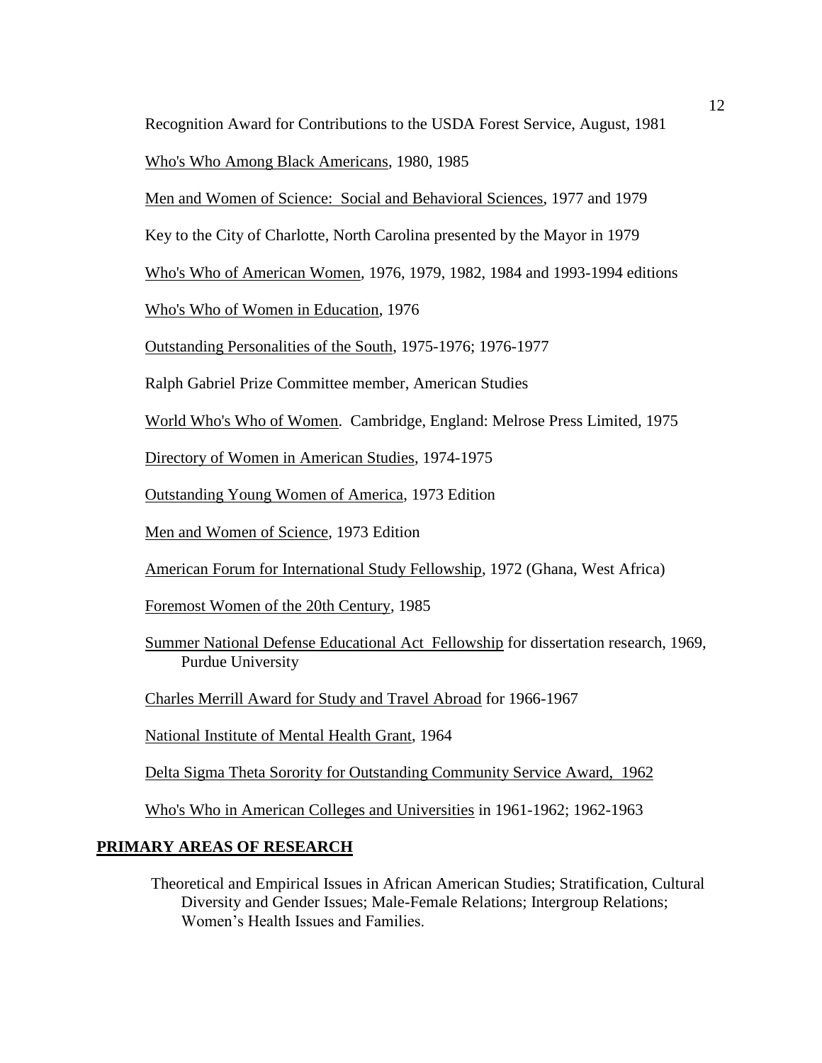Recognition Award for Contributions to the USDA Forest Service, August, 1981

Who's Who Among Black Americans, 1980, 1985

Men and Women of Science: Social and Behavioral Sciences, 1977 and 1979

Key to the City of Charlotte, North Carolina presented by the Mayor in 1979

Who's Who of American Women, 1976, 1979, 1982, 1984 and 1993-1994 editions

Who's Who of Women in Education, 1976

Outstanding Personalities of the South, 1975-1976; 1976-1977

Ralph Gabriel Prize Committee member, American Studies

World Who's Who of Women. Cambridge, England: Melrose Press Limited, 1975

Directory of Women in American Studies, 1974-1975

Outstanding Young Women of America, 1973 Edition

Men and Women of Science, 1973 Edition

American Forum for International Study Fellowship, 1972 (Ghana, West Africa)

Foremost Women of the 20th Century, 1985

Summer National Defense Educational Act Fellowship for dissertation research, 1969, Purdue University

Charles Merrill Award for Study and Travel Abroad for 1966-1967

National Institute of Mental Health Grant, 1964

Delta Sigma Theta Sorority for Outstanding Community Service Award, 1962

Who's Who in American Colleges and Universities in 1961-1962; 1962-1963

## PRIMARY AREAS OF RESEARCH

Theoretical and Empirical Issues in African American Studies; Stratification, Cultural Diversity and Gender Issues; Male-Female Relations; Intergroup Relations; Women's Health Issues and Families.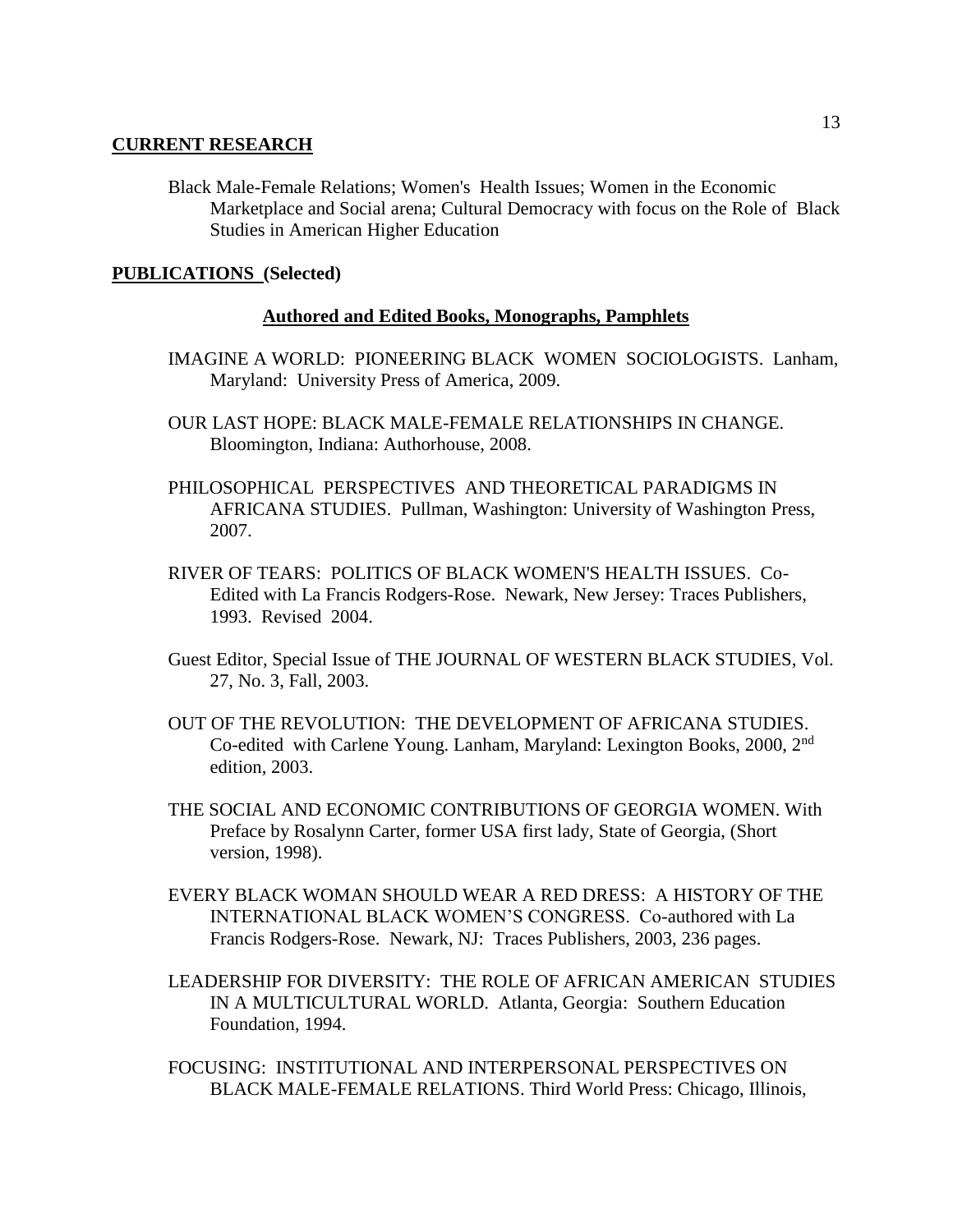## CURRENT RESEARCH

Black Male-Female Relations; Women's Health Issues; Women in the Economic Marketplace and Social arena; Cultural Democracy with focus on the Role of Black Studies in American Higher Education

## PUBLICATIONS (Selected)

### Authored and Edited Books, Monographs, Pamphlets

IMAGINE A WORLD: PIONEERING BLACK WOMEN SOCIOLOGISTS. Lanham, Maryland: University Press of America, 2009.

OUR LAST HOPE: BLACK MALE-FEMALE RELATIONSHIPS IN CHANGE. Bloomington, Indiana: Authorhouse, 2008.

PHILOSOPHICAL PERSPECTIVES AND THEORETICAL PARADIGMS IN AFRICANA STUDIES. Pullman, Washington: University of Washington Press, 2007.

RIVER OF TEARS: POLITICS OF BLACK WOMEN'S HEALTH ISSUES. Co-Edited with La Francis Rodgers-Rose. Newark, New Jersey: Traces Publishers, 1993. Revised 2004.

Guest Editor, Special Issue of THE JOURNAL OF WESTERN BLACK STUDIES, Vol. 27, No. 3, Fall, 2003.

OUT OF THE REVOLUTION: THE DEVELOPMENT OF AFRICANA STUDIES. Co-edited with Carlene Young. Lanham, Maryland: Lexington Books, 2000, 2nd edition, 2003.

THE SOCIAL AND ECONOMIC CONTRIBUTIONS OF GEORGIA WOMEN. With Preface by Rosalynn Carter, former USA first lady, State of Georgia, (Short version, 1998).

EVERY BLACK WOMAN SHOULD WEAR A RED DRESS: A HISTORY OF THE INTERNATIONAL BLACK WOMEN'S CONGRESS. Co-authored with La Francis Rodgers-Rose. Newark, NJ: Traces Publishers, 2003, 236 pages.

LEADERSHIP FOR DIVERSITY: THE ROLE OF AFRICAN AMERICAN STUDIES IN A MULTICULTURAL WORLD. Atlanta, Georgia: Southern Education Foundation, 1994.

FOCUSING: INSTITUTIONAL AND INTERPERSONAL PERSPECTIVES ON BLACK MALE-FEMALE RELATIONS. Third World Press: Chicago, Illinois,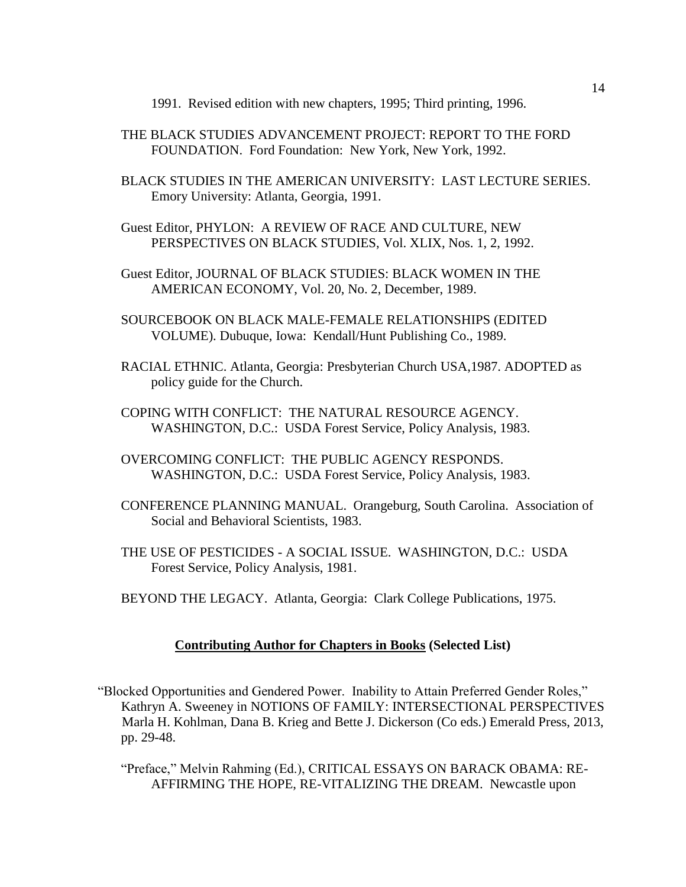1991. Revised edition with new chapters, 1995; Third printing, 1996.

THE BLACK STUDIES ADVANCEMENT PROJECT: REPORT TO THE FORD FOUNDATION. Ford Foundation: New York, New York, 1992.

BLACK STUDIES IN THE AMERICAN UNIVERSITY: LAST LECTURE SERIES. Emory University: Atlanta, Georgia, 1991.

Guest Editor, PHYLON: A REVIEW OF RACE AND CULTURE, NEW PERSPECTIVES ON BLACK STUDIES, Vol. XLIX, Nos. 1, 2, 1992.

Guest Editor, JOURNAL OF BLACK STUDIES: BLACK WOMEN IN THE AMERICAN ECONOMY, Vol. 20, No. 2, December, 1989.

SOURCEBOOK ON BLACK MALE-FEMALE RELATIONSHIPS (EDITED VOLUME). Dubuque, Iowa: Kendall/Hunt Publishing Co., 1989.

RACIAL ETHNIC. Atlanta, Georgia: Presbyterian Church USA,1987. ADOPTED as policy guide for the Church.

COPING WITH CONFLICT: THE NATURAL RESOURCE AGENCY. WASHINGTON, D.C.: USDA Forest Service, Policy Analysis, 1983.

OVERCOMING CONFLICT: THE PUBLIC AGENCY RESPONDS. WASHINGTON, D.C.: USDA Forest Service, Policy Analysis, 1983.

CONFERENCE PLANNING MANUAL. Orangeburg, South Carolina. Association of Social and Behavioral Scientists, 1983.

THE USE OF PESTICIDES - A SOCIAL ISSUE. WASHINGTON, D.C.: USDA Forest Service, Policy Analysis, 1981.

BEYOND THE LEGACY. Atlanta, Georgia: Clark College Publications, 1975.

**Contributing Author for Chapters in Books (Selected List)**

"Blocked Opportunities and Gendered Power. Inability to Attain Preferred Gender Roles," Kathryn A. Sweeney in NOTIONS OF FAMILY: INTERSECTIONAL PERSPECTIVES Marla H. Kohlman, Dana B. Krieg and Bette J. Dickerson (Co eds.) Emerald Press, 2013, pp. 29-48.

"Preface," Melvin Rahming (Ed.), CRITICAL ESSAYS ON BARACK OBAMA: RE-AFFIRMING THE HOPE, RE-VITALIZING THE DREAM. Newcastle upon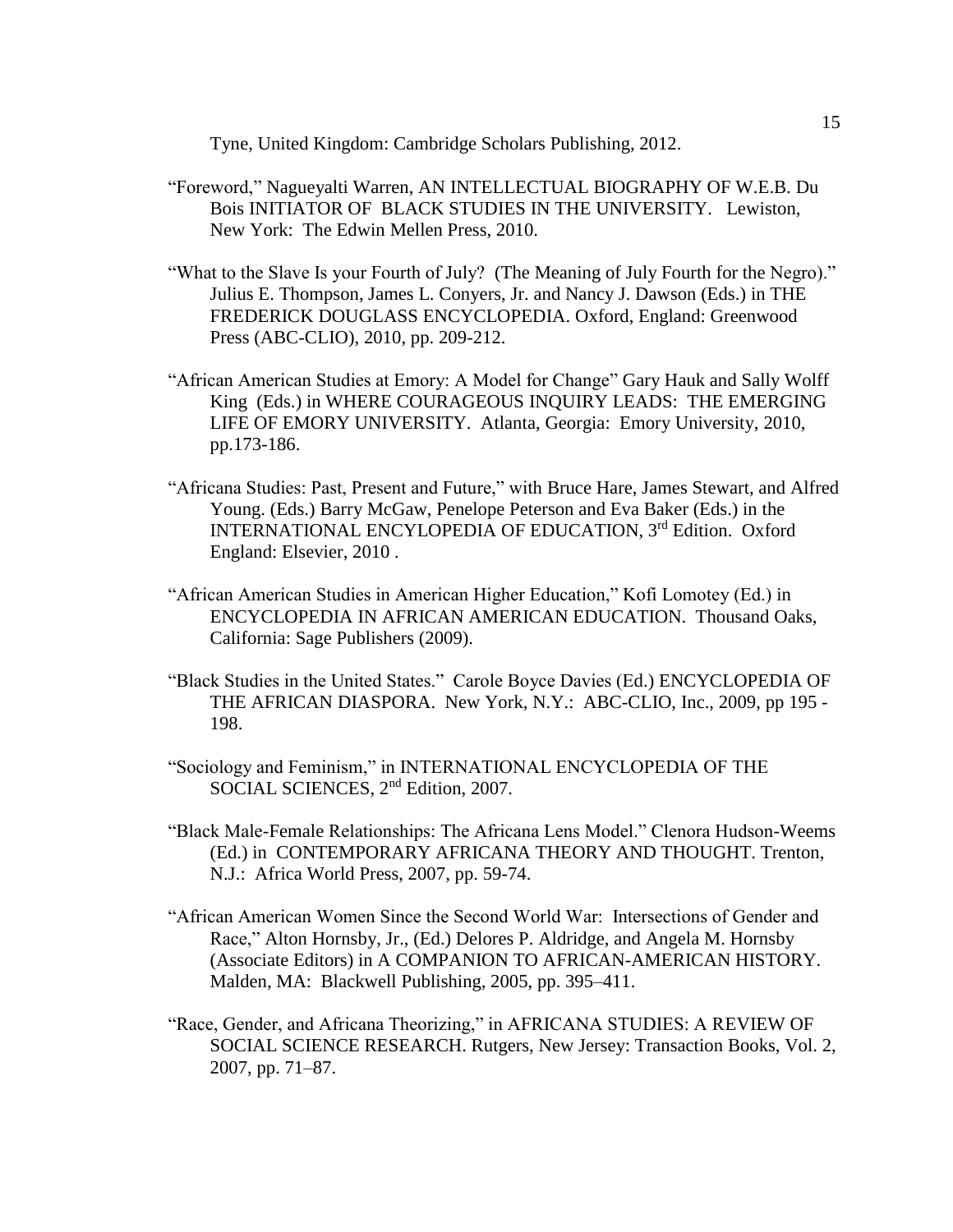Tyne, United Kingdom: Cambridge Scholars Publishing, 2012.

"Foreword," Nagueyalti Warren, AN INTELLECTUAL BIOGRAPHY OF W.E.B. Du Bois INITIATOR OF BLACK STUDIES IN THE UNIVERSITY. Lewiston, New York: The Edwin Mellen Press, 2010.

"What to the Slave Is your Fourth of July? (The Meaning of July Fourth for the Negro)." Julius E. Thompson, James L. Conyers, Jr. and Nancy J. Dawson (Eds.) in THE FREDERICK DOUGLASS ENCYCLOPEDIA. Oxford, England: Greenwood Press (ABC-CLIO), 2010, pp. 209-212.

"African American Studies at Emory: A Model for Change" Gary Hauk and Sally Wolff King (Eds.) in WHERE COURAGEOUS INQUIRY LEADS: THE EMERGING LIFE OF EMORY UNIVERSITY. Atlanta, Georgia: Emory University, 2010, pp.173-186.

"Africana Studies: Past, Present and Future," with Bruce Hare, James Stewart, and Alfred Young. (Eds.) Barry McGaw, Penelope Peterson and Eva Baker (Eds.) in the INTERNATIONAL ENCYLOPEDIA OF EDUCATION, 3rd Edition. Oxford England: Elsevier, 2010 .

"African American Studies in American Higher Education," Kofi Lomotey (Ed.) in ENCYCLOPEDIA IN AFRICAN AMERICAN EDUCATION. Thousand Oaks, California: Sage Publishers (2009).

"Black Studies in the United States." Carole Boyce Davies (Ed.) ENCYCLOPEDIA OF THE AFRICAN DIASPORA. New York, N.Y.: ABC-CLIO, Inc., 2009, pp 195 - 198.

"Sociology and Feminism," in INTERNATIONAL ENCYCLOPEDIA OF THE SOCIAL SCIENCES, 2nd Edition, 2007.

"Black Male-Female Relationships: The Africana Lens Model." Clenora Hudson-Weems (Ed.) in CONTEMPORARY AFRICANA THEORY AND THOUGHT. Trenton, N.J.: Africa World Press, 2007, pp. 59-74.

"African American Women Since the Second World War: Intersections of Gender and Race," Alton Hornsby, Jr., (Ed.) Delores P. Aldridge, and Angela M. Hornsby (Associate Editors) in A COMPANION TO AFRICAN-AMERICAN HISTORY. Malden, MA: Blackwell Publishing, 2005, pp. 395–411.

"Race, Gender, and Africana Theorizing," in AFRICANA STUDIES: A REVIEW OF SOCIAL SCIENCE RESEARCH. Rutgers, New Jersey: Transaction Books, Vol. 2, 2007, pp. 71–87.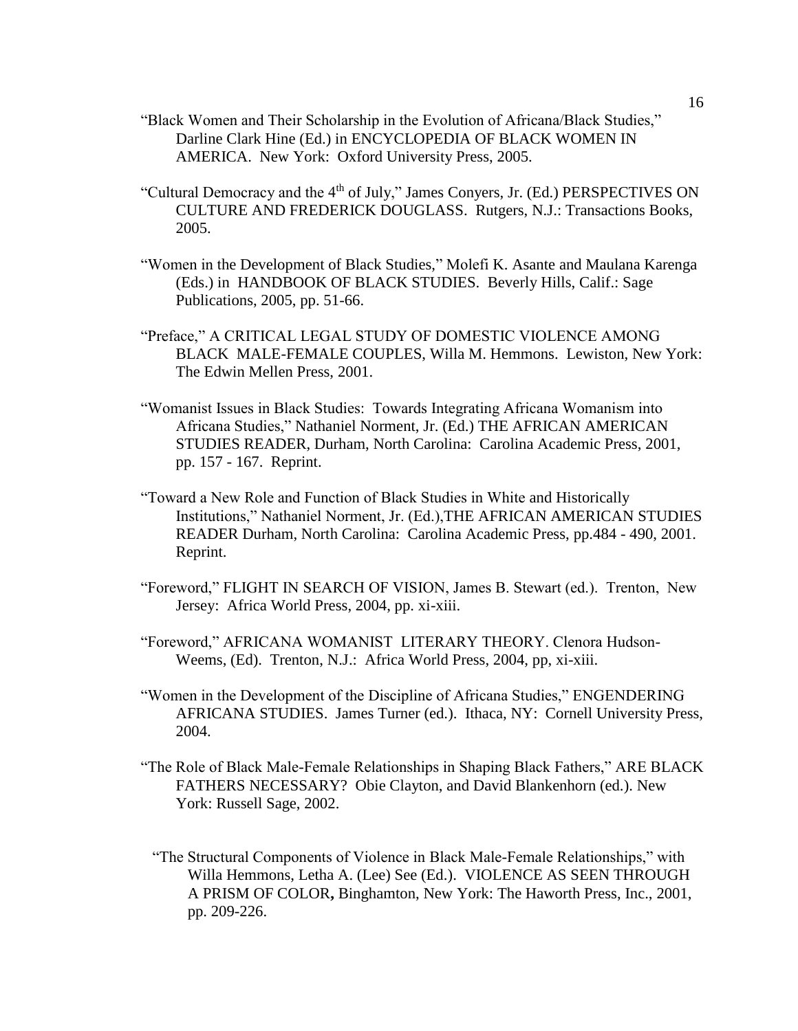"Black Women and Their Scholarship in the Evolution of Africana/Black Studies," Darline Clark Hine (Ed.) in ENCYCLOPEDIA OF BLACK WOMEN IN AMERICA. New York: Oxford University Press, 2005.

"Cultural Democracy and the 4th of July," James Conyers, Jr. (Ed.) PERSPECTIVES ON CULTURE AND FREDERICK DOUGLASS. Rutgers, N.J.: Transactions Books, 2005.

"Women in the Development of Black Studies," Molefi K. Asante and Maulana Karenga (Eds.) in HANDBOOK OF BLACK STUDIES. Beverly Hills, Calif.: Sage Publications, 2005, pp. 51-66.

"Preface," A CRITICAL LEGAL STUDY OF DOMESTIC VIOLENCE AMONG BLACK MALE-FEMALE COUPLES, Willa M. Hemmons. Lewiston, New York: The Edwin Mellen Press, 2001.

"Womanist Issues in Black Studies: Towards Integrating Africana Womanism into Africana Studies," Nathaniel Norment, Jr. (Ed.) THE AFRICAN AMERICAN STUDIES READER, Durham, North Carolina: Carolina Academic Press, 2001, pp. 157 - 167. Reprint.

"Toward a New Role and Function of Black Studies in White and Historically Institutions," Nathaniel Norment, Jr. (Ed.),THE AFRICAN AMERICAN STUDIES READER Durham, North Carolina: Carolina Academic Press, pp.484 - 490, 2001. Reprint.

"Foreword," FLIGHT IN SEARCH OF VISION, James B. Stewart (ed.). Trenton, New Jersey: Africa World Press, 2004, pp. xi-xiii.

"Foreword," AFRICANA WOMANIST LITERARY THEORY. Clenora Hudson-Weems, (Ed). Trenton, N.J.: Africa World Press, 2004, pp, xi-xiii.

"Women in the Development of the Discipline of Africana Studies," ENGENDERING AFRICANA STUDIES. James Turner (ed.). Ithaca, NY: Cornell University Press, 2004.

"The Role of Black Male-Female Relationships in Shaping Black Fathers," ARE BLACK FATHERS NECESSARY? Obie Clayton, and David Blankenhorn (ed.). New York: Russell Sage, 2002.

"The Structural Components of Violence in Black Male-Female Relationships," with Willa Hemmons, Letha A. (Lee) See (Ed.). VIOLENCE AS SEEN THROUGH A PRISM OF COLOR**,** Binghamton, New York: The Haworth Press, Inc., 2001, pp. 209-226.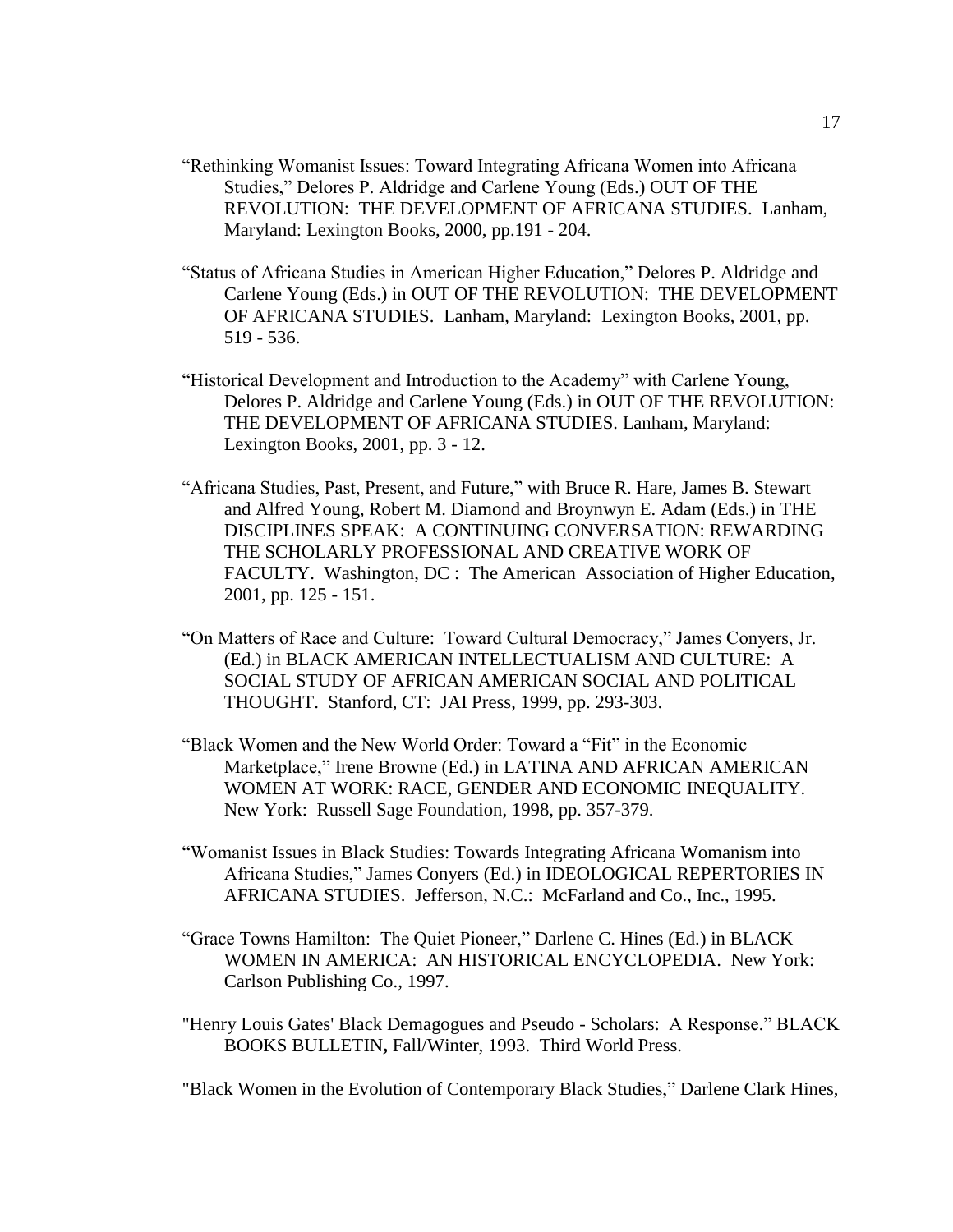"Rethinking Womanist Issues: Toward Integrating Africana Women into Africana Studies," Delores P. Aldridge and Carlene Young (Eds.) OUT OF THE REVOLUTION: THE DEVELOPMENT OF AFRICANA STUDIES. Lanham, Maryland: Lexington Books, 2000, pp.191 - 204.

"Status of Africana Studies in American Higher Education," Delores P. Aldridge and Carlene Young (Eds.) in OUT OF THE REVOLUTION: THE DEVELOPMENT OF AFRICANA STUDIES. Lanham, Maryland: Lexington Books, 2001, pp. 519 - 536.

"Historical Development and Introduction to the Academy" with Carlene Young, Delores P. Aldridge and Carlene Young (Eds.) in OUT OF THE REVOLUTION: THE DEVELOPMENT OF AFRICANA STUDIES. Lanham, Maryland: Lexington Books, 2001, pp. 3 - 12.

"Africana Studies, Past, Present, and Future," with Bruce R. Hare, James B. Stewart and Alfred Young, Robert M. Diamond and Broynwyn E. Adam (Eds.) in THE DISCIPLINES SPEAK: A CONTINUING CONVERSATION: REWARDING THE SCHOLARLY PROFESSIONAL AND CREATIVE WORK OF FACULTY. Washington, DC : The American Association of Higher Education, 2001, pp. 125 - 151.

"On Matters of Race and Culture: Toward Cultural Democracy," James Conyers, Jr. (Ed.) in BLACK AMERICAN INTELLECTUALISM AND CULTURE: A SOCIAL STUDY OF AFRICAN AMERICAN SOCIAL AND POLITICAL THOUGHT. Stanford, CT: JAI Press, 1999, pp. 293-303.

"Black Women and the New World Order: Toward a "Fit" in the Economic Marketplace," Irene Browne (Ed.) in LATINA AND AFRICAN AMERICAN WOMEN AT WORK: RACE, GENDER AND ECONOMIC INEQUALITY. New York: Russell Sage Foundation, 1998, pp. 357-379.

"Womanist Issues in Black Studies: Towards Integrating Africana Womanism into Africana Studies," James Conyers (Ed.) in IDEOLOGICAL REPERTORIES IN AFRICANA STUDIES. Jefferson, N.C.: McFarland and Co., Inc., 1995.

"Grace Towns Hamilton: The Quiet Pioneer," Darlene C. Hines (Ed.) in BLACK WOMEN IN AMERICA: AN HISTORICAL ENCYCLOPEDIA. New York: Carlson Publishing Co., 1997.

"Henry Louis Gates' Black Demagogues and Pseudo - Scholars: A Response." BLACK BOOKS BULLETIN**,** Fall/Winter, 1993. Third World Press.

"Black Women in the Evolution of Contemporary Black Studies," Darlene Clark Hines,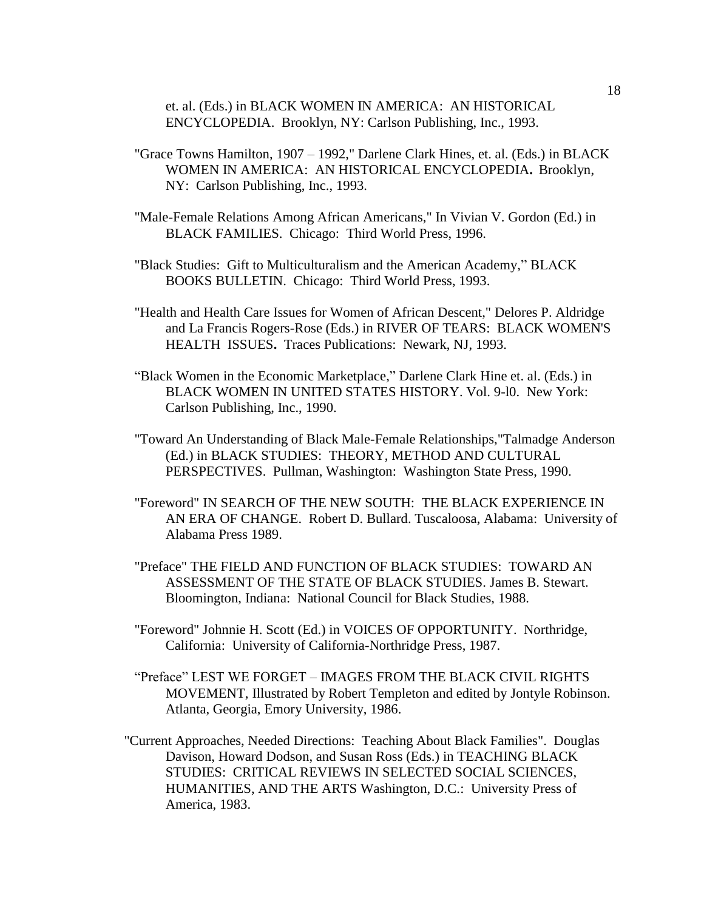et. al. (Eds.) in BLACK WOMEN IN AMERICA: AN HISTORICAL ENCYCLOPEDIA. Brooklyn, NY: Carlson Publishing, Inc., 1993.

"Grace Towns Hamilton, 1907 – 1992," Darlene Clark Hines, et. al. (Eds.) in BLACK WOMEN IN AMERICA: AN HISTORICAL ENCYCLOPEDIA**.** Brooklyn, NY: Carlson Publishing, Inc., 1993.

"Male-Female Relations Among African Americans," In Vivian V. Gordon (Ed.) in BLACK FAMILIES. Chicago: Third World Press, 1996.

"Black Studies: Gift to Multiculturalism and the American Academy," BLACK BOOKS BULLETIN. Chicago: Third World Press, 1993.

"Health and Health Care Issues for Women of African Descent," Delores P. Aldridge and La Francis Rogers-Rose (Eds.) in RIVER OF TEARS: BLACK WOMEN'S HEALTH ISSUES**.** Traces Publications: Newark, NJ, 1993.

"Black Women in the Economic Marketplace," Darlene Clark Hine et. al. (Eds.) in BLACK WOMEN IN UNITED STATES HISTORY. Vol. 9-l0. New York: Carlson Publishing, Inc., 1990.

"Toward An Understanding of Black Male-Female Relationships,"Talmadge Anderson (Ed.) in BLACK STUDIES: THEORY, METHOD AND CULTURAL PERSPECTIVES. Pullman, Washington: Washington State Press, 1990.

"Foreword" IN SEARCH OF THE NEW SOUTH: THE BLACK EXPERIENCE IN AN ERA OF CHANGE. Robert D. Bullard. Tuscaloosa, Alabama: University of Alabama Press 1989.

"Preface" THE FIELD AND FUNCTION OF BLACK STUDIES: TOWARD AN ASSESSMENT OF THE STATE OF BLACK STUDIES. James B. Stewart. Bloomington, Indiana: National Council for Black Studies, 1988.

"Foreword" Johnnie H. Scott (Ed.) in VOICES OF OPPORTUNITY. Northridge, California: University of California-Northridge Press, 1987.

"Preface" LEST WE FORGET – IMAGES FROM THE BLACK CIVIL RIGHTS MOVEMENT, Illustrated by Robert Templeton and edited by Jontyle Robinson. Atlanta, Georgia, Emory University, 1986.

"Current Approaches, Needed Directions: Teaching About Black Families". Douglas Davison, Howard Dodson, and Susan Ross (Eds.) in TEACHING BLACK STUDIES: CRITICAL REVIEWS IN SELECTED SOCIAL SCIENCES, HUMANITIES, AND THE ARTS Washington, D.C.: University Press of America, 1983.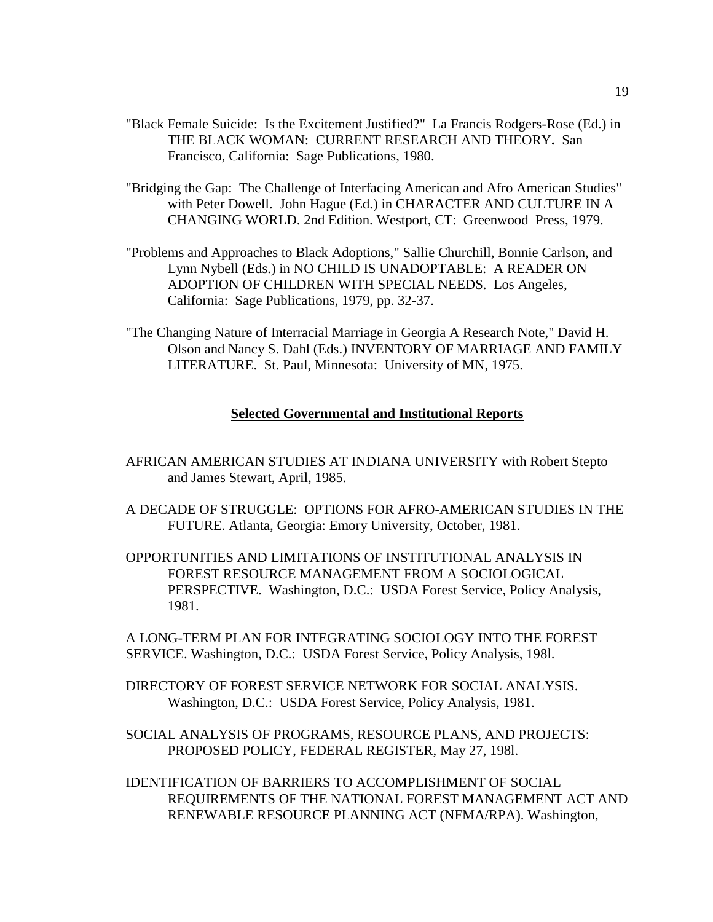"Black Female Suicide: Is the Excitement Justified?" La Francis Rodgers-Rose (Ed.) in THE BLACK WOMAN: CURRENT RESEARCH AND THEORY**.** San Francisco, California: Sage Publications, 1980.

"Bridging the Gap: The Challenge of Interfacing American and Afro American Studies" with Peter Dowell. John Hague (Ed.) in CHARACTER AND CULTURE IN A CHANGING WORLD. 2nd Edition. Westport, CT: Greenwood Press, 1979.

"Problems and Approaches to Black Adoptions," Sallie Churchill, Bonnie Carlson, and Lynn Nybell (Eds.) in NO CHILD IS UNADOPTABLE: A READER ON ADOPTION OF CHILDREN WITH SPECIAL NEEDS. Los Angeles, California: Sage Publications, 1979, pp. 32-37.

"The Changing Nature of Interracial Marriage in Georgia A Research Note," David H. Olson and Nancy S. Dahl (Eds.) INVENTORY OF MARRIAGE AND FAMILY LITERATURE. St. Paul, Minnesota: University of MN, 1975.

## Selected Governmental and Institutional Reports

AFRICAN AMERICAN STUDIES AT INDIANA UNIVERSITY with Robert Stepto and James Stewart, April, 1985.

A DECADE OF STRUGGLE: OPTIONS FOR AFRO-AMERICAN STUDIES IN THE FUTURE. Atlanta, Georgia: Emory University, October, 1981.

OPPORTUNITIES AND LIMITATIONS OF INSTITUTIONAL ANALYSIS IN FOREST RESOURCE MANAGEMENT FROM A SOCIOLOGICAL PERSPECTIVE. Washington, D.C.: USDA Forest Service, Policy Analysis, 1981.

A LONG-TERM PLAN FOR INTEGRATING SOCIOLOGY INTO THE FOREST SERVICE. Washington, D.C.: USDA Forest Service, Policy Analysis, 198l.

DIRECTORY OF FOREST SERVICE NETWORK FOR SOCIAL ANALYSIS. Washington, D.C.: USDA Forest Service, Policy Analysis, 1981.

SOCIAL ANALYSIS OF PROGRAMS, RESOURCE PLANS, AND PROJECTS: PROPOSED POLICY, FEDERAL REGISTER, May 27, 198l.

IDENTIFICATION OF BARRIERS TO ACCOMPLISHMENT OF SOCIAL REQUIREMENTS OF THE NATIONAL FOREST MANAGEMENT ACT AND RENEWABLE RESOURCE PLANNING ACT (NFMA/RPA). Washington,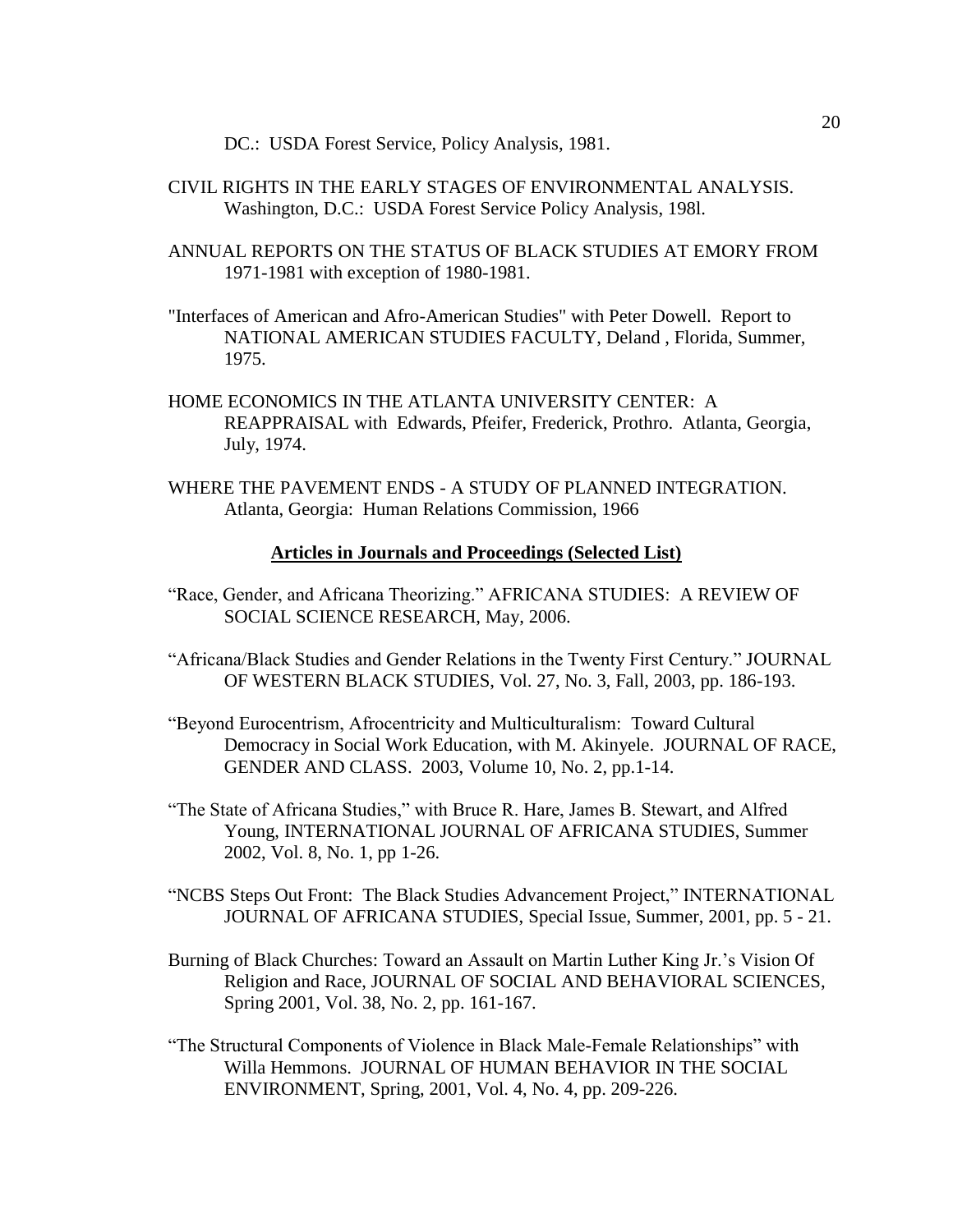DC.: USDA Forest Service, Policy Analysis, 1981.

CIVIL RIGHTS IN THE EARLY STAGES OF ENVIRONMENTAL ANALYSIS. Washington, D.C.: USDA Forest Service Policy Analysis, 198l.

ANNUAL REPORTS ON THE STATUS OF BLACK STUDIES AT EMORY FROM 1971-1981 with exception of 1980-1981.

"Interfaces of American and Afro-American Studies" with Peter Dowell. Report to NATIONAL AMERICAN STUDIES FACULTY, Deland , Florida, Summer, 1975.

HOME ECONOMICS IN THE ATLANTA UNIVERSITY CENTER: A REAPPRAISAL with Edwards, Pfeifer, Frederick, Prothro. Atlanta, Georgia, July, 1974.

WHERE THE PAVEMENT ENDS - A STUDY OF PLANNED INTEGRATION. Atlanta, Georgia: Human Relations Commission, 1966

**Articles in Journals and Proceedings (Selected List)**

"Race, Gender, and Africana Theorizing." AFRICANA STUDIES: A REVIEW OF SOCIAL SCIENCE RESEARCH, May, 2006.

"Africana/Black Studies and Gender Relations in the Twenty First Century." JOURNAL OF WESTERN BLACK STUDIES, Vol. 27, No. 3, Fall, 2003, pp. 186-193.

"Beyond Eurocentrism, Afrocentricity and Multiculturalism: Toward Cultural Democracy in Social Work Education, with M. Akinyele. JOURNAL OF RACE, GENDER AND CLASS. 2003, Volume 10, No. 2, pp.1-14.

"The State of Africana Studies," with Bruce R. Hare, James B. Stewart, and Alfred Young, INTERNATIONAL JOURNAL OF AFRICANA STUDIES, Summer 2002, Vol. 8, No. 1, pp 1-26.

"NCBS Steps Out Front: The Black Studies Advancement Project," INTERNATIONAL JOURNAL OF AFRICANA STUDIES, Special Issue, Summer, 2001, pp. 5 - 21.

Burning of Black Churches: Toward an Assault on Martin Luther King Jr.'s Vision Of Religion and Race, JOURNAL OF SOCIAL AND BEHAVIORAL SCIENCES, Spring 2001, Vol. 38, No. 2, pp. 161-167.

"The Structural Components of Violence in Black Male-Female Relationships" with Willa Hemmons. JOURNAL OF HUMAN BEHAVIOR IN THE SOCIAL ENVIRONMENT, Spring, 2001, Vol. 4, No. 4, pp. 209-226.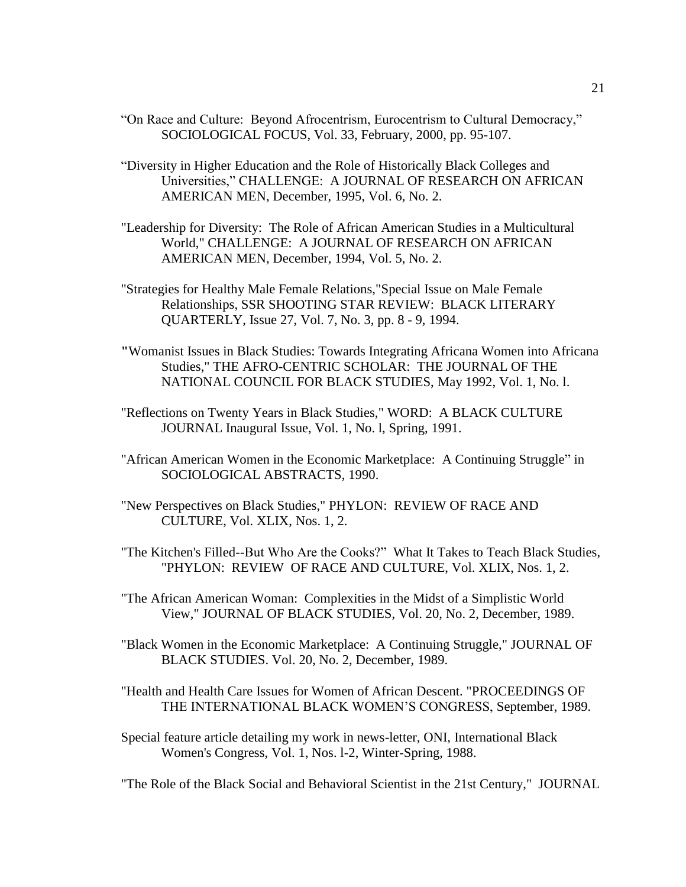"On Race and Culture: Beyond Afrocentrism, Eurocentrism to Cultural Democracy," SOCIOLOGICAL FOCUS, Vol. 33, February, 2000, pp. 95-107.

"Diversity in Higher Education and the Role of Historically Black Colleges and Universities," CHALLENGE: A JOURNAL OF RESEARCH ON AFRICAN AMERICAN MEN, December, 1995, Vol. 6, No. 2.

"Leadership for Diversity: The Role of African American Studies in a Multicultural World," CHALLENGE: A JOURNAL OF RESEARCH ON AFRICAN AMERICAN MEN, December, 1994, Vol. 5, No. 2.

"Strategies for Healthy Male Female Relations,"Special Issue on Male Female Relationships, SSR SHOOTING STAR REVIEW: BLACK LITERARY QUARTERLY, Issue 27, Vol. 7, No. 3, pp. 8 - 9, 1994.

"Womanist Issues in Black Studies: Towards Integrating Africana Women into Africana Studies," THE AFRO-CENTRIC SCHOLAR: THE JOURNAL OF THE NATIONAL COUNCIL FOR BLACK STUDIES, May 1992, Vol. 1, No. l.

"Reflections on Twenty Years in Black Studies," WORD: A BLACK CULTURE JOURNAL Inaugural Issue, Vol. 1, No. l, Spring, 1991.

"African American Women in the Economic Marketplace: A Continuing Struggle" in SOCIOLOGICAL ABSTRACTS, 1990.

"New Perspectives on Black Studies," PHYLON: REVIEW OF RACE AND CULTURE, Vol. XLIX, Nos. 1, 2.

"The Kitchen's Filled--But Who Are the Cooks?" What It Takes to Teach Black Studies, "PHYLON: REVIEW OF RACE AND CULTURE, Vol. XLIX, Nos. 1, 2.

"The African American Woman: Complexities in the Midst of a Simplistic World View," JOURNAL OF BLACK STUDIES, Vol. 20, No. 2, December, 1989.

"Black Women in the Economic Marketplace: A Continuing Struggle," JOURNAL OF BLACK STUDIES. Vol. 20, No. 2, December, 1989.

"Health and Health Care Issues for Women of African Descent. "PROCEEDINGS OF THE INTERNATIONAL BLACK WOMEN'S CONGRESS, September, 1989.

Special feature article detailing my work in news-letter, ONI, International Black Women's Congress, Vol. 1, Nos. l-2, Winter-Spring, 1988.

"The Role of the Black Social and Behavioral Scientist in the 21st Century," JOURNAL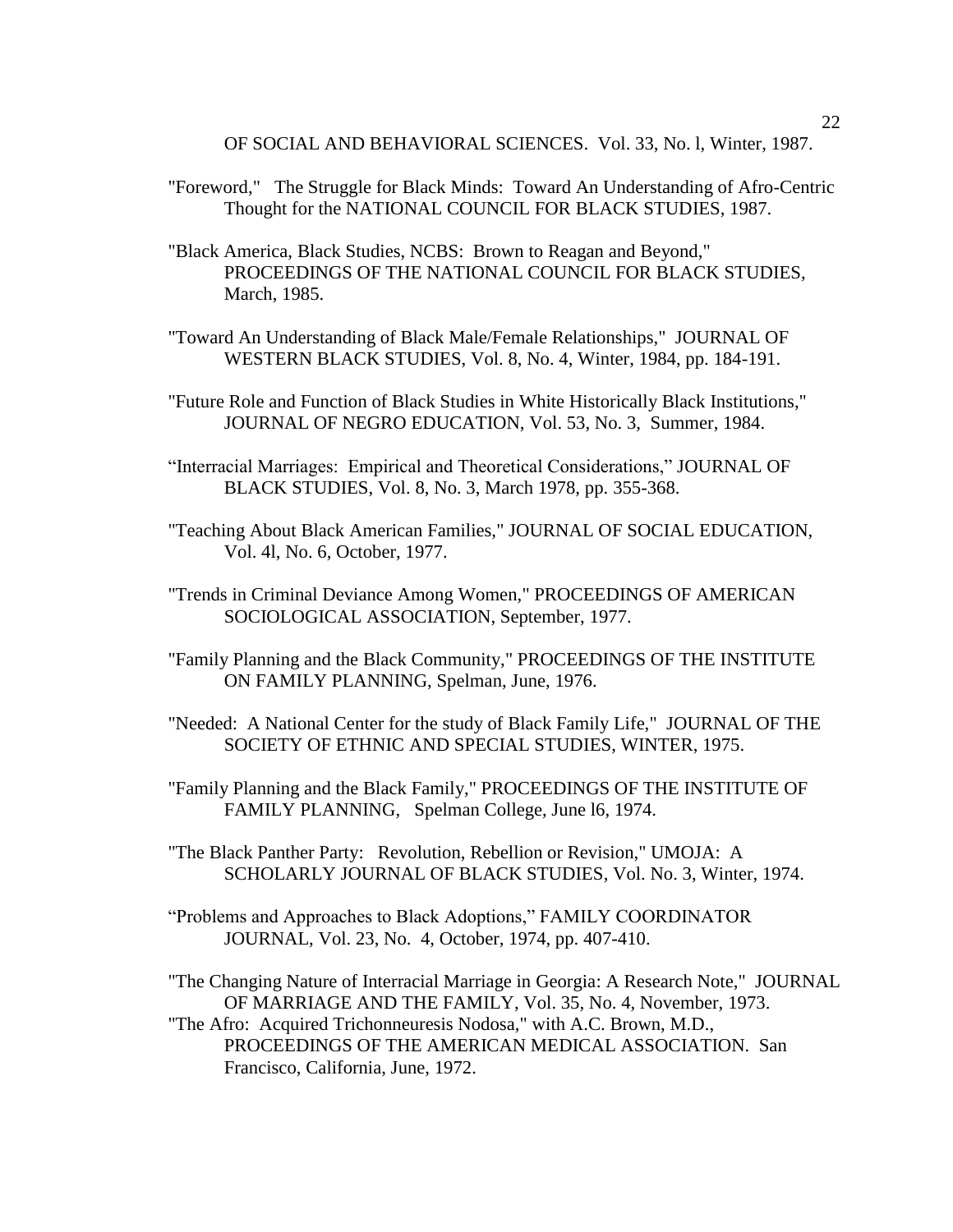OF SOCIAL AND BEHAVIORAL SCIENCES. Vol. 33, No. l, Winter, 1987.

"Foreword," The Struggle for Black Minds: Toward An Understanding of Afro-Centric Thought for the NATIONAL COUNCIL FOR BLACK STUDIES, 1987.

"Black America, Black Studies, NCBS: Brown to Reagan and Beyond," PROCEEDINGS OF THE NATIONAL COUNCIL FOR BLACK STUDIES, March, 1985.

"Toward An Understanding of Black Male/Female Relationships," JOURNAL OF WESTERN BLACK STUDIES, Vol. 8, No. 4, Winter, 1984, pp. 184-191.

"Future Role and Function of Black Studies in White Historically Black Institutions," JOURNAL OF NEGRO EDUCATION, Vol. 53, No. 3, Summer, 1984.

"Interracial Marriages: Empirical and Theoretical Considerations," JOURNAL OF BLACK STUDIES, Vol. 8, No. 3, March 1978, pp. 355-368.

"Teaching About Black American Families," JOURNAL OF SOCIAL EDUCATION, Vol. 4l, No. 6, October, 1977.

"Trends in Criminal Deviance Among Women," PROCEEDINGS OF AMERICAN SOCIOLOGICAL ASSOCIATION, September, 1977.

"Family Planning and the Black Community," PROCEEDINGS OF THE INSTITUTE ON FAMILY PLANNING, Spelman, June, 1976.

"Needed: A National Center for the study of Black Family Life," JOURNAL OF THE SOCIETY OF ETHNIC AND SPECIAL STUDIES, WINTER, 1975.

"Family Planning and the Black Family," PROCEEDINGS OF THE INSTITUTE OF FAMILY PLANNING, Spelman College, June l6, 1974.

"The Black Panther Party: Revolution, Rebellion or Revision," UMOJA: A SCHOLARLY JOURNAL OF BLACK STUDIES, Vol. No. 3, Winter, 1974.

"Problems and Approaches to Black Adoptions," FAMILY COORDINATOR JOURNAL, Vol. 23, No. 4, October, 1974, pp. 407-410.

"The Changing Nature of Interracial Marriage in Georgia: A Research Note," JOURNAL OF MARRIAGE AND THE FAMILY, Vol. 35, No. 4, November, 1973.

"The Afro: Acquired Trichonneuresis Nodosa," with A.C. Brown, M.D., PROCEEDINGS OF THE AMERICAN MEDICAL ASSOCIATION. San Francisco, California, June, 1972.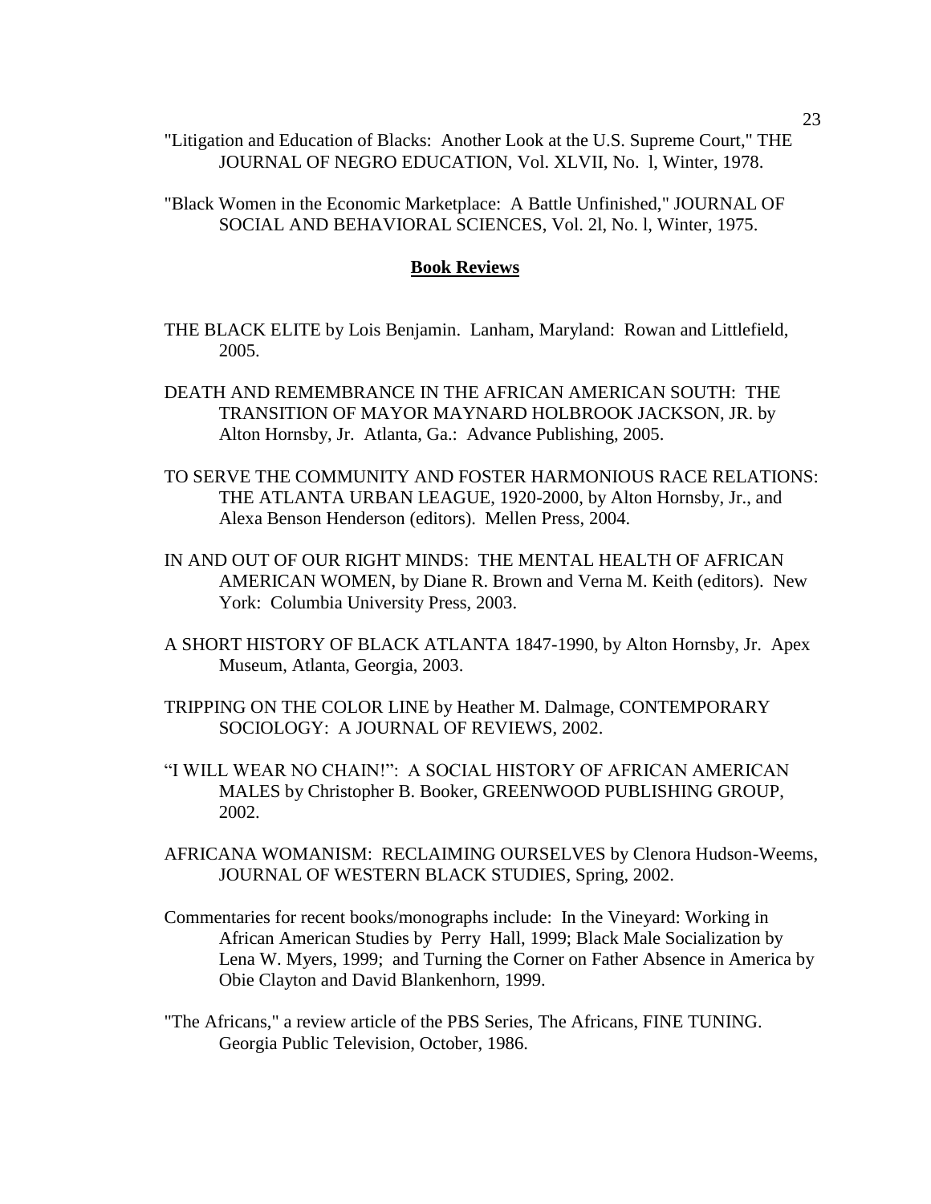"Litigation and Education of Blacks: Another Look at the U.S. Supreme Court," THE JOURNAL OF NEGRO EDUCATION, Vol. XLVII, No. l, Winter, 1978.

"Black Women in the Economic Marketplace: A Battle Unfinished," JOURNAL OF SOCIAL AND BEHAVIORAL SCIENCES, Vol. 2l, No. l, Winter, 1975.

## **Book Reviews**

THE BLACK ELITE by Lois Benjamin. Lanham, Maryland: Rowan and Littlefield, 2005.

DEATH AND REMEMBRANCE IN THE AFRICAN AMERICAN SOUTH: THE TRANSITION OF MAYOR MAYNARD HOLBROOK JACKSON, JR. by Alton Hornsby, Jr. Atlanta, Ga.: Advance Publishing, 2005.

TO SERVE THE COMMUNITY AND FOSTER HARMONIOUS RACE RELATIONS: THE ATLANTA URBAN LEAGUE, 1920-2000, by Alton Hornsby, Jr., and Alexa Benson Henderson (editors). Mellen Press, 2004.

IN AND OUT OF OUR RIGHT MINDS: THE MENTAL HEALTH OF AFRICAN AMERICAN WOMEN, by Diane R. Brown and Verna M. Keith (editors). New York: Columbia University Press, 2003.

A SHORT HISTORY OF BLACK ATLANTA 1847-1990, by Alton Hornsby, Jr. Apex Museum, Atlanta, Georgia, 2003.

TRIPPING ON THE COLOR LINE by Heather M. Dalmage, CONTEMPORARY SOCIOLOGY: A JOURNAL OF REVIEWS, 2002.

"I WILL WEAR NO CHAIN!": A SOCIAL HISTORY OF AFRICAN AMERICAN MALES by Christopher B. Booker, GREENWOOD PUBLISHING GROUP, 2002.

AFRICANA WOMANISM: RECLAIMING OURSELVES by Clenora Hudson-Weems, JOURNAL OF WESTERN BLACK STUDIES, Spring, 2002.

Commentaries for recent books/monographs include: In the Vineyard: Working in African American Studies by Perry Hall, 1999; Black Male Socialization by Lena W. Myers, 1999; and Turning the Corner on Father Absence in America by Obie Clayton and David Blankenhorn, 1999.

"The Africans," a review article of the PBS Series, The Africans, FINE TUNING. Georgia Public Television, October, 1986.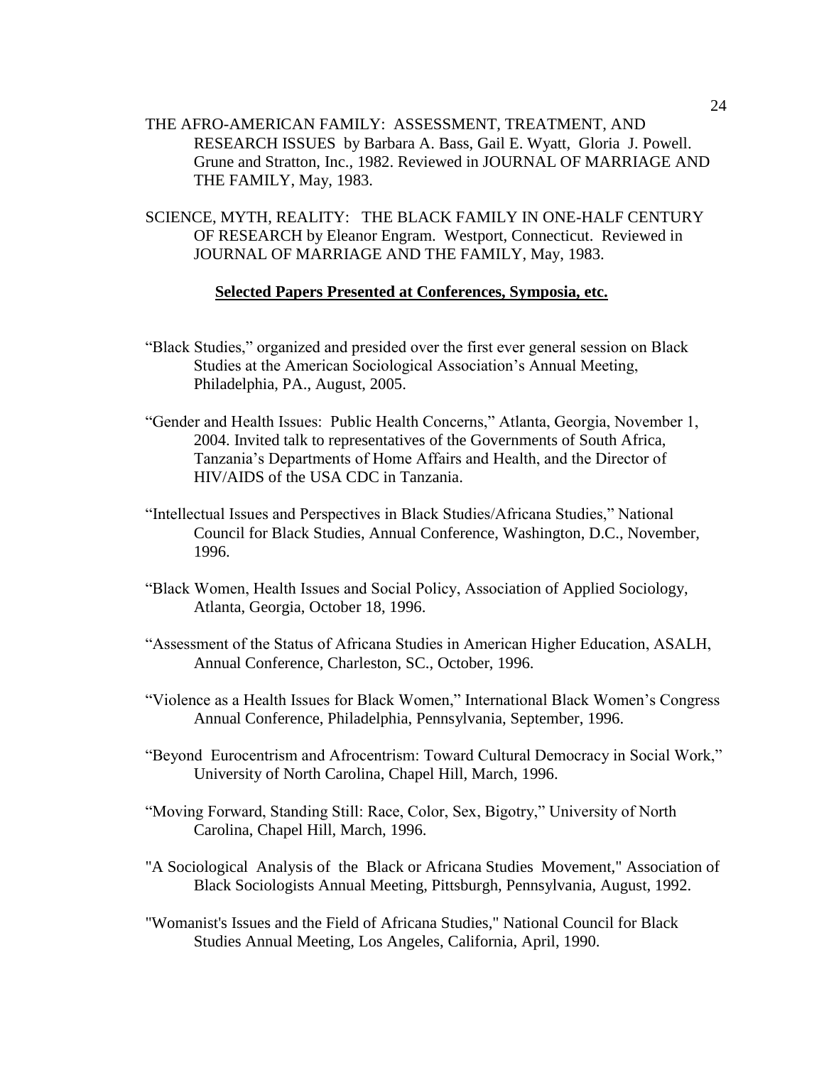THE AFRO-AMERICAN FAMILY: ASSESSMENT, TREATMENT, AND RESEARCH ISSUES by Barbara A. Bass, Gail E. Wyatt, Gloria J. Powell. Grune and Stratton, Inc., 1982. Reviewed in JOURNAL OF MARRIAGE AND THE FAMILY, May, 1983.

SCIENCE, MYTH, REALITY: THE BLACK FAMILY IN ONE-HALF CENTURY OF RESEARCH by Eleanor Engram. Westport, Connecticut. Reviewed in JOURNAL OF MARRIAGE AND THE FAMILY, May, 1983.

## **Selected Papers Presented at Conferences, Symposia, etc.**

"Black Studies," organized and presided over the first ever general session on Black Studies at the American Sociological Association's Annual Meeting, Philadelphia, PA., August, 2005.

"Gender and Health Issues: Public Health Concerns," Atlanta, Georgia, November 1, 2004. Invited talk to representatives of the Governments of South Africa, Tanzania's Departments of Home Affairs and Health, and the Director of HIV/AIDS of the USA CDC in Tanzania.

"Intellectual Issues and Perspectives in Black Studies/Africana Studies," National Council for Black Studies, Annual Conference, Washington, D.C., November, 1996.

"Black Women, Health Issues and Social Policy, Association of Applied Sociology, Atlanta, Georgia, October 18, 1996.

"Assessment of the Status of Africana Studies in American Higher Education, ASALH, Annual Conference, Charleston, SC., October, 1996.

"Violence as a Health Issues for Black Women," International Black Women's Congress Annual Conference, Philadelphia, Pennsylvania, September, 1996.

"Beyond Eurocentrism and Afrocentrism: Toward Cultural Democracy in Social Work," University of North Carolina, Chapel Hill, March, 1996.

"Moving Forward, Standing Still: Race, Color, Sex, Bigotry," University of North Carolina, Chapel Hill, March, 1996.

"A Sociological Analysis of the Black or Africana Studies Movement," Association of Black Sociologists Annual Meeting, Pittsburgh, Pennsylvania, August, 1992.

"Womanist's Issues and the Field of Africana Studies," National Council for Black Studies Annual Meeting, Los Angeles, California, April, 1990.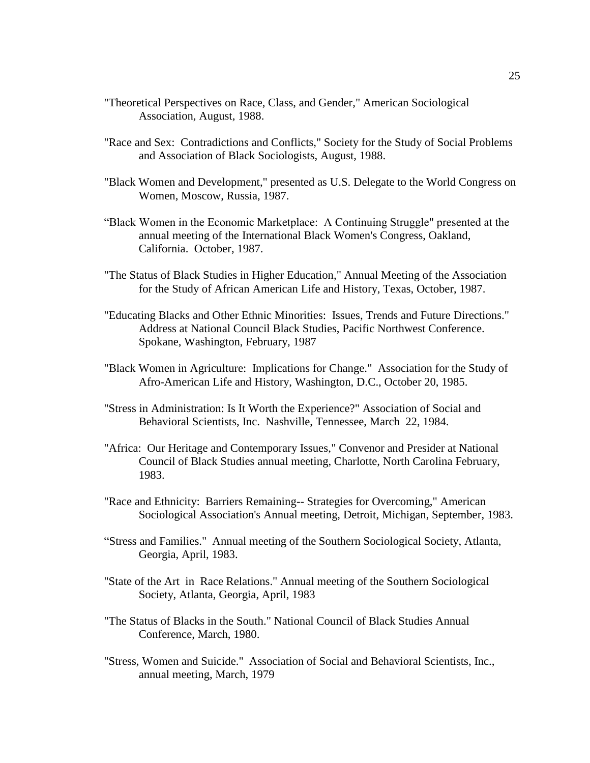"Theoretical Perspectives on Race, Class, and Gender," American Sociological Association, August, 1988.

"Race and Sex: Contradictions and Conflicts," Society for the Study of Social Problems and Association of Black Sociologists, August, 1988.

"Black Women and Development," presented as U.S. Delegate to the World Congress on Women, Moscow, Russia, 1987.

"Black Women in the Economic Marketplace: A Continuing Struggle" presented at the annual meeting of the International Black Women's Congress, Oakland, California. October, 1987.

"The Status of Black Studies in Higher Education," Annual Meeting of the Association for the Study of African American Life and History, Texas, October, 1987.

"Educating Blacks and Other Ethnic Minorities: Issues, Trends and Future Directions." Address at National Council Black Studies, Pacific Northwest Conference. Spokane, Washington, February, 1987

"Black Women in Agriculture: Implications for Change." Association for the Study of Afro-American Life and History, Washington, D.C., October 20, 1985.

"Stress in Administration: Is It Worth the Experience?" Association of Social and Behavioral Scientists, Inc. Nashville, Tennessee, March 22, 1984.

"Africa: Our Heritage and Contemporary Issues," Convenor and Presider at National Council of Black Studies annual meeting, Charlotte, North Carolina February, 1983.

"Race and Ethnicity: Barriers Remaining-- Strategies for Overcoming," American Sociological Association's Annual meeting, Detroit, Michigan, September, 1983.

"Stress and Families." Annual meeting of the Southern Sociological Society, Atlanta, Georgia, April, 1983.

"State of the Art in Race Relations." Annual meeting of the Southern Sociological Society, Atlanta, Georgia, April, 1983

"The Status of Blacks in the South." National Council of Black Studies Annual Conference, March, 1980.

"Stress, Women and Suicide." Association of Social and Behavioral Scientists, Inc., annual meeting, March, 1979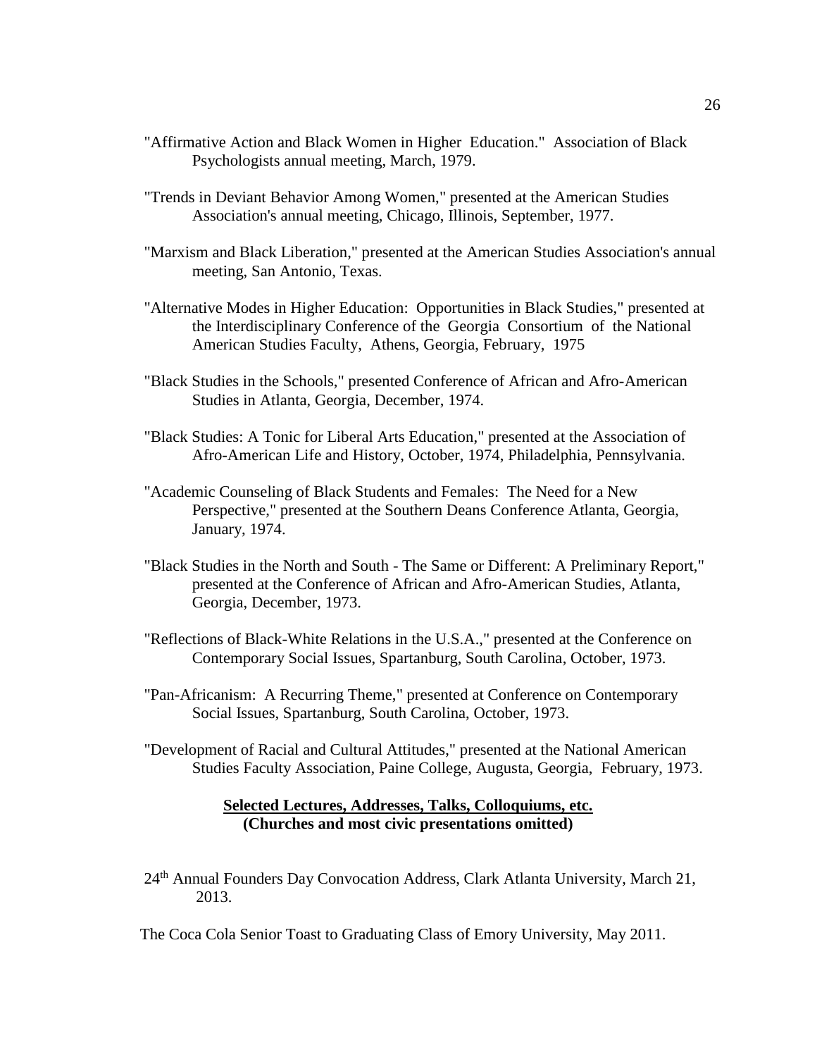"Affirmative Action and Black Women in Higher Education." Association of Black Psychologists annual meeting, March, 1979.

"Trends in Deviant Behavior Among Women," presented at the American Studies Association's annual meeting, Chicago, Illinois, September, 1977.

"Marxism and Black Liberation," presented at the American Studies Association's annual meeting, San Antonio, Texas.

"Alternative Modes in Higher Education: Opportunities in Black Studies," presented at the Interdisciplinary Conference of the Georgia Consortium of the National American Studies Faculty, Athens, Georgia, February, 1975

"Black Studies in the Schools," presented Conference of African and Afro-American Studies in Atlanta, Georgia, December, 1974.

"Black Studies: A Tonic for Liberal Arts Education," presented at the Association of Afro-American Life and History, October, 1974, Philadelphia, Pennsylvania.

"Academic Counseling of Black Students and Females: The Need for a New Perspective," presented at the Southern Deans Conference Atlanta, Georgia, January, 1974.

"Black Studies in the North and South - The Same or Different: A Preliminary Report," presented at the Conference of African and Afro-American Studies, Atlanta, Georgia, December, 1973.

"Reflections of Black-White Relations in the U.S.A.," presented at the Conference on Contemporary Social Issues, Spartanburg, South Carolina, October, 1973.

"Pan-Africanism: A Recurring Theme," presented at Conference on Contemporary Social Issues, Spartanburg, South Carolina, October, 1973.

"Development of Racial and Cultural Attitudes," presented at the National American Studies Faculty Association, Paine College, Augusta, Georgia, February, 1973.

**Selected Lectures, Addresses, Talks, Colloquiums, etc.**
**(Churches and most civic presentations omitted)**

24th Annual Founders Day Convocation Address, Clark Atlanta University, March 21, 2013.

The Coca Cola Senior Toast to Graduating Class of Emory University, May 2011.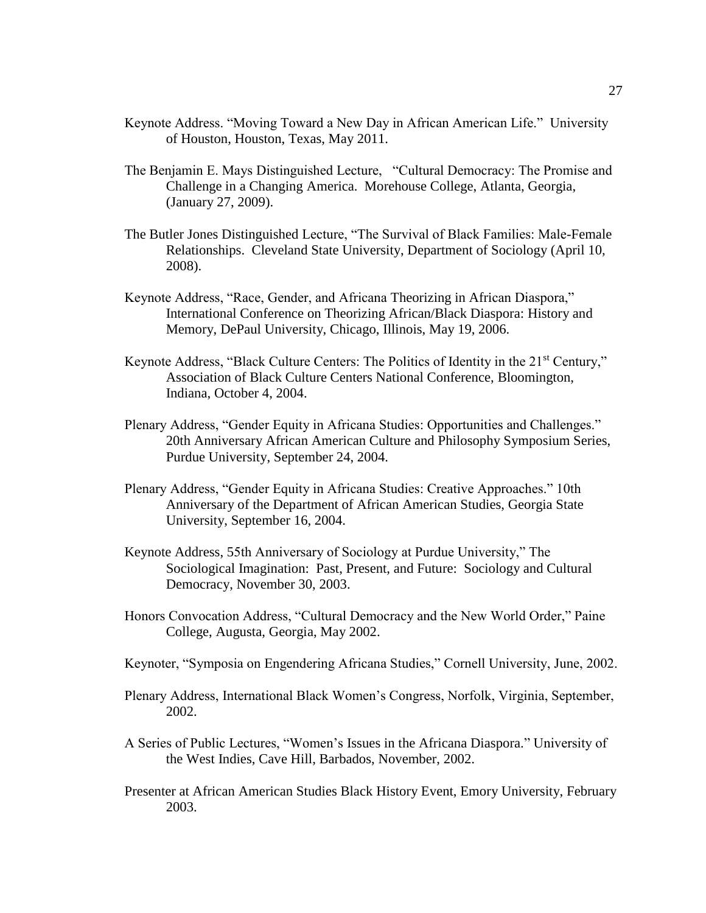Keynote Address. “Moving Toward a New Day in African American Life.” University of Houston, Houston, Texas, May 2011.

The Benjamin E. Mays Distinguished Lecture, “Cultural Democracy: The Promise and Challenge in a Changing America. Morehouse College, Atlanta, Georgia, (January 27, 2009).

The Butler Jones Distinguished Lecture, “The Survival of Black Families: Male-Female Relationships. Cleveland State University, Department of Sociology (April 10, 2008).

Keynote Address, “Race, Gender, and Africana Theorizing in African Diaspora,” International Conference on Theorizing African/Black Diaspora: History and Memory, DePaul University, Chicago, Illinois, May 19, 2006.

Keynote Address, “Black Culture Centers: The Politics of Identity in the 21st Century,” Association of Black Culture Centers National Conference, Bloomington, Indiana, October 4, 2004.

Plenary Address, “Gender Equity in Africana Studies: Opportunities and Challenges.” 20th Anniversary African American Culture and Philosophy Symposium Series, Purdue University, September 24, 2004.

Plenary Address, “Gender Equity in Africana Studies: Creative Approaches.” 10th Anniversary of the Department of African American Studies, Georgia State University, September 16, 2004.

Keynote Address, 55th Anniversary of Sociology at Purdue University,” The Sociological Imagination: Past, Present, and Future: Sociology and Cultural Democracy, November 30, 2003.

Honors Convocation Address, “Cultural Democracy and the New World Order,” Paine College, Augusta, Georgia, May 2002.

Keynoter, “Symposia on Engendering Africana Studies,” Cornell University, June, 2002.

Plenary Address, International Black Women’s Congress, Norfolk, Virginia, September, 2002.

A Series of Public Lectures, “Women’s Issues in the Africana Diaspora.” University of the West Indies, Cave Hill, Barbados, November, 2002.

Presenter at African American Studies Black History Event, Emory University, February 2003.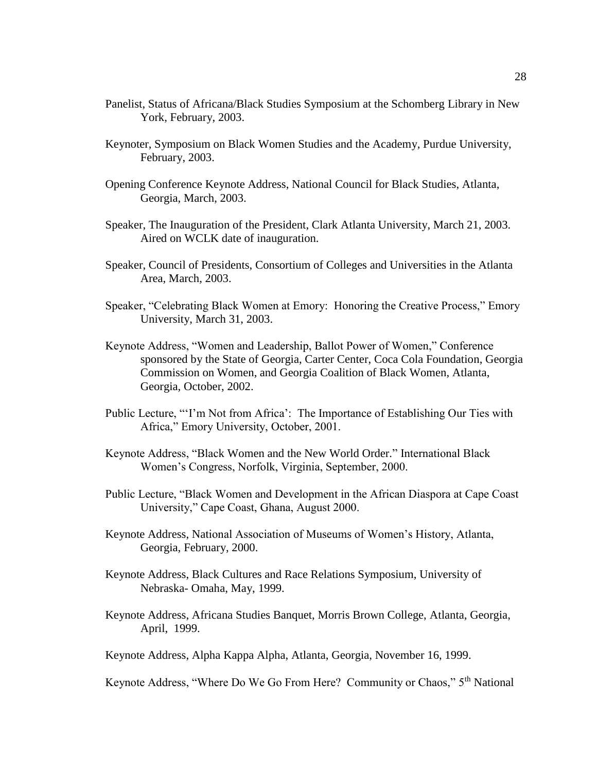Panelist, Status of Africana/Black Studies Symposium at the Schomberg Library in New York, February, 2003.

Keynoter, Symposium on Black Women Studies and the Academy, Purdue University, February, 2003.

Opening Conference Keynote Address, National Council for Black Studies, Atlanta, Georgia, March, 2003.

Speaker, The Inauguration of the President, Clark Atlanta University, March 21, 2003. Aired on WCLK date of inauguration.

Speaker, Council of Presidents, Consortium of Colleges and Universities in the Atlanta Area, March, 2003.

Speaker, "Celebrating Black Women at Emory: Honoring the Creative Process," Emory University, March 31, 2003.

Keynote Address, "Women and Leadership, Ballot Power of Women," Conference sponsored by the State of Georgia, Carter Center, Coca Cola Foundation, Georgia Commission on Women, and Georgia Coalition of Black Women, Atlanta, Georgia, October, 2002.

Public Lecture, "'I'm Not from Africa': The Importance of Establishing Our Ties with Africa," Emory University, October, 2001.

Keynote Address, "Black Women and the New World Order." International Black Women's Congress, Norfolk, Virginia, September, 2000.

Public Lecture, "Black Women and Development in the African Diaspora at Cape Coast University," Cape Coast, Ghana, August 2000.

Keynote Address, National Association of Museums of Women's History, Atlanta, Georgia, February, 2000.

Keynote Address, Black Cultures and Race Relations Symposium, University of Nebraska- Omaha, May, 1999.

Keynote Address, Africana Studies Banquet, Morris Brown College, Atlanta, Georgia, April, 1999.

Keynote Address, Alpha Kappa Alpha, Atlanta, Georgia, November 16, 1999.

Keynote Address, "Where Do We Go From Here? Community or Chaos," 5th National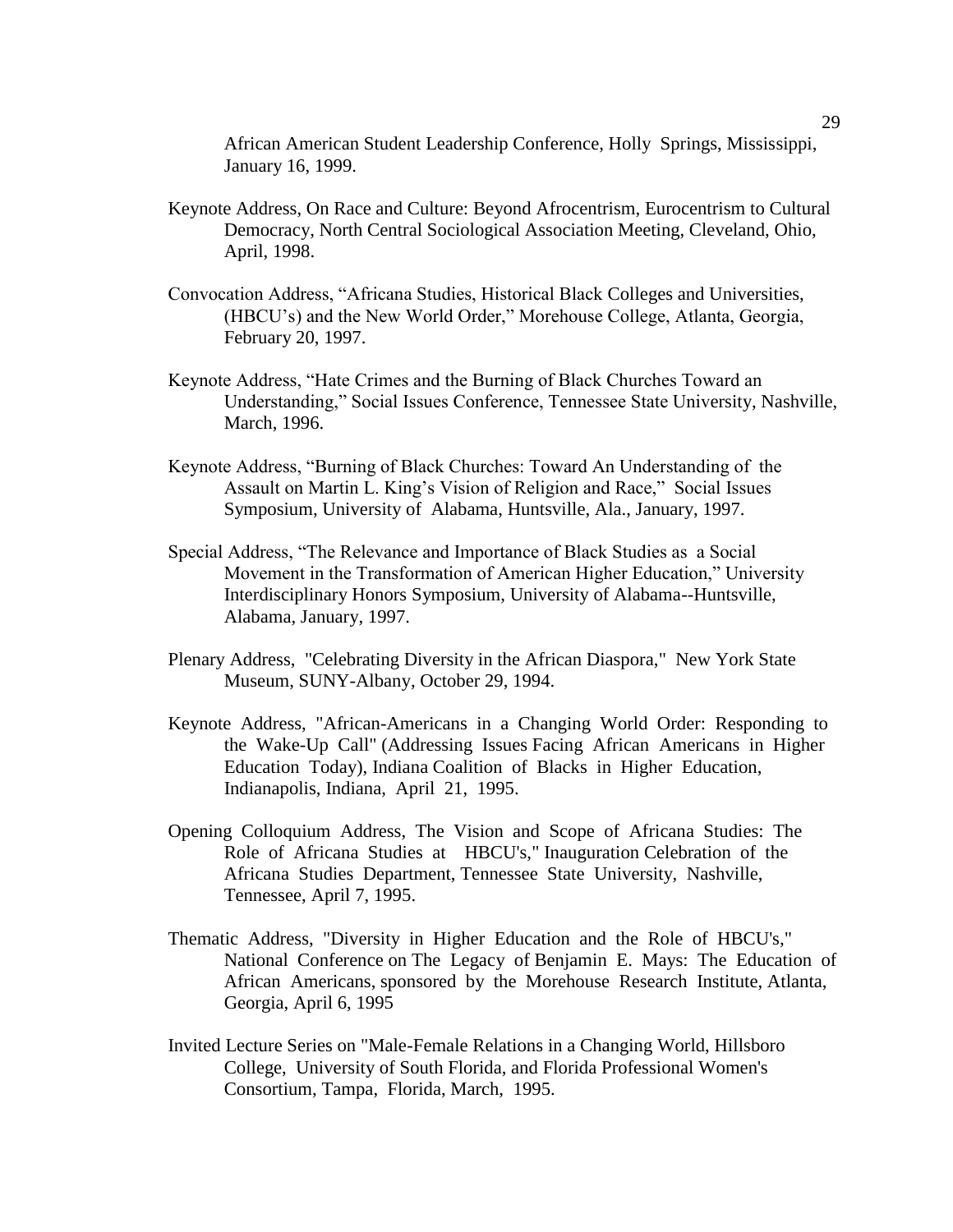African American Student Leadership Conference, Holly Springs, Mississippi, January 16, 1999.

Keynote Address, On Race and Culture: Beyond Afrocentrism, Eurocentrism to Cultural Democracy, North Central Sociological Association Meeting, Cleveland, Ohio, April, 1998.

Convocation Address, "Africana Studies, Historical Black Colleges and Universities, (HBCU's) and the New World Order," Morehouse College, Atlanta, Georgia, February 20, 1997.

Keynote Address, "Hate Crimes and the Burning of Black Churches Toward an Understanding," Social Issues Conference, Tennessee State University, Nashville, March, 1996.

Keynote Address, "Burning of Black Churches: Toward An Understanding of the Assault on Martin L. King's Vision of Religion and Race," Social Issues Symposium, University of Alabama, Huntsville, Ala., January, 1997.

Special Address, "The Relevance and Importance of Black Studies as a Social Movement in the Transformation of American Higher Education," University Interdisciplinary Honors Symposium, University of Alabama--Huntsville, Alabama, January, 1997.

Plenary Address, "Celebrating Diversity in the African Diaspora," New York State Museum, SUNY-Albany, October 29, 1994.

Keynote Address, "African-Americans in a Changing World Order: Responding to the Wake-Up Call" (Addressing Issues Facing African Americans in Higher Education Today), Indiana Coalition of Blacks in Higher Education, Indianapolis, Indiana, April 21, 1995.

Opening Colloquium Address, The Vision and Scope of Africana Studies: The Role of Africana Studies at HBCU's," Inauguration Celebration of the Africana Studies Department, Tennessee State University, Nashville, Tennessee, April 7, 1995.

Thematic Address, "Diversity in Higher Education and the Role of HBCU's," National Conference on The Legacy of Benjamin E. Mays: The Education of African Americans, sponsored by the Morehouse Research Institute, Atlanta, Georgia, April 6, 1995

Invited Lecture Series on "Male-Female Relations in a Changing World, Hillsboro College, University of South Florida, and Florida Professional Women's Consortium, Tampa, Florida, March, 1995.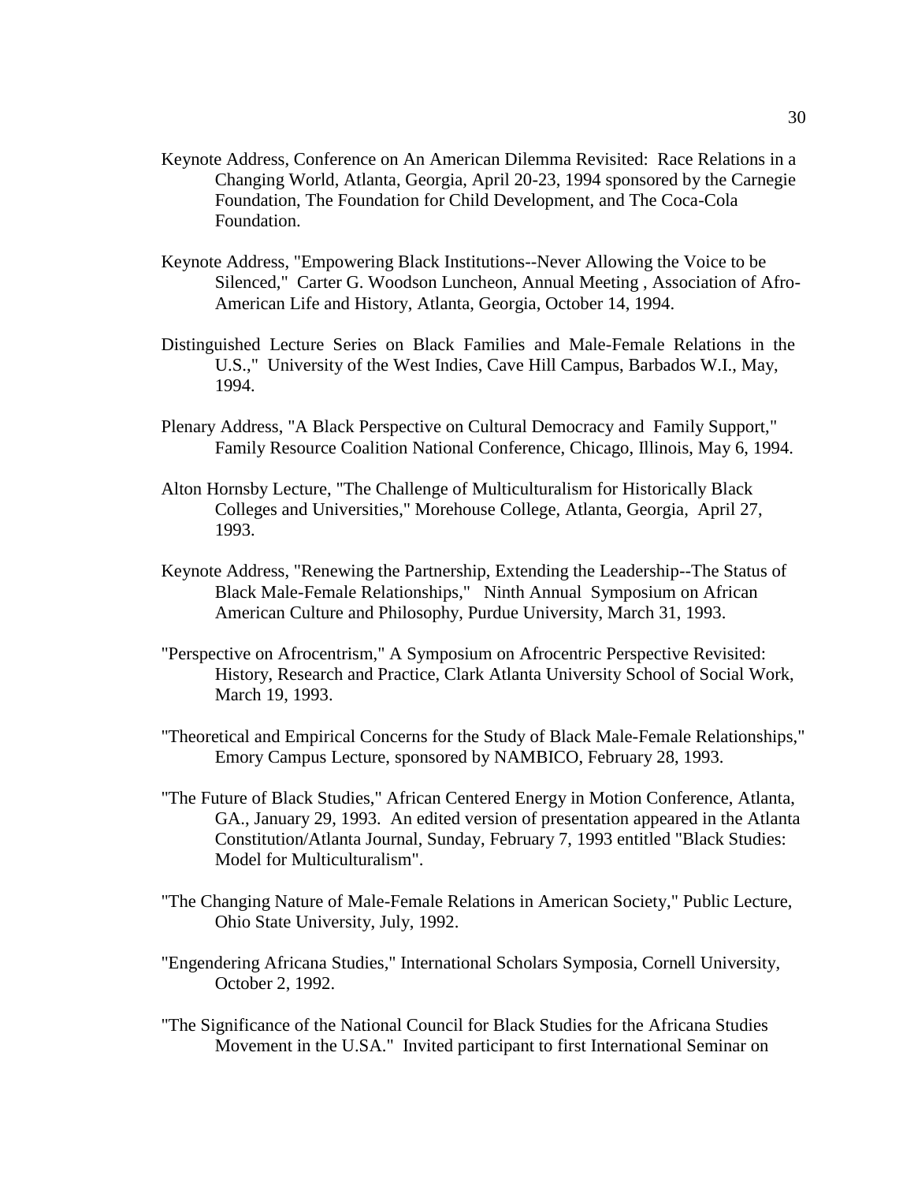Keynote Address, Conference on An American Dilemma Revisited: Race Relations in a Changing World, Atlanta, Georgia, April 20-23, 1994 sponsored by the Carnegie Foundation, The Foundation for Child Development, and The Coca-Cola Foundation.

Keynote Address, "Empowering Black Institutions--Never Allowing the Voice to be Silenced," Carter G. Woodson Luncheon, Annual Meeting , Association of Afro-American Life and History, Atlanta, Georgia, October 14, 1994.

Distinguished Lecture Series on Black Families and Male-Female Relations in the U.S.," University of the West Indies, Cave Hill Campus, Barbados W.I., May, 1994.

Plenary Address, "A Black Perspective on Cultural Democracy and Family Support," Family Resource Coalition National Conference, Chicago, Illinois, May 6, 1994.

Alton Hornsby Lecture, "The Challenge of Multiculturalism for Historically Black Colleges and Universities," Morehouse College, Atlanta, Georgia, April 27, 1993.

Keynote Address, "Renewing the Partnership, Extending the Leadership--The Status of Black Male-Female Relationships," Ninth Annual Symposium on African American Culture and Philosophy, Purdue University, March 31, 1993.

"Perspective on Afrocentrism," A Symposium on Afrocentric Perspective Revisited: History, Research and Practice, Clark Atlanta University School of Social Work, March 19, 1993.

"Theoretical and Empirical Concerns for the Study of Black Male-Female Relationships," Emory Campus Lecture, sponsored by NAMBICO, February 28, 1993.

"The Future of Black Studies," African Centered Energy in Motion Conference, Atlanta, GA., January 29, 1993. An edited version of presentation appeared in the Atlanta Constitution/Atlanta Journal, Sunday, February 7, 1993 entitled "Black Studies: Model for Multiculturalism".

"The Changing Nature of Male-Female Relations in American Society," Public Lecture, Ohio State University, July, 1992.

"Engendering Africana Studies," International Scholars Symposia, Cornell University, October 2, 1992.

"The Significance of the National Council for Black Studies for the Africana Studies Movement in the U.S.A." Invited participant to first International Seminar on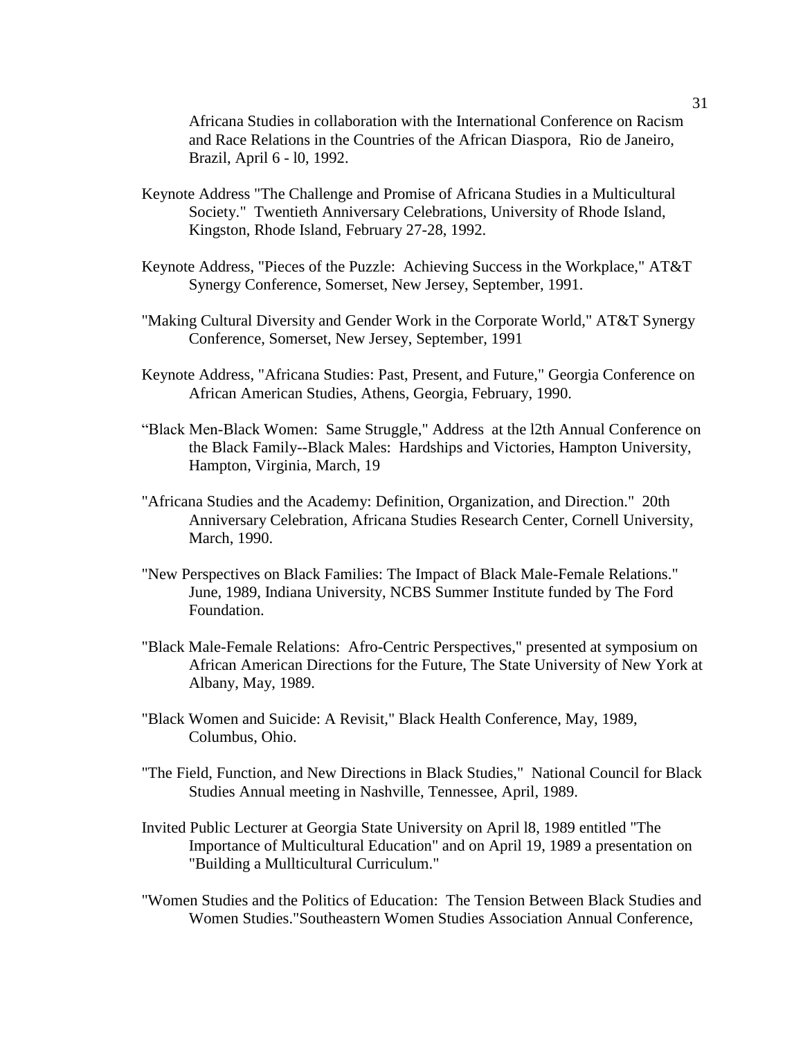Africana Studies in collaboration with the International Conference on Racism and Race Relations in the Countries of the African Diaspora, Rio de Janeiro, Brazil, April 6 - l0, 1992.

Keynote Address "The Challenge and Promise of Africana Studies in a Multicultural Society." Twentieth Anniversary Celebrations, University of Rhode Island, Kingston, Rhode Island, February 27-28, 1992.

Keynote Address, "Pieces of the Puzzle: Achieving Success in the Workplace," AT&T Synergy Conference, Somerset, New Jersey, September, 1991.

"Making Cultural Diversity and Gender Work in the Corporate World," AT&T Synergy Conference, Somerset, New Jersey, September, 1991

Keynote Address, "Africana Studies: Past, Present, and Future," Georgia Conference on African American Studies, Athens, Georgia, February, 1990.

"Black Men-Black Women: Same Struggle," Address at the l2th Annual Conference on the Black Family--Black Males: Hardships and Victories, Hampton University, Hampton, Virginia, March, 19

"Africana Studies and the Academy: Definition, Organization, and Direction." 20th Anniversary Celebration, Africana Studies Research Center, Cornell University, March, 1990.

"New Perspectives on Black Families: The Impact of Black Male-Female Relations." June, 1989, Indiana University, NCBS Summer Institute funded by The Ford Foundation.

"Black Male-Female Relations: Afro-Centric Perspectives," presented at symposium on African American Directions for the Future, The State University of New York at Albany, May, 1989.

"Black Women and Suicide: A Revisit," Black Health Conference, May, 1989, Columbus, Ohio.

"The Field, Function, and New Directions in Black Studies," National Council for Black Studies Annual meeting in Nashville, Tennessee, April, 1989.

Invited Public Lecturer at Georgia State University on April l8, 1989 entitled "The Importance of Multicultural Education" and on April 19, 1989 a presentation on "Building a Mullticultural Curriculum."

"Women Studies and the Politics of Education: The Tension Between Black Studies and Women Studies."Southeastern Women Studies Association Annual Conference,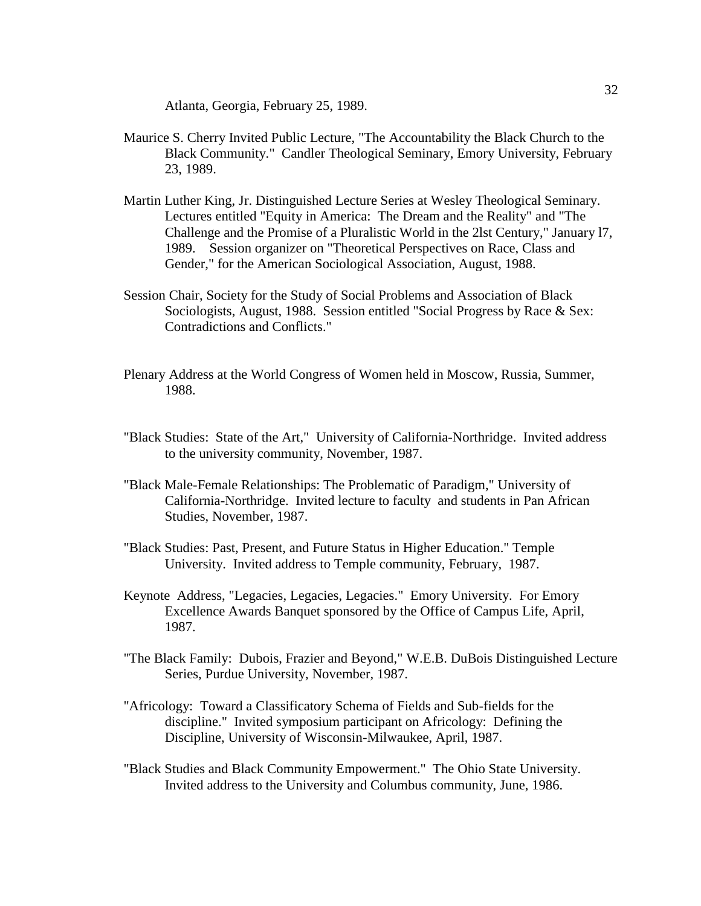Atlanta, Georgia, February 25, 1989.

Maurice S. Cherry Invited Public Lecture, "The Accountability the Black Church to the Black Community." Candler Theological Seminary, Emory University, February 23, 1989.

Martin Luther King, Jr. Distinguished Lecture Series at Wesley Theological Seminary. Lectures entitled "Equity in America: The Dream and the Reality" and "The Challenge and the Promise of a Pluralistic World in the 2lst Century," January l7, 1989. Session organizer on "Theoretical Perspectives on Race, Class and Gender," for the American Sociological Association, August, 1988.

Session Chair, Society for the Study of Social Problems and Association of Black Sociologists, August, 1988. Session entitled "Social Progress by Race & Sex: Contradictions and Conflicts."

Plenary Address at the World Congress of Women held in Moscow, Russia, Summer, 1988.

"Black Studies: State of the Art," University of California-Northridge. Invited address to the university community, November, 1987.

"Black Male-Female Relationships: The Problematic of Paradigm," University of California-Northridge. Invited lecture to faculty and students in Pan African Studies, November, 1987.

"Black Studies: Past, Present, and Future Status in Higher Education." Temple University. Invited address to Temple community, February, 1987.

Keynote Address, "Legacies, Legacies, Legacies." Emory University. For Emory Excellence Awards Banquet sponsored by the Office of Campus Life, April, 1987.

"The Black Family: Dubois, Frazier and Beyond," W.E.B. DuBois Distinguished Lecture Series, Purdue University, November, 1987.

"Africology: Toward a Classificatory Schema of Fields and Sub-fields for the discipline." Invited symposium participant on Africology: Defining the Discipline, University of Wisconsin-Milwaukee, April, 1987.

"Black Studies and Black Community Empowerment." The Ohio State University. Invited address to the University and Columbus community, June, 1986.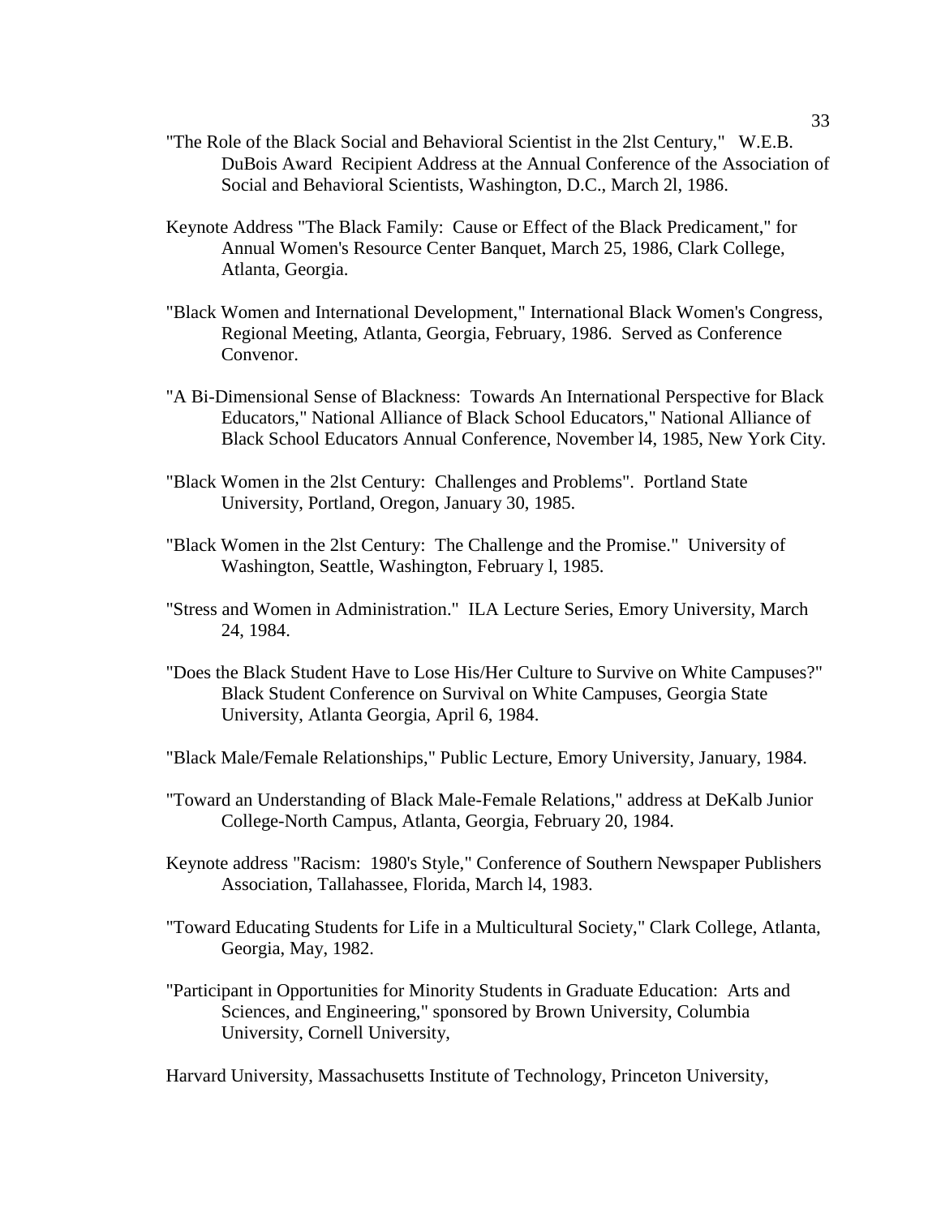"The Role of the Black Social and Behavioral Scientist in the 2lst Century," W.E.B. DuBois Award Recipient Address at the Annual Conference of the Association of Social and Behavioral Scientists, Washington, D.C., March 2l, 1986.

Keynote Address "The Black Family: Cause or Effect of the Black Predicament," for Annual Women's Resource Center Banquet, March 25, 1986, Clark College, Atlanta, Georgia.

"Black Women and International Development," International Black Women's Congress, Regional Meeting, Atlanta, Georgia, February, 1986. Served as Conference Convenor.

"A Bi-Dimensional Sense of Blackness: Towards An International Perspective for Black Educators," National Alliance of Black School Educators," National Alliance of Black School Educators Annual Conference, November l4, 1985, New York City.

"Black Women in the 2lst Century: Challenges and Problems". Portland State University, Portland, Oregon, January 30, 1985.

"Black Women in the 2lst Century: The Challenge and the Promise." University of Washington, Seattle, Washington, February l, 1985.

"Stress and Women in Administration." ILA Lecture Series, Emory University, March 24, 1984.

"Does the Black Student Have to Lose His/Her Culture to Survive on White Campuses?" Black Student Conference on Survival on White Campuses, Georgia State University, Atlanta Georgia, April 6, 1984.

"Black Male/Female Relationships," Public Lecture, Emory University, January, 1984.

"Toward an Understanding of Black Male-Female Relations," address at DeKalb Junior College-North Campus, Atlanta, Georgia, February 20, 1984.

Keynote address "Racism: 1980's Style," Conference of Southern Newspaper Publishers Association, Tallahassee, Florida, March l4, 1983.

"Toward Educating Students for Life in a Multicultural Society," Clark College, Atlanta, Georgia, May, 1982.

"Participant in Opportunities for Minority Students in Graduate Education: Arts and Sciences, and Engineering," sponsored by Brown University, Columbia University, Cornell University,

Harvard University, Massachusetts Institute of Technology, Princeton University,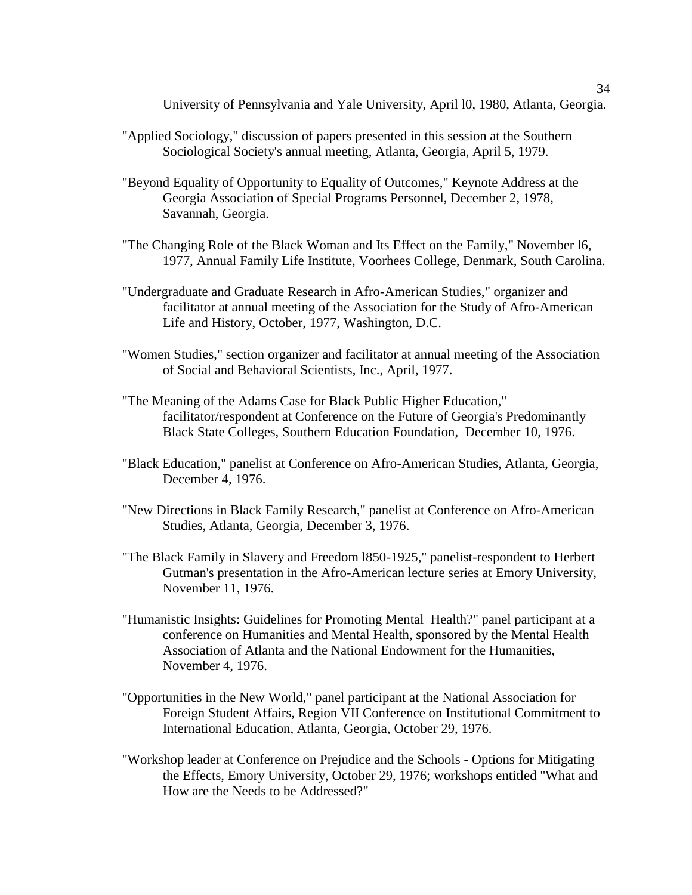University of Pennsylvania and Yale University, April l0, 1980, Atlanta, Georgia.

"Applied Sociology," discussion of papers presented in this session at the Southern Sociological Society's annual meeting, Atlanta, Georgia, April 5, 1979.

"Beyond Equality of Opportunity to Equality of Outcomes," Keynote Address at the Georgia Association of Special Programs Personnel, December 2, 1978, Savannah, Georgia.

"The Changing Role of the Black Woman and Its Effect on the Family," November l6, 1977, Annual Family Life Institute, Voorhees College, Denmark, South Carolina.

"Undergraduate and Graduate Research in Afro-American Studies," organizer and facilitator at annual meeting of the Association for the Study of Afro-American Life and History, October, 1977, Washington, D.C.

"Women Studies," section organizer and facilitator at annual meeting of the Association of Social and Behavioral Scientists, Inc., April, 1977.

"The Meaning of the Adams Case for Black Public Higher Education," facilitator/respondent at Conference on the Future of Georgia's Predominantly Black State Colleges, Southern Education Foundation, December 10, 1976.

"Black Education," panelist at Conference on Afro-American Studies, Atlanta, Georgia, December 4, 1976.

"New Directions in Black Family Research," panelist at Conference on Afro-American Studies, Atlanta, Georgia, December 3, 1976.

"The Black Family in Slavery and Freedom l850-1925," panelist-respondent to Herbert Gutman's presentation in the Afro-American lecture series at Emory University, November 11, 1976.

"Humanistic Insights: Guidelines for Promoting Mental Health?" panel participant at a conference on Humanities and Mental Health, sponsored by the Mental Health Association of Atlanta and the National Endowment for the Humanities, November 4, 1976.

"Opportunities in the New World," panel participant at the National Association for Foreign Student Affairs, Region VII Conference on Institutional Commitment to International Education, Atlanta, Georgia, October 29, 1976.

"Workshop leader at Conference on Prejudice and the Schools - Options for Mitigating the Effects, Emory University, October 29, 1976; workshops entitled "What and How are the Needs to be Addressed?"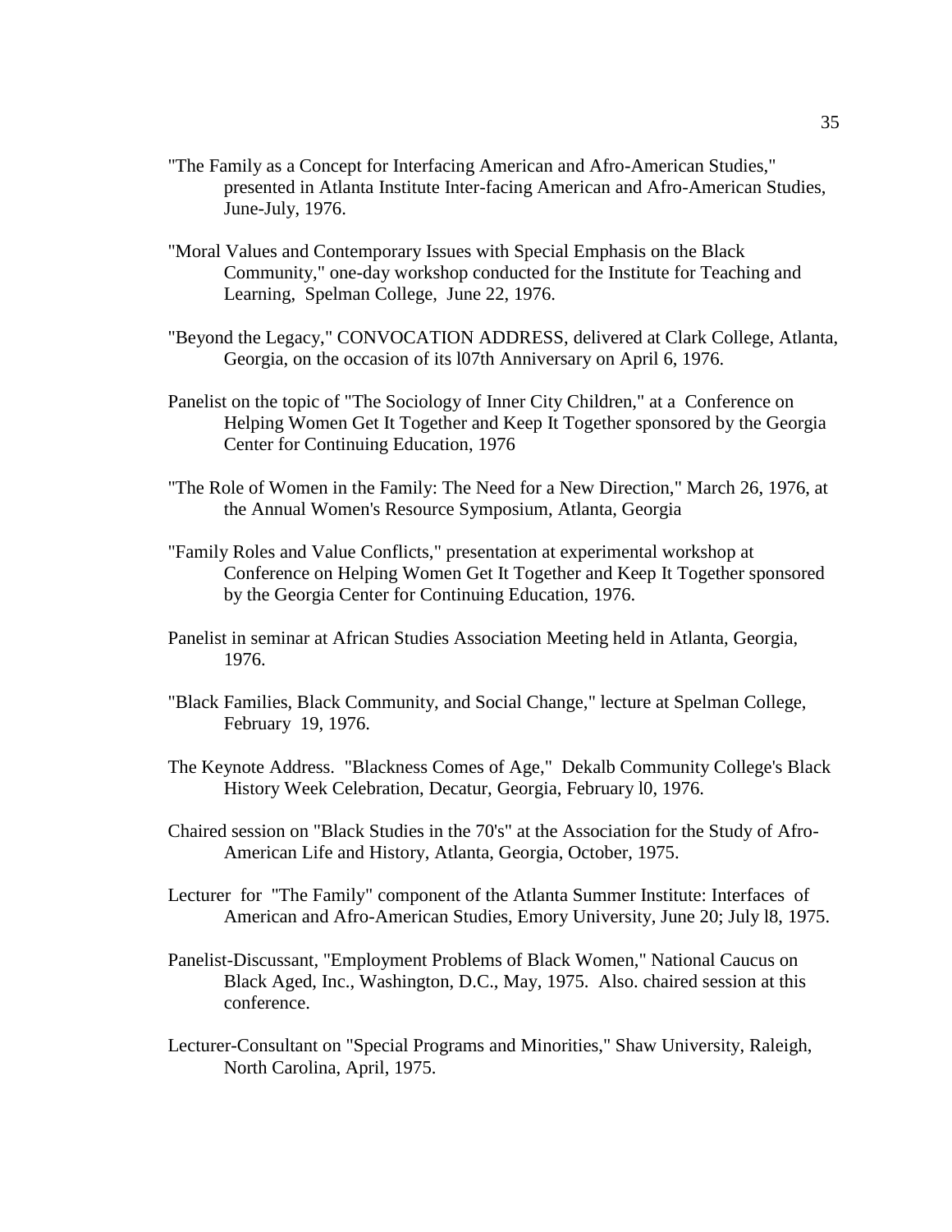"The Family as a Concept for Interfacing American and Afro-American Studies," presented in Atlanta Institute Inter-facing American and Afro-American Studies, June-July, 1976.

"Moral Values and Contemporary Issues with Special Emphasis on the Black Community," one-day workshop conducted for the Institute for Teaching and Learning, Spelman College, June 22, 1976.

"Beyond the Legacy," CONVOCATION ADDRESS, delivered at Clark College, Atlanta, Georgia, on the occasion of its l07th Anniversary on April 6, 1976.

Panelist on the topic of "The Sociology of Inner City Children," at a Conference on Helping Women Get It Together and Keep It Together sponsored by the Georgia Center for Continuing Education, 1976

"The Role of Women in the Family: The Need for a New Direction," March 26, 1976, at the Annual Women's Resource Symposium, Atlanta, Georgia

"Family Roles and Value Conflicts," presentation at experimental workshop at Conference on Helping Women Get It Together and Keep It Together sponsored by the Georgia Center for Continuing Education, 1976.

Panelist in seminar at African Studies Association Meeting held in Atlanta, Georgia, 1976.

"Black Families, Black Community, and Social Change," lecture at Spelman College, February 19, 1976.

The Keynote Address. "Blackness Comes of Age," Dekalb Community College's Black History Week Celebration, Decatur, Georgia, February l0, 1976.

Chaired session on "Black Studies in the 70's" at the Association for the Study of Afro-American Life and History, Atlanta, Georgia, October, 1975.

Lecturer for "The Family" component of the Atlanta Summer Institute: Interfaces of American and Afro-American Studies, Emory University, June 20; July l8, 1975.

Panelist-Discussant, "Employment Problems of Black Women," National Caucus on Black Aged, Inc., Washington, D.C., May, 1975. Also. chaired session at this conference.

Lecturer-Consultant on "Special Programs and Minorities," Shaw University, Raleigh, North Carolina, April, 1975.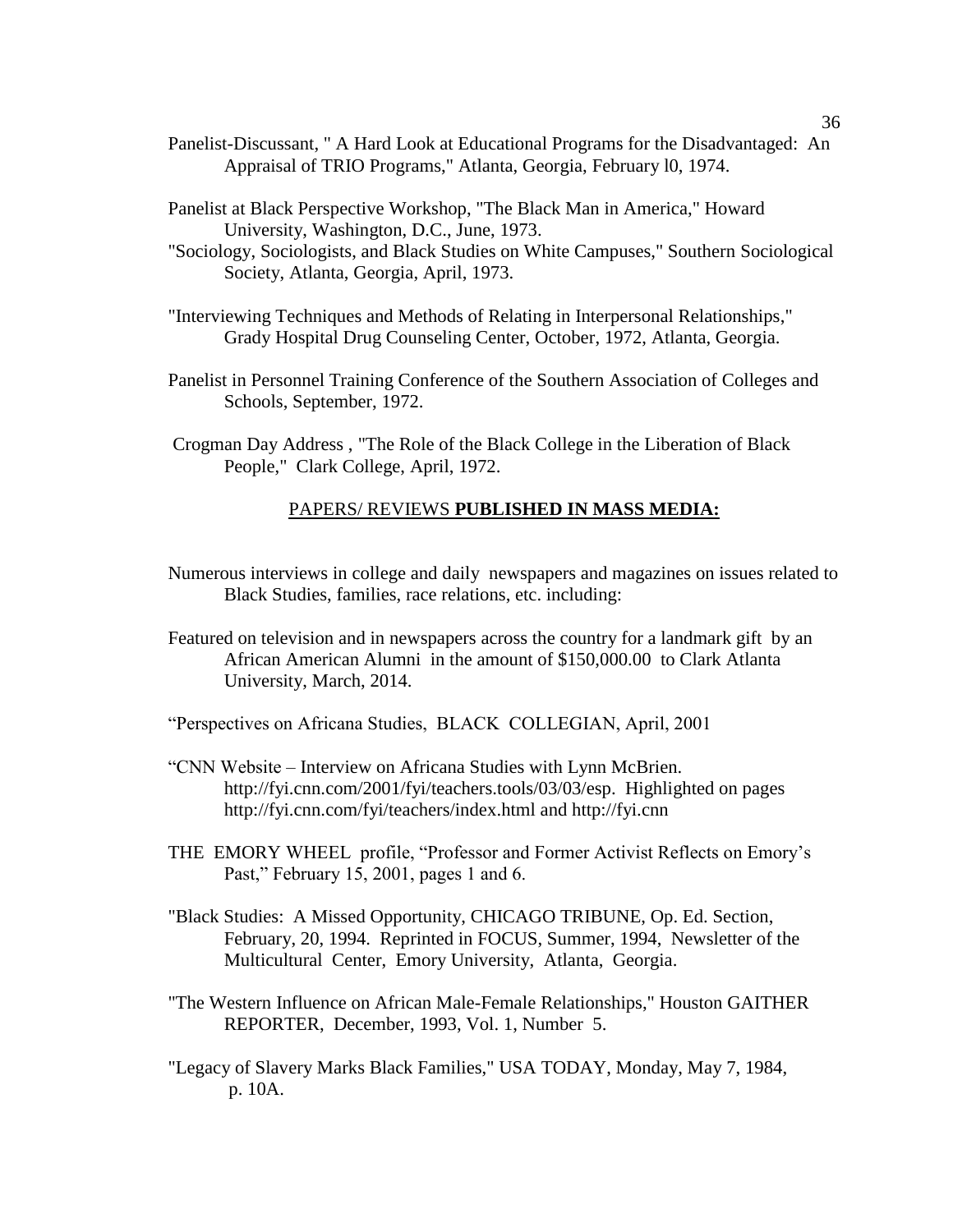Panelist-Discussant, " A Hard Look at Educational Programs for the Disadvantaged: An Appraisal of TRIO Programs," Atlanta, Georgia, February l0, 1974.

Panelist at Black Perspective Workshop, "The Black Man in America," Howard University, Washington, D.C., June, 1973.

"Sociology, Sociologists, and Black Studies on White Campuses," Southern Sociological Society, Atlanta, Georgia, April, 1973.

"Interviewing Techniques and Methods of Relating in Interpersonal Relationships," Grady Hospital Drug Counseling Center, October, 1972, Atlanta, Georgia.

Panelist in Personnel Training Conference of the Southern Association of Colleges and Schools, September, 1972.

Crogman Day Address , "The Role of the Black College in the Liberation of Black People," Clark College, April, 1972.

## PAPERS/ REVIEWS **PUBLISHED IN MASS MEDIA:**

Numerous interviews in college and daily newspapers and magazines on issues related to Black Studies, families, race relations, etc. including:

Featured on television and in newspapers across the country for a landmark gift by an African American Alumni in the amount of $150,000.00 to Clark Atlanta University, March, 2014.

“Perspectives on Africana Studies, BLACK COLLEGIAN, April, 2001

“CNN Website – Interview on Africana Studies with Lynn McBrien. http://fyi.cnn.com/2001/fyi/teachers.tools/03/03/esp. Highlighted on pages http://fyi.cnn.com/fyi/teachers/index.html and http://fyi.cnn

THE EMORY WHEEL profile, “Professor and Former Activist Reflects on Emory’s Past,” February 15, 2001, pages 1 and 6.

"Black Studies: A Missed Opportunity, CHICAGO TRIBUNE, Op. Ed. Section, February, 20, 1994. Reprinted in FOCUS, Summer, 1994, Newsletter of the Multicultural Center, Emory University, Atlanta, Georgia.

"The Western Influence on African Male-Female Relationships," Houston GAITHER REPORTER, December, 1993, Vol. 1, Number 5.

"Legacy of Slavery Marks Black Families," USA TODAY, Monday, May 7, 1984, p. 10A.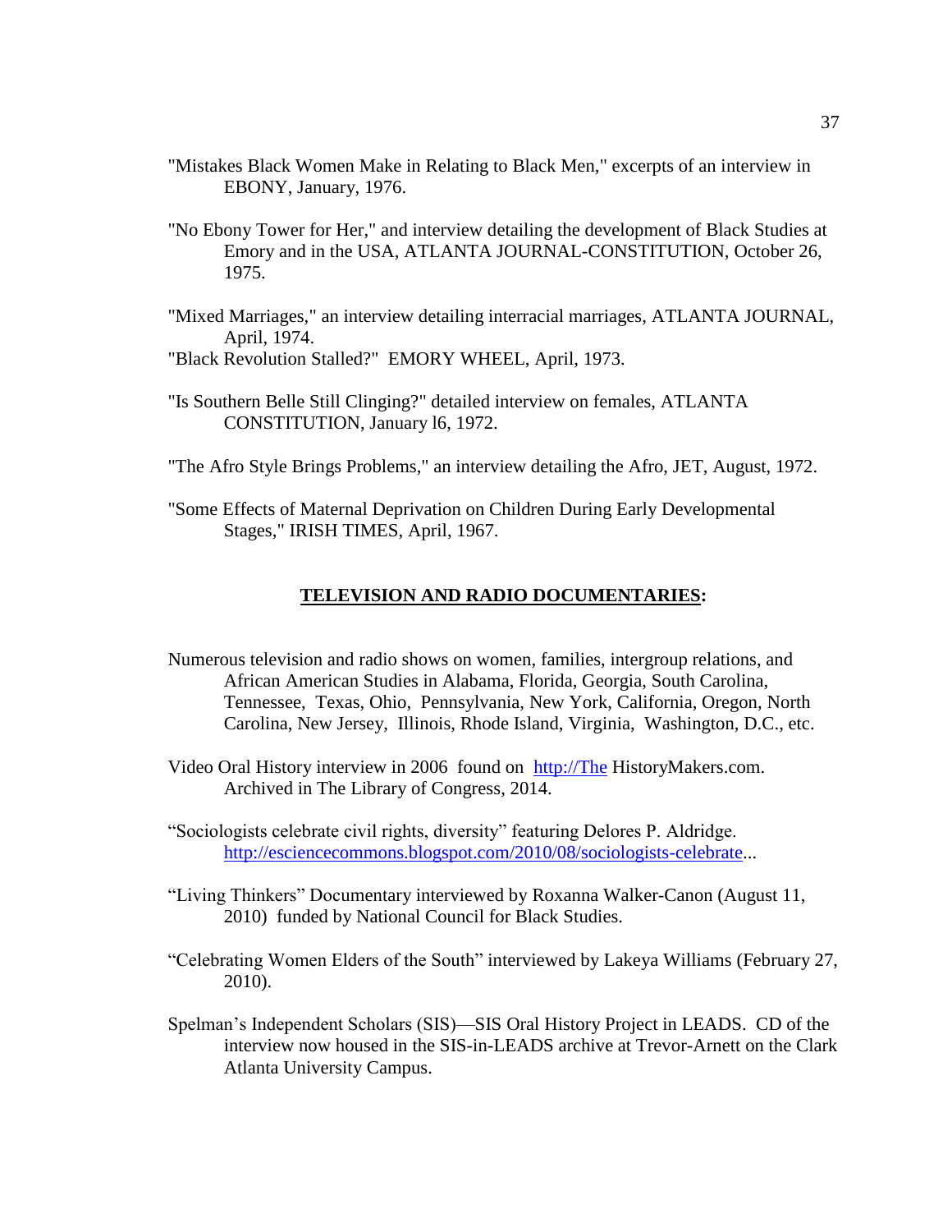"Mistakes Black Women Make in Relating to Black Men," excerpts of an interview in EBONY, January, 1976.

"No Ebony Tower for Her," and interview detailing the development of Black Studies at Emory and in the USA, ATLANTA JOURNAL-CONSTITUTION, October 26, 1975.

"Mixed Marriages," an interview detailing interracial marriages, ATLANTA JOURNAL, April, 1974.

"Black Revolution Stalled?" EMORY WHEEL, April, 1973.

"Is Southern Belle Still Clinging?" detailed interview on females, ATLANTA CONSTITUTION, January l6, 1972.

"The Afro Style Brings Problems," an interview detailing the Afro, JET, August, 1972.

"Some Effects of Maternal Deprivation on Children During Early Developmental Stages," IRISH TIMES, April, 1967.

## **TELEVISION AND RADIO DOCUMENTARIES:**

Numerous television and radio shows on women, families, intergroup relations, and African American Studies in Alabama, Florida, Georgia, South Carolina, Tennessee, Texas, Ohio, Pennsylvania, New York, California, Oregon, North Carolina, New Jersey, Illinois, Rhode Island, Virginia, Washington, D.C., etc.

Video Oral History interview in 2006 found on http://The HistoryMakers.com. Archived in The Library of Congress, 2014.

"Sociologists celebrate civil rights, diversity" featuring Delores P. Aldridge. http://esciencecommons.blogspot.com/2010/08/sociologists-celebrate...

"Living Thinkers" Documentary interviewed by Roxanna Walker-Canon (August 11, 2010) funded by National Council for Black Studies.

"Celebrating Women Elders of the South" interviewed by Lakeya Williams (February 27, 2010).

Spelman's Independent Scholars (SIS)—SIS Oral History Project in LEADS. CD of the interview now housed in the SIS-in-LEADS archive at Trevor-Arnett on the Clark Atlanta University Campus.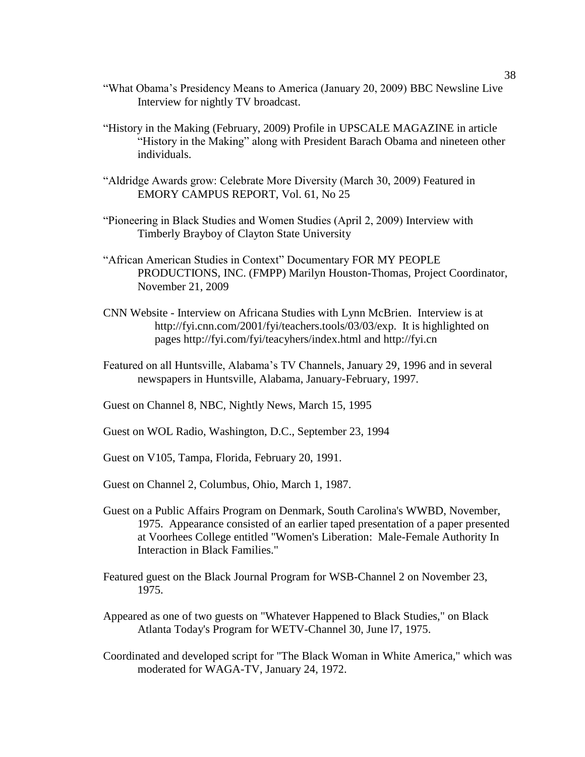"What Obama's Presidency Means to America (January 20, 2009) BBC Newsline Live Interview for nightly TV broadcast.

"History in the Making (February, 2009) Profile in UPSCALE MAGAZINE in article "History in the Making" along with President Barach Obama and nineteen other individuals.

"Aldridge Awards grow: Celebrate More Diversity (March 30, 2009) Featured in EMORY CAMPUS REPORT, Vol. 61, No 25

"Pioneering in Black Studies and Women Studies (April 2, 2009) Interview with Timberly Brayboy of Clayton State University

"African American Studies in Context" Documentary FOR MY PEOPLE PRODUCTIONS, INC. (FMPP) Marilyn Houston-Thomas, Project Coordinator, November 21, 2009

CNN Website - Interview on Africana Studies with Lynn McBrien. Interview is at http://fyi.cnn.com/2001/fyi/teachers.tools/03/03/exp. It is highlighted on pages http://fyi.com/fyi/teacyhers/index.html and http://fyi.cn

Featured on all Huntsville, Alabama's TV Channels, January 29, 1996 and in several newspapers in Huntsville, Alabama, January-February, 1997.

Guest on Channel 8, NBC, Nightly News, March 15, 1995

Guest on WOL Radio, Washington, D.C., September 23, 1994

Guest on V105, Tampa, Florida, February 20, 1991.

Guest on Channel 2, Columbus, Ohio, March 1, 1987.

Guest on a Public Affairs Program on Denmark, South Carolina's WWBD, November, 1975. Appearance consisted of an earlier taped presentation of a paper presented at Voorhees College entitled "Women's Liberation: Male-Female Authority In Interaction in Black Families."

Featured guest on the Black Journal Program for WSB-Channel 2 on November 23, 1975.

Appeared as one of two guests on "Whatever Happened to Black Studies," on Black Atlanta Today's Program for WETV-Channel 30, June l7, 1975.

Coordinated and developed script for "The Black Woman in White America," which was moderated for WAGA-TV, January 24, 1972.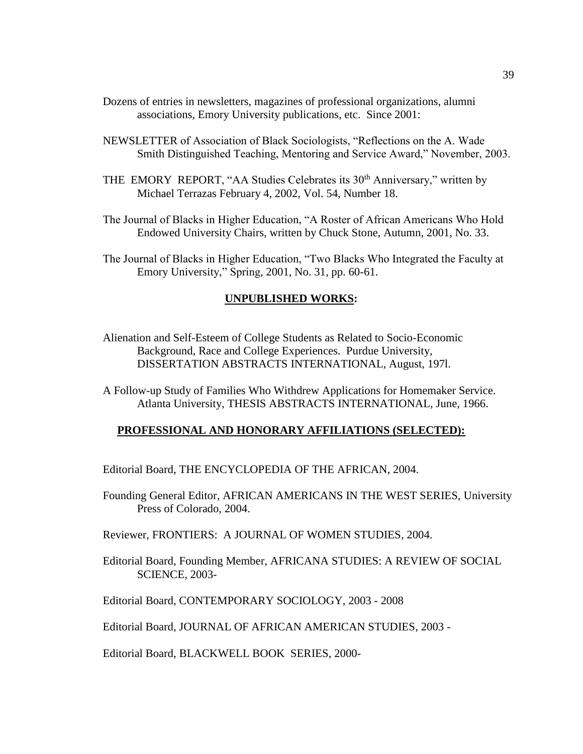Dozens of entries in newsletters, magazines of professional organizations, alumni associations, Emory University publications, etc. Since 2001:

NEWSLETTER of Association of Black Sociologists, "Reflections on the A. Wade Smith Distinguished Teaching, Mentoring and Service Award," November, 2003.

THE EMORY REPORT, "AA Studies Celebrates its 30th Anniversary," written by Michael Terrazas February 4, 2002, Vol. 54, Number 18.

The Journal of Blacks in Higher Education, "A Roster of African Americans Who Hold Endowed University Chairs, written by Chuck Stone, Autumn, 2001, No. 33.

The Journal of Blacks in Higher Education, "Two Blacks Who Integrated the Faculty at Emory University," Spring, 2001, No. 31, pp. 60-61.

## UNPUBLISHED WORKS:

Alienation and Self-Esteem of College Students as Related to Socio-Economic Background, Race and College Experiences. Purdue University, DISSERTATION ABSTRACTS INTERNATIONAL, August, 197l.

A Follow-up Study of Families Who Withdrew Applications for Homemaker Service. Atlanta University, THESIS ABSTRACTS INTERNATIONAL, June, 1966.

## PROFESSIONAL AND HONORARY AFFILIATIONS (SELECTED):

Editorial Board, THE ENCYCLOPEDIA OF THE AFRICAN, 2004.

Founding General Editor, AFRICAN AMERICANS IN THE WEST SERIES, University Press of Colorado, 2004.

Reviewer, FRONTIERS: A JOURNAL OF WOMEN STUDIES, 2004.

Editorial Board, Founding Member, AFRICANA STUDIES: A REVIEW OF SOCIAL SCIENCE, 2003-

Editorial Board, CONTEMPORARY SOCIOLOGY, 2003 - 2008

Editorial Board, JOURNAL OF AFRICAN AMERICAN STUDIES, 2003 -

Editorial Board, BLACKWELL BOOK SERIES, 2000-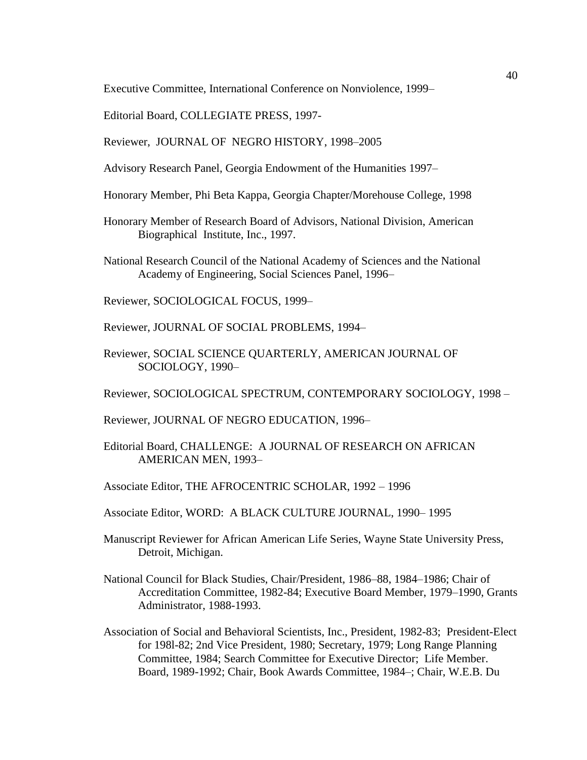Executive Committee, International Conference on Nonviolence, 1999–

Editorial Board, COLLEGIATE PRESS, 1997-

Reviewer, JOURNAL OF NEGRO HISTORY, 1998–2005

Advisory Research Panel, Georgia Endowment of the Humanities 1997–

Honorary Member, Phi Beta Kappa, Georgia Chapter/Morehouse College, 1998

Honorary Member of Research Board of Advisors, National Division, American Biographical Institute, Inc., 1997.

National Research Council of the National Academy of Sciences and the National Academy of Engineering, Social Sciences Panel, 1996–

Reviewer, SOCIOLOGICAL FOCUS, 1999–

Reviewer, JOURNAL OF SOCIAL PROBLEMS, 1994–

Reviewer, SOCIAL SCIENCE QUARTERLY, AMERICAN JOURNAL OF SOCIOLOGY, 1990–

Reviewer, SOCIOLOGICAL SPECTRUM, CONTEMPORARY SOCIOLOGY, 1998 –

Reviewer, JOURNAL OF NEGRO EDUCATION, 1996–

Editorial Board, CHALLENGE: A JOURNAL OF RESEARCH ON AFRICAN AMERICAN MEN, 1993–

Associate Editor, THE AFROCENTRIC SCHOLAR, 1992 – 1996

Associate Editor, WORD: A BLACK CULTURE JOURNAL, 1990– 1995

Manuscript Reviewer for African American Life Series, Wayne State University Press, Detroit, Michigan.

National Council for Black Studies, Chair/President, 1986–88, 1984–1986; Chair of Accreditation Committee, 1982-84; Executive Board Member, 1979–1990, Grants Administrator, 1988-1993.

Association of Social and Behavioral Scientists, Inc., President, 1982-83; President-Elect for 198l-82; 2nd Vice President, 1980; Secretary, 1979; Long Range Planning Committee, 1984; Search Committee for Executive Director; Life Member. Board, 1989-1992; Chair, Book Awards Committee, 1984–; Chair, W.E.B. Du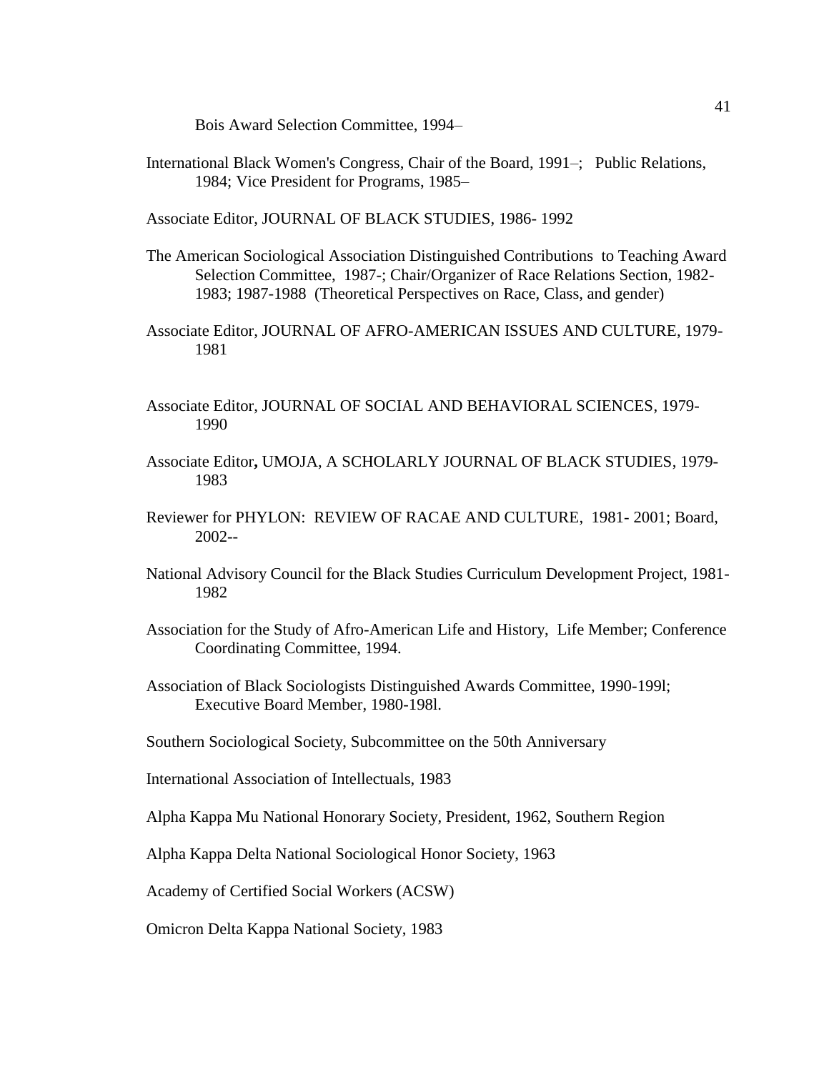Bois Award Selection Committee, 1994–

International Black Women's Congress, Chair of the Board, 1991–; Public Relations, 1984; Vice President for Programs, 1985–

Associate Editor, JOURNAL OF BLACK STUDIES, 1986- 1992

The American Sociological Association Distinguished Contributions to Teaching Award Selection Committee, 1987-; Chair/Organizer of Race Relations Section, 1982-1983; 1987-1988 (Theoretical Perspectives on Race, Class, and gender)

Associate Editor, JOURNAL OF AFRO-AMERICAN ISSUES AND CULTURE, 1979-1981

Associate Editor, JOURNAL OF SOCIAL AND BEHAVIORAL SCIENCES, 1979-1990

Associate Editor**,** UMOJA, A SCHOLARLY JOURNAL OF BLACK STUDIES, 1979-1983

Reviewer for PHYLON: REVIEW OF RACAE AND CULTURE, 1981- 2001; Board, 2002--

National Advisory Council for the Black Studies Curriculum Development Project, 1981-1982

Association for the Study of Afro-American Life and History, Life Member; Conference Coordinating Committee, 1994.

Association of Black Sociologists Distinguished Awards Committee, 1990-199l; Executive Board Member, 1980-198l.

Southern Sociological Society, Subcommittee on the 50th Anniversary

International Association of Intellectuals, 1983

Alpha Kappa Mu National Honorary Society, President, 1962, Southern Region

Alpha Kappa Delta National Sociological Honor Society, 1963

Academy of Certified Social Workers (ACSW)

Omicron Delta Kappa National Society, 1983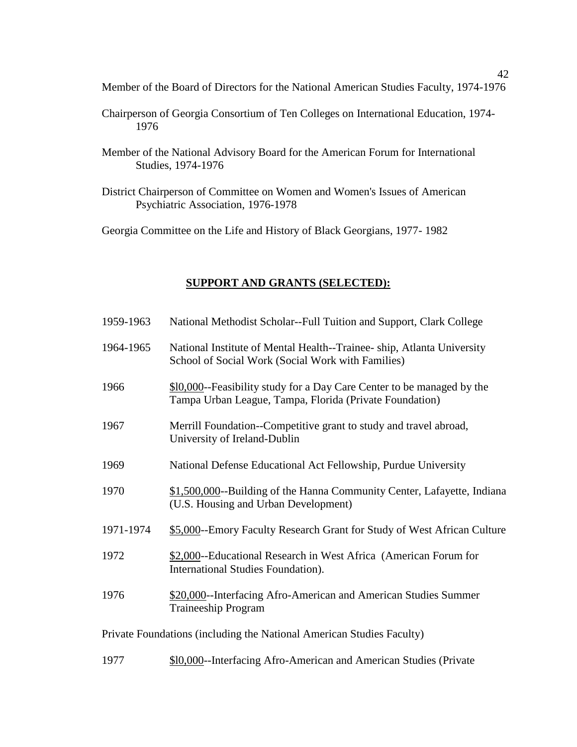Member of the Board of Directors for the National American Studies Faculty, 1974-1976

Chairperson of Georgia Consortium of Ten Colleges on International Education, 1974-1976

Member of the National Advisory Board for the American Forum for International Studies, 1974-1976

District Chairperson of Committee on Women and Women's Issues of American Psychiatric Association, 1976-1978

Georgia Committee on the Life and History of Black Georgians, 1977- 1982

## SUPPORT AND GRANTS (SELECTED):

1959-1963 National Methodist Scholar--Full Tuition and Support, Clark College

1964-1965 National Institute of Mental Health--Trainee- ship, Atlanta University School of Social Work (Social Work with Families)

1966 $l0,000--Feasibility study for a Day Care Center to be managed by the Tampa Urban League, Tampa, Florida (Private Foundation)

1967 Merrill Foundation--Competitive grant to study and travel abroad, University of Ireland-Dublin

1969 National Defense Educational Act Fellowship, Purdue University

1970 $1,500,000--Building of the Hanna Community Center, Lafayette, Indiana (U.S. Housing and Urban Development)

1971-1974 $5,000--Emory Faculty Research Grant for Study of West African Culture

1972 $2,000--Educational Research in West Africa (American Forum for International Studies Foundation).

1976 $20,000--Interfacing Afro-American and American Studies Summer Traineeship Program

Private Foundations (including the National American Studies Faculty)

1977 $l0,000--Interfacing Afro-American and American Studies (Private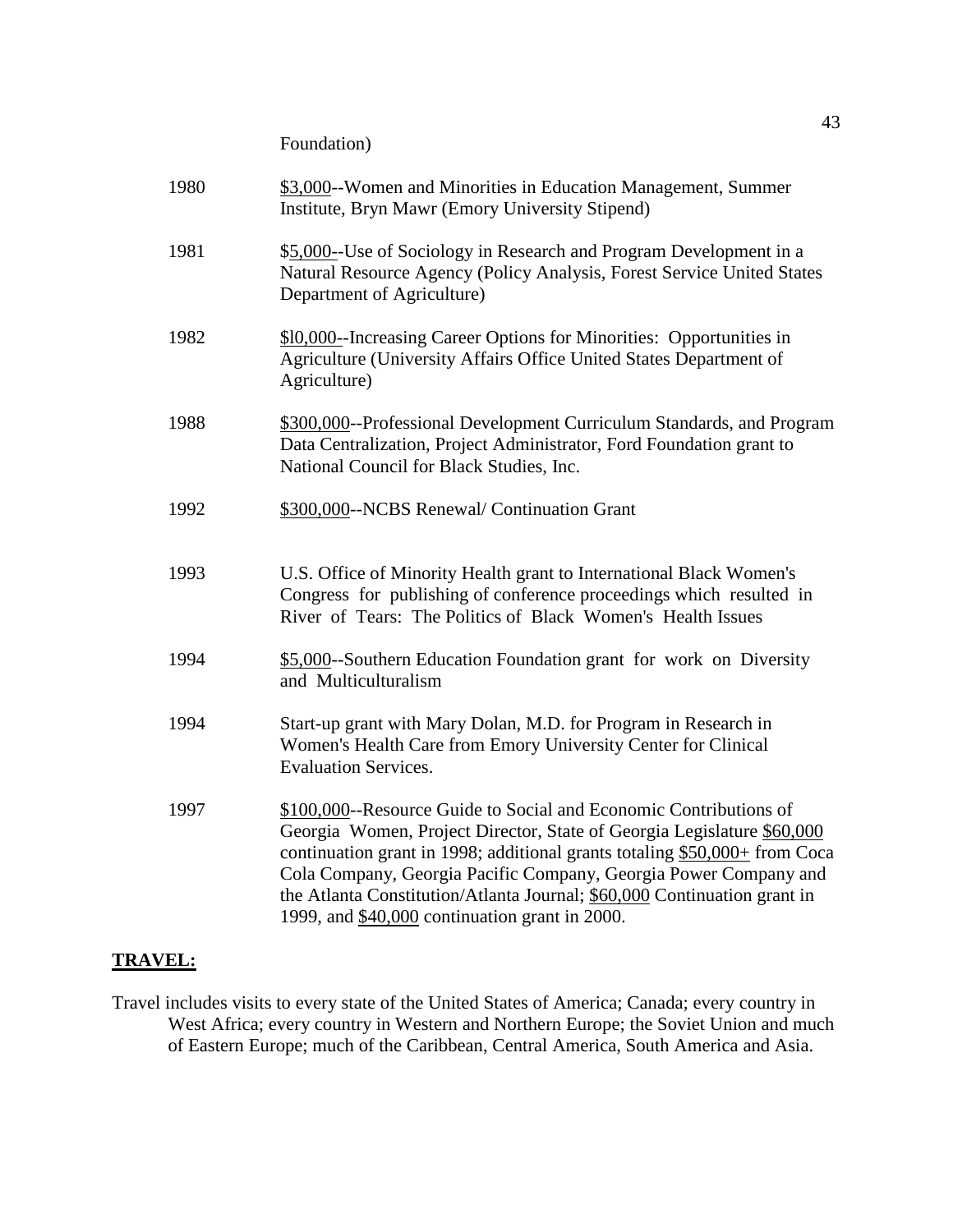Foundation)

1980 — $3,000--Women and Minorities in Education Management, Summer Institute, Bryn Mawr (Emory University Stipend)

1981 — $5,000--Use of Sociology in Research and Program Development in a Natural Resource Agency (Policy Analysis, Forest Service United States Department of Agriculture)

1982 — $l0,000--Increasing Career Options for Minorities: Opportunities in Agriculture (University Affairs Office United States Department of Agriculture)

1988 — $300,000--Professional Development Curriculum Standards, and Program Data Centralization, Project Administrator, Ford Foundation grant to National Council for Black Studies, Inc.

1992 — $300,000--NCBS Renewal/ Continuation Grant

1993 — U.S. Office of Minority Health grant to International Black Women's Congress for publishing of conference proceedings which resulted in River of Tears: The Politics of Black Women's Health Issues

1994 — $5,000--Southern Education Foundation grant for work on Diversity and Multiculturalism

1994 — Start-up grant with Mary Dolan, M.D. for Program in Research in Women's Health Care from Emory University Center for Clinical Evaluation Services.

1997 — $100,000--Resource Guide to Social and Economic Contributions of Georgia Women, Project Director, State of Georgia Legislature $60,000 continuation grant in 1998; additional grants totaling $50,000+ from Coca Cola Company, Georgia Pacific Company, Georgia Power Company and the Atlanta Constitution/Atlanta Journal; $60,000 Continuation grant in 1999, and $40,000 continuation grant in 2000.

## TRAVEL:

Travel includes visits to every state of the United States of America; Canada; every country in West Africa; every country in Western and Northern Europe; the Soviet Union and much of Eastern Europe; much of the Caribbean, Central America, South America and Asia.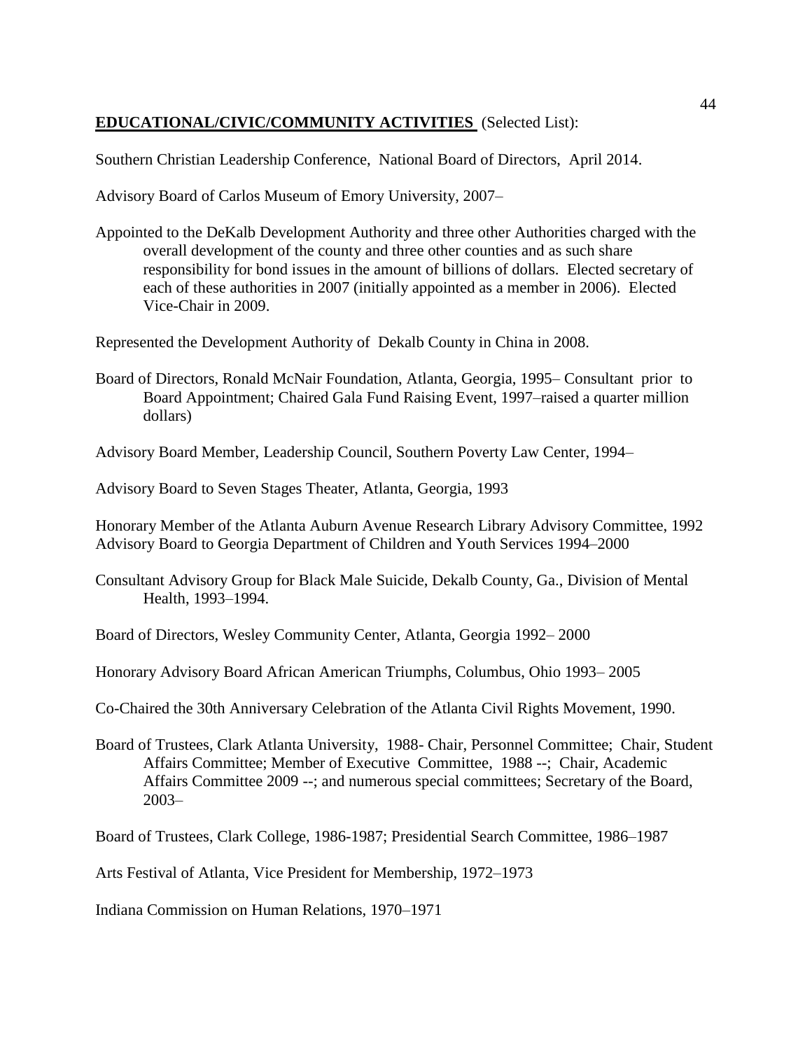**EDUCATIONAL/CIVIC/COMMUNITY ACTIVITIES** (Selected List):

Southern Christian Leadership Conference, National Board of Directors, April 2014.

Advisory Board of Carlos Museum of Emory University, 2007–

Appointed to the DeKalb Development Authority and three other Authorities charged with the overall development of the county and three other counties and as such share responsibility for bond issues in the amount of billions of dollars. Elected secretary of each of these authorities in 2007 (initially appointed as a member in 2006). Elected Vice-Chair in 2009.

Represented the Development Authority of Dekalb County in China in 2008.

Board of Directors, Ronald McNair Foundation, Atlanta, Georgia, 1995– Consultant prior to Board Appointment; Chaired Gala Fund Raising Event, 1997–raised a quarter million dollars)

Advisory Board Member, Leadership Council, Southern Poverty Law Center, 1994–

Advisory Board to Seven Stages Theater, Atlanta, Georgia, 1993

Honorary Member of the Atlanta Auburn Avenue Research Library Advisory Committee, 1992
Advisory Board to Georgia Department of Children and Youth Services 1994–2000

Consultant Advisory Group for Black Male Suicide, Dekalb County, Ga., Division of Mental Health, 1993–1994.

Board of Directors, Wesley Community Center, Atlanta, Georgia 1992– 2000

Honorary Advisory Board African American Triumphs, Columbus, Ohio 1993– 2005

Co-Chaired the 30th Anniversary Celebration of the Atlanta Civil Rights Movement, 1990.

Board of Trustees, Clark Atlanta University, 1988- Chair, Personnel Committee; Chair, Student Affairs Committee; Member of Executive Committee, 1988 --; Chair, Academic Affairs Committee 2009 --; and numerous special committees; Secretary of the Board, 2003–

Board of Trustees, Clark College, 1986-1987; Presidential Search Committee, 1986–1987

Arts Festival of Atlanta, Vice President for Membership, 1972–1973

Indiana Commission on Human Relations, 1970–1971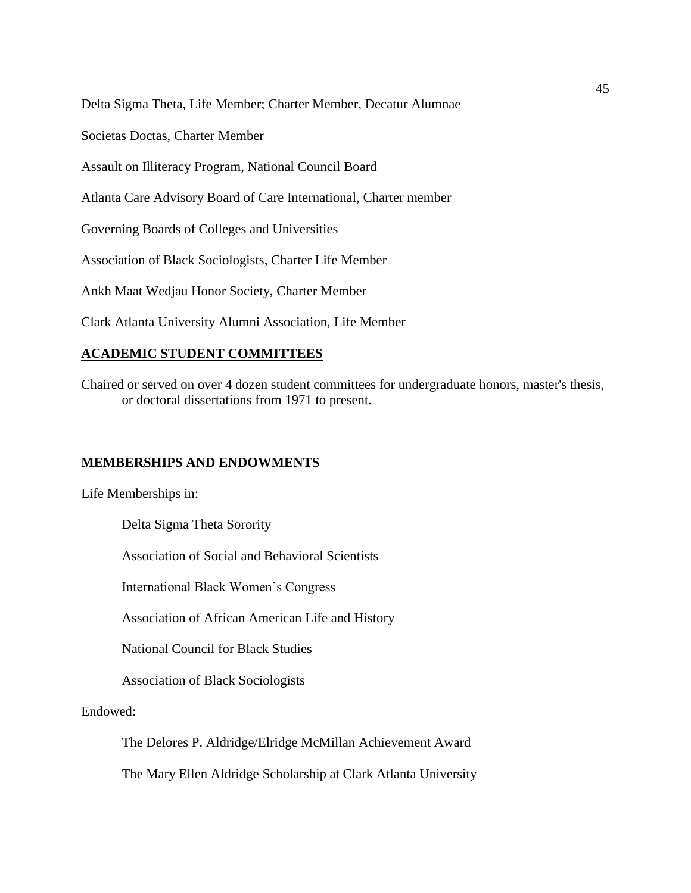Delta Sigma Theta, Life Member; Charter Member, Decatur Alumnae

Societas Doctas, Charter Member

Assault on Illiteracy Program, National Council Board

Atlanta Care Advisory Board of Care International, Charter member

Governing Boards of Colleges and Universities

Association of Black Sociologists, Charter Life Member

Ankh Maat Wedjau Honor Society, Charter Member

Clark Atlanta University Alumni Association, Life Member

## ACADEMIC STUDENT COMMITTEES

Chaired or served on over 4 dozen student committees for undergraduate honors, master's thesis, or doctoral dissertations from 1971 to present.

## MEMBERSHIPS AND ENDOWMENTS

Life Memberships in:

- Delta Sigma Theta Sorority
- Association of Social and Behavioral Scientists
- International Black Women's Congress
- Association of African American Life and History
- National Council for Black Studies
- Association of Black Sociologists

Endowed:

- The Delores P. Aldridge/Elridge McMillan Achievement Award
- The Mary Ellen Aldridge Scholarship at Clark Atlanta University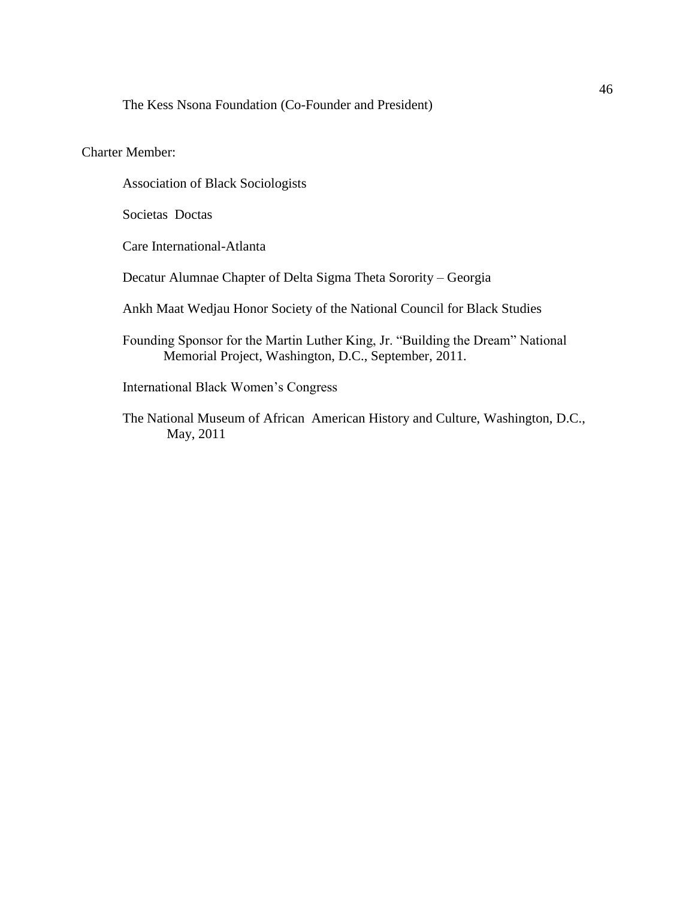The Kess Nsona Foundation (Co-Founder and President)

Charter Member:

Association of Black Sociologists

Societas Doctas

Care International-Atlanta

Decatur Alumnae Chapter of Delta Sigma Theta Sorority – Georgia

Ankh Maat Wedjau Honor Society of the National Council for Black Studies

Founding Sponsor for the Martin Luther King, Jr. "Building the Dream" National Memorial Project, Washington, D.C., September, 2011.

International Black Women's Congress

The National Museum of African American History and Culture, Washington, D.C., May, 2011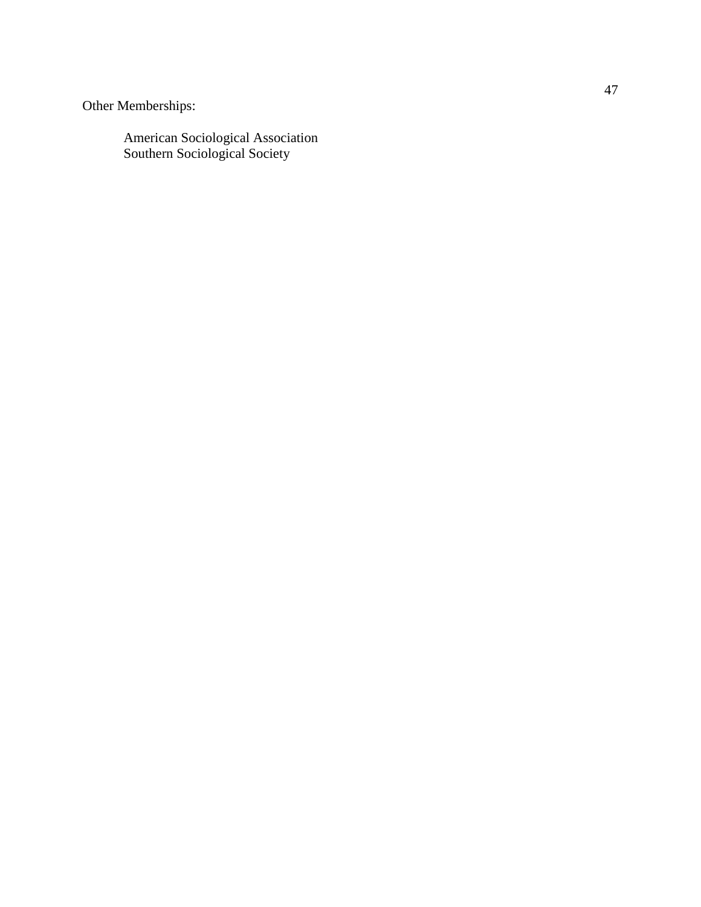Other Memberships:

American Sociological Association
Southern Sociological Society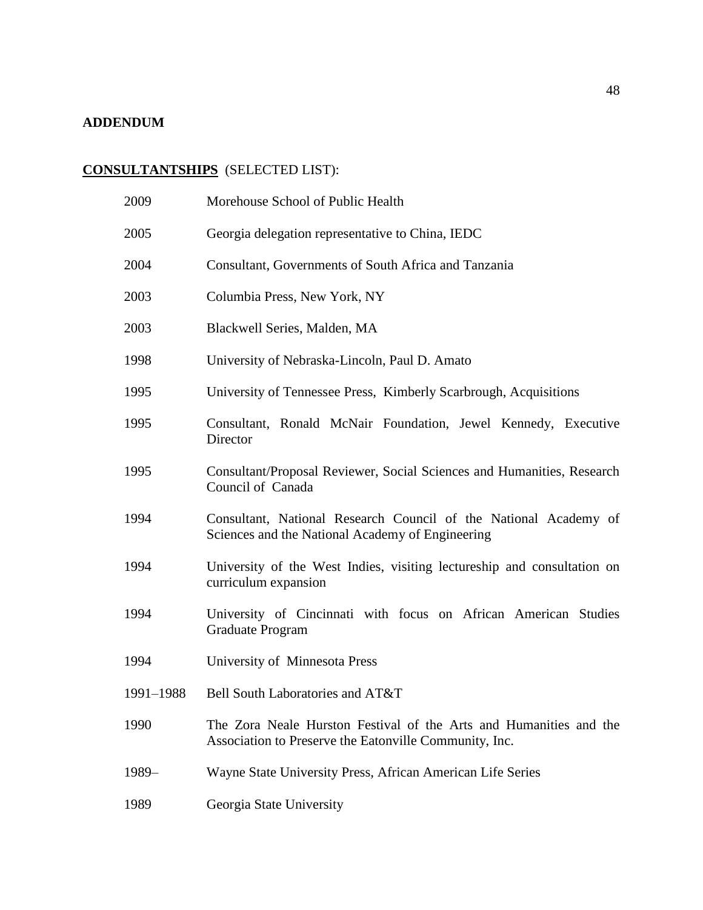**ADDENDUM**

**CONSULTANTSHIPS** (SELECTED LIST):

| | |
|---|---|
| 2009 | Morehouse School of Public Health |
| 2005 | Georgia delegation representative to China, IEDC |
| 2004 | Consultant, Governments of South Africa and Tanzania |
| 2003 | Columbia Press, New York, NY |
| 2003 | Blackwell Series, Malden, MA |
| 1998 | University of Nebraska-Lincoln, Paul D. Amato |
| 1995 | University of Tennessee Press, Kimberly Scarbrough, Acquisitions |
| 1995 | Consultant, Ronald McNair Foundation, Jewel Kennedy, Executive Director |
| 1995 | Consultant/Proposal Reviewer, Social Sciences and Humanities, Research Council of Canada |
| 1994 | Consultant, National Research Council of the National Academy of Sciences and the National Academy of Engineering |
| 1994 | University of the West Indies, visiting lectureship and consultation on curriculum expansion |
| 1994 | University of Cincinnati with focus on African American Studies Graduate Program |
| 1994 | University of Minnesota Press |
| 1991–1988 | Bell South Laboratories and AT&T |
| 1990 | The Zora Neale Hurston Festival of the Arts and Humanities and the Association to Preserve the Eatonville Community, Inc. |
| 1989– | Wayne State University Press, African American Life Series |
| 1989 | Georgia State University |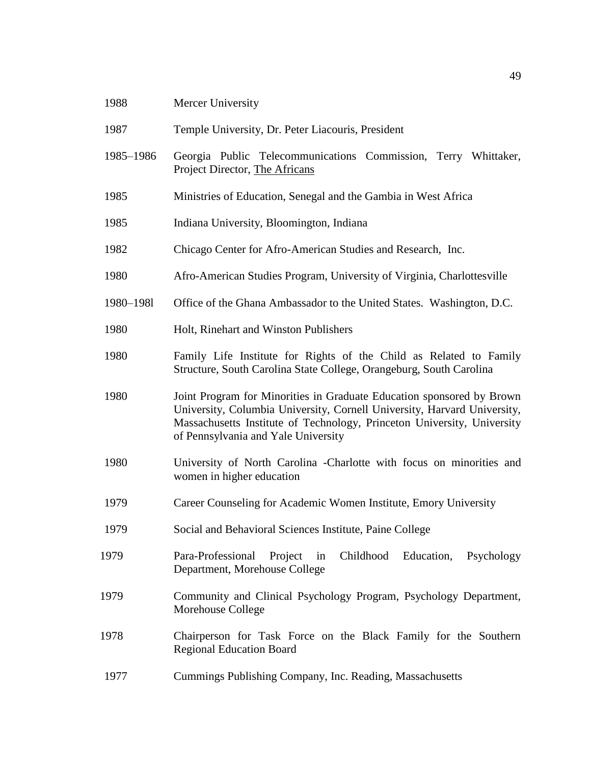| | |
|---|---|
| 1988 | Mercer University |
| 1987 | Temple University, Dr. Peter Liacouris, President |
| 1985–1986 | Georgia Public Telecommunications Commission, Terry Whittaker, Project Director, The Africans |
| 1985 | Ministries of Education, Senegal and the Gambia in West Africa |
| 1985 | Indiana University, Bloomington, Indiana |
| 1982 | Chicago Center for Afro-American Studies and Research, Inc. |
| 1980 | Afro-American Studies Program, University of Virginia, Charlottesville |
| 1980–198l | Office of the Ghana Ambassador to the United States. Washington, D.C. |
| 1980 | Holt, Rinehart and Winston Publishers |
| 1980 | Family Life Institute for Rights of the Child as Related to Family Structure, South Carolina State College, Orangeburg, South Carolina |
| 1980 | Joint Program for Minorities in Graduate Education sponsored by Brown University, Columbia University, Cornell University, Harvard University, Massachusetts Institute of Technology, Princeton University, University of Pennsylvania and Yale University |
| 1980 | University of North Carolina -Charlotte with focus on minorities and women in higher education |
| 1979 | Career Counseling for Academic Women Institute, Emory University |
| 1979 | Social and Behavioral Sciences Institute, Paine College |
| 1979 | Para-Professional Project in Childhood Education, Psychology Department, Morehouse College |
| 1979 | Community and Clinical Psychology Program, Psychology Department, Morehouse College |
| 1978 | Chairperson for Task Force on the Black Family for the Southern Regional Education Board |
| 1977 | Cummings Publishing Company, Inc. Reading, Massachusetts |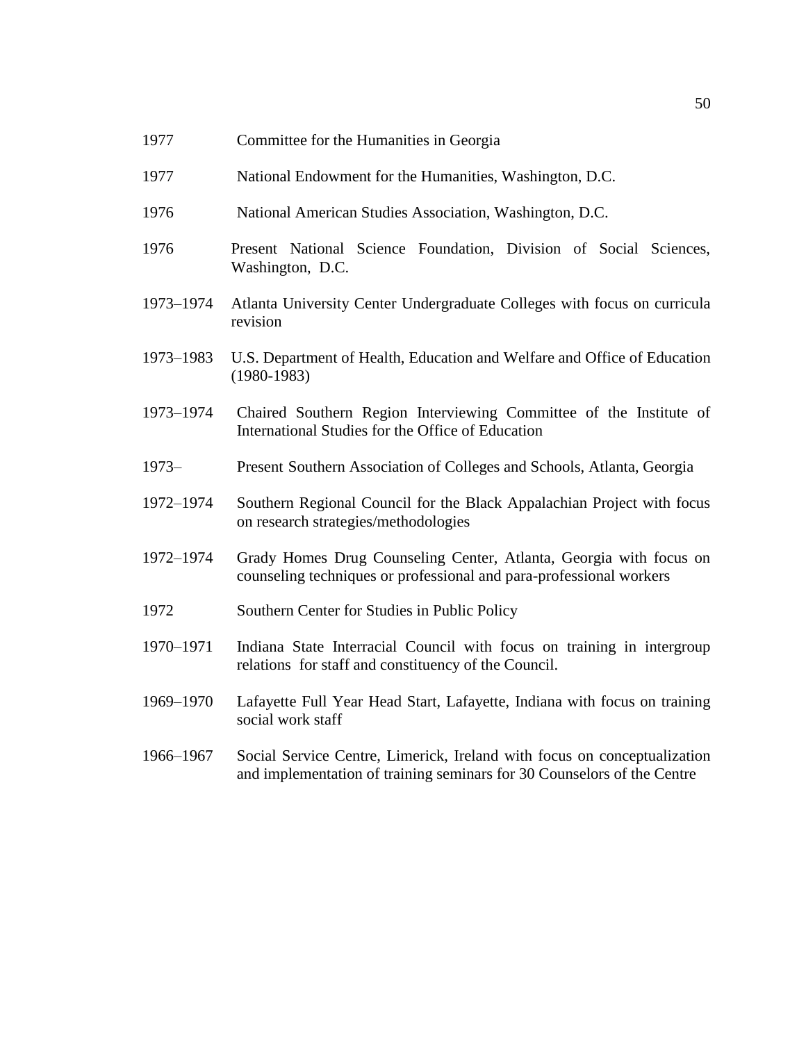| | |
|---|---|
| 1977 | Committee for the Humanities in Georgia |
| 1977 | National Endowment for the Humanities, Washington, D.C. |
| 1976 | National American Studies Association, Washington, D.C. |
| 1976 | Present National Science Foundation, Division of Social Sciences, Washington, D.C. |
| 1973–1974 | Atlanta University Center Undergraduate Colleges with focus on curricula revision |
| 1973–1983 | U.S. Department of Health, Education and Welfare and Office of Education (1980-1983) |
| 1973–1974 | Chaired Southern Region Interviewing Committee of the Institute of International Studies for the Office of Education |
| 1973– | Present Southern Association of Colleges and Schools, Atlanta, Georgia |
| 1972–1974 | Southern Regional Council for the Black Appalachian Project with focus on research strategies/methodologies |
| 1972–1974 | Grady Homes Drug Counseling Center, Atlanta, Georgia with focus on counseling techniques or professional and para-professional workers |
| 1972 | Southern Center for Studies in Public Policy |
| 1970–1971 | Indiana State Interracial Council with focus on training in intergroup relations for staff and constituency of the Council. |
| 1969–1970 | Lafayette Full Year Head Start, Lafayette, Indiana with focus on training social work staff |
| 1966–1967 | Social Service Centre, Limerick, Ireland with focus on conceptualization and implementation of training seminars for 30 Counselors of the Centre |